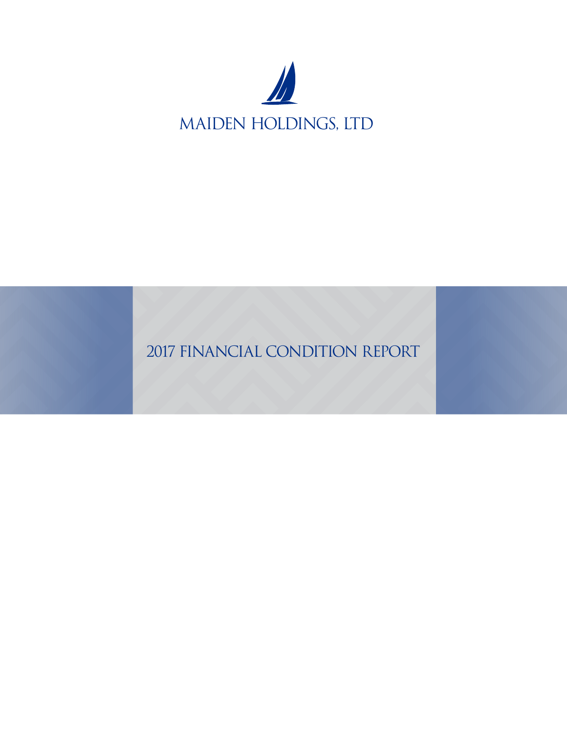# MAIDEN HOLDINGS, LTD

## 2017 FINANCIAL CONDITION REPORT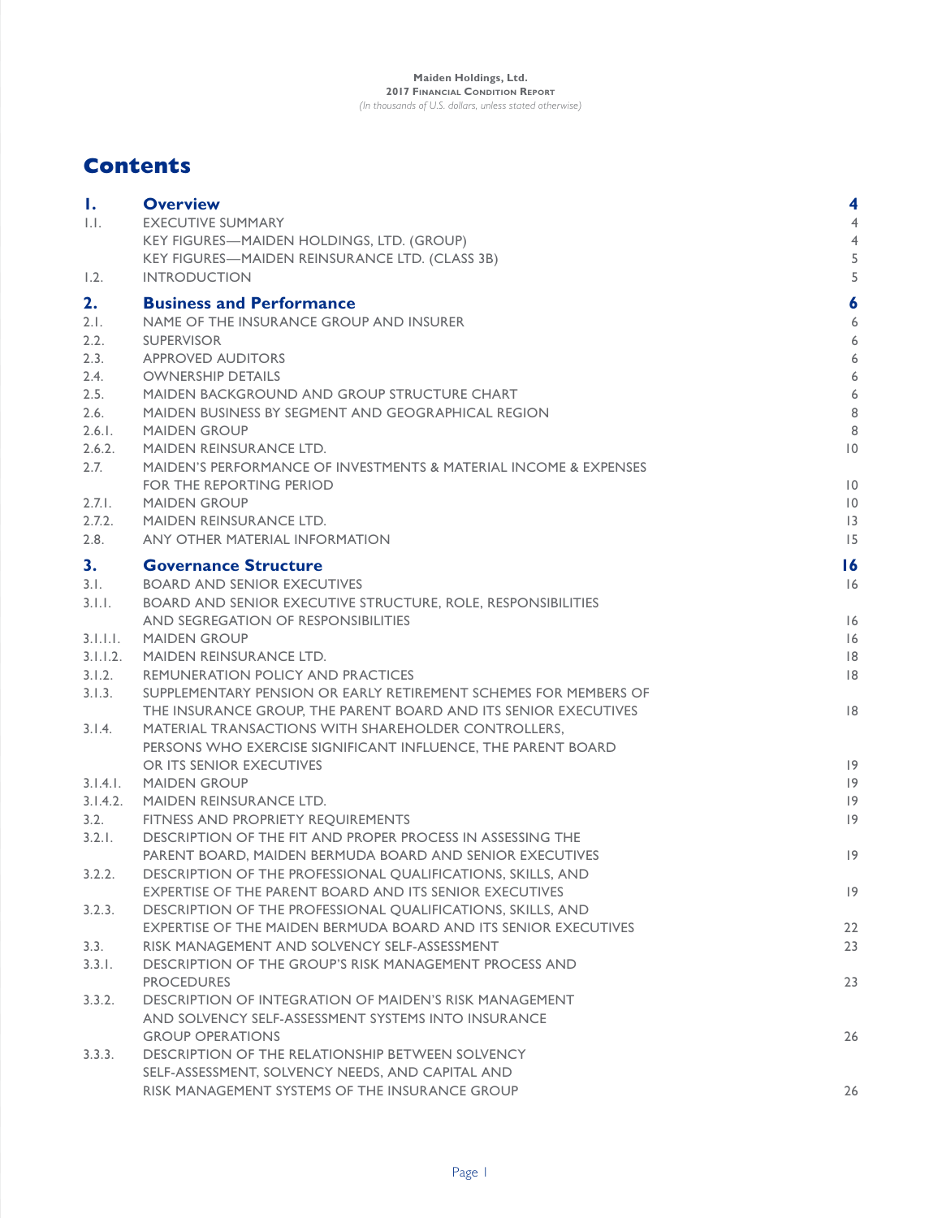# Contents

| | | |
|---|---|---|
| **1.** | **Overview** | **4** |
| 1.1. | EXECUTIVE SUMMARY | 4 |
| | KEY FIGURES—MAIDEN HOLDINGS, LTD. (GROUP) | 4 |
| | KEY FIGURES—MAIDEN REINSURANCE LTD. (CLASS 3B) | 5 |
| 1.2. | INTRODUCTION | 5 |
| **2.** | **Business and Performance** | **6** |
| 2.1. | NAME OF THE INSURANCE GROUP AND INSURER | 6 |
| 2.2. | SUPERVISOR | 6 |
| 2.3. | APPROVED AUDITORS | 6 |
| 2.4. | OWNERSHIP DETAILS | 6 |
| 2.5. | MAIDEN BACKGROUND AND GROUP STRUCTURE CHART | 6 |
| 2.6. | MAIDEN BUSINESS BY SEGMENT AND GEOGRAPHICAL REGION | 8 |
| 2.6.1. | MAIDEN GROUP | 8 |
| 2.6.2. | MAIDEN REINSURANCE LTD. | 10 |
| 2.7. | MAIDEN'S PERFORMANCE OF INVESTMENTS & MATERIAL INCOME & EXPENSES FOR THE REPORTING PERIOD | 10 |
| 2.7.1. | MAIDEN GROUP | 10 |
| 2.7.2. | MAIDEN REINSURANCE LTD. | 13 |
| 2.8. | ANY OTHER MATERIAL INFORMATION | 15 |
| **3.** | **Governance Structure** | **16** |
| 3.1. | BOARD AND SENIOR EXECUTIVES | 16 |
| 3.1.1. | BOARD AND SENIOR EXECUTIVE STRUCTURE, ROLE, RESPONSIBILITIES AND SEGREGATION OF RESPONSIBILITIES | 16 |
| 3.1.1.1. | MAIDEN GROUP | 16 |
| 3.1.1.2. | MAIDEN REINSURANCE LTD. | 18 |
| 3.1.2. | REMUNERATION POLICY AND PRACTICES | 18 |
| 3.1.3. | SUPPLEMENTARY PENSION OR EARLY RETIREMENT SCHEMES FOR MEMBERS OF THE INSURANCE GROUP, THE PARENT BOARD AND ITS SENIOR EXECUTIVES | 18 |
| 3.1.4. | MATERIAL TRANSACTIONS WITH SHAREHOLDER CONTROLLERS, PERSONS WHO EXERCISE SIGNIFICANT INFLUENCE, THE PARENT BOARD OR ITS SENIOR EXECUTIVES | 19 |
| 3.1.4.1. | MAIDEN GROUP | 19 |
| 3.1.4.2. | MAIDEN REINSURANCE LTD. | 19 |
| 3.2. | FITNESS AND PROPRIETY REQUIREMENTS | 19 |
| 3.2.1. | DESCRIPTION OF THE FIT AND PROPER PROCESS IN ASSESSING THE PARENT BOARD, MAIDEN BERMUDA BOARD AND SENIOR EXECUTIVES | 19 |
| 3.2.2. | DESCRIPTION OF THE PROFESSIONAL QUALIFICATIONS, SKILLS, AND EXPERTISE OF THE PARENT BOARD AND ITS SENIOR EXECUTIVES | 19 |
| 3.2.3. | DESCRIPTION OF THE PROFESSIONAL QUALIFICATIONS, SKILLS, AND EXPERTISE OF THE MAIDEN BERMUDA BOARD AND ITS SENIOR EXECUTIVES | 22 |
| 3.3. | RISK MANAGEMENT AND SOLVENCY SELF-ASSESSMENT | 23 |
| 3.3.1. | DESCRIPTION OF THE GROUP'S RISK MANAGEMENT PROCESS AND PROCEDURES | 23 |
| 3.3.2. | DESCRIPTION OF INTEGRATION OF MAIDEN'S RISK MANAGEMENT AND SOLVENCY SELF-ASSESSMENT SYSTEMS INTO INSURANCE GROUP OPERATIONS | 26 |
| 3.3.3. | DESCRIPTION OF THE RELATIONSHIP BETWEEN SOLVENCY SELF-ASSESSMENT, SOLVENCY NEEDS, AND CAPITAL AND RISK MANAGEMENT SYSTEMS OF THE INSURANCE GROUP | 26 |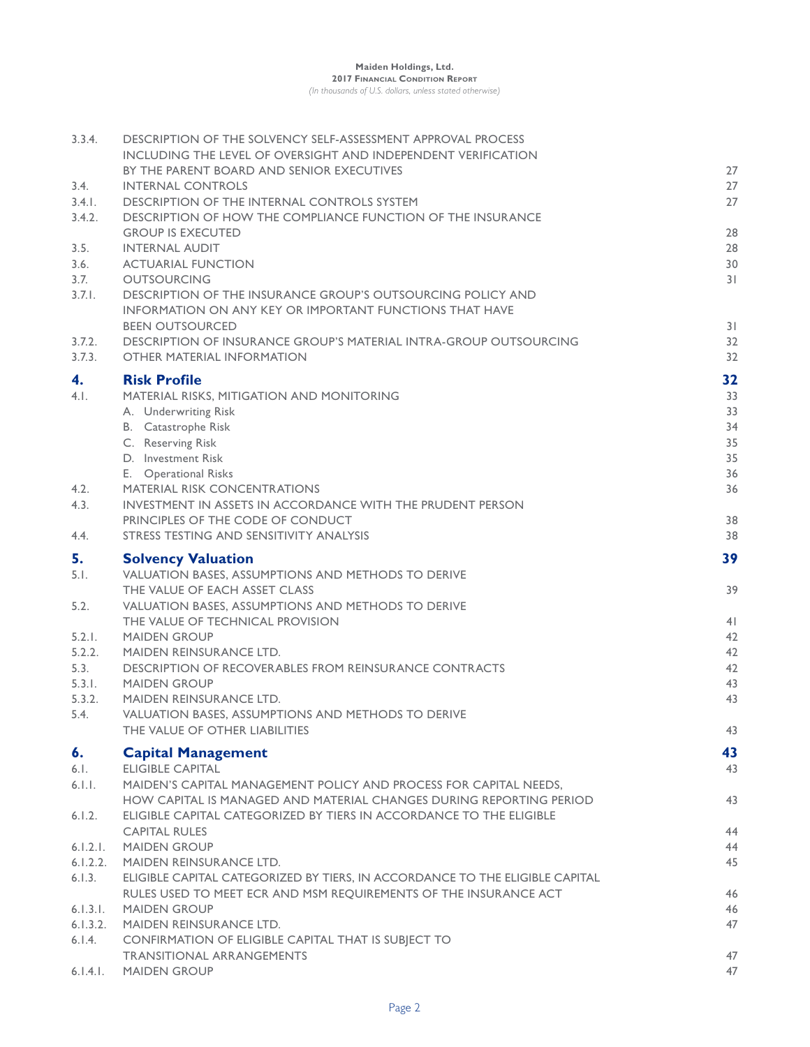| | | |
|---|---|---|
| 3.3.4. | DESCRIPTION OF THE SOLVENCY SELF-ASSESSMENT APPROVAL PROCESS INCLUDING THE LEVEL OF OVERSIGHT AND INDEPENDENT VERIFICATION BY THE PARENT BOARD AND SENIOR EXECUTIVES | 27 |
| 3.4. | INTERNAL CONTROLS | 27 |
| 3.4.1. | DESCRIPTION OF THE INTERNAL CONTROLS SYSTEM | 27 |
| 3.4.2. | DESCRIPTION OF HOW THE COMPLIANCE FUNCTION OF THE INSURANCE GROUP IS EXECUTED | 28 |
| 3.5. | INTERNAL AUDIT | 28 |
| 3.6. | ACTUARIAL FUNCTION | 30 |
| 3.7. | OUTSOURCING | 31 |
| 3.7.1. | DESCRIPTION OF THE INSURANCE GROUP'S OUTSOURCING POLICY AND INFORMATION ON ANY KEY OR IMPORTANT FUNCTIONS THAT HAVE BEEN OUTSOURCED | 31 |
| 3.7.2. | DESCRIPTION OF INSURANCE GROUP'S MATERIAL INTRA-GROUP OUTSOURCING | 32 |
| 3.7.3. | OTHER MATERIAL INFORMATION | 32 |
| **4.** | **Risk Profile** | **32** |
| 4.1. | MATERIAL RISKS, MITIGATION AND MONITORING | 33 |
| | A. Underwriting Risk | 33 |
| | B. Catastrophe Risk | 34 |
| | C. Reserving Risk | 35 |
| | D. Investment Risk | 35 |
| | E. Operational Risks | 36 |
| 4.2. | MATERIAL RISK CONCENTRATIONS | 36 |
| 4.3. | INVESTMENT IN ASSETS IN ACCORDANCE WITH THE PRUDENT PERSON PRINCIPLES OF THE CODE OF CONDUCT | 38 |
| 4.4. | STRESS TESTING AND SENSITIVITY ANALYSIS | 38 |
| **5.** | **Solvency Valuation** | **39** |
| 5.1. | VALUATION BASES, ASSUMPTIONS AND METHODS TO DERIVE THE VALUE OF EACH ASSET CLASS | 39 |
| 5.2. | VALUATION BASES, ASSUMPTIONS AND METHODS TO DERIVE THE VALUE OF TECHNICAL PROVISION | 41 |
| 5.2.1. | MAIDEN GROUP | 42 |
| 5.2.2. | MAIDEN REINSURANCE LTD. | 42 |
| 5.3. | DESCRIPTION OF RECOVERABLES FROM REINSURANCE CONTRACTS | 42 |
| 5.3.1. | MAIDEN GROUP | 43 |
| 5.3.2. | MAIDEN REINSURANCE LTD. | 43 |
| 5.4. | VALUATION BASES, ASSUMPTIONS AND METHODS TO DERIVE THE VALUE OF OTHER LIABILITIES | 43 |
| **6.** | **Capital Management** | **43** |
| 6.1. | ELIGIBLE CAPITAL | 43 |
| 6.1.1. | MAIDEN'S CAPITAL MANAGEMENT POLICY AND PROCESS FOR CAPITAL NEEDS, HOW CAPITAL IS MANAGED AND MATERIAL CHANGES DURING REPORTING PERIOD | 43 |
| 6.1.2. | ELIGIBLE CAPITAL CATEGORIZED BY TIERS IN ACCORDANCE TO THE ELIGIBLE CAPITAL RULES | 44 |
| 6.1.2.1. | MAIDEN GROUP | 44 |
| 6.1.2.2. | MAIDEN REINSURANCE LTD. | 45 |
| 6.1.3. | ELIGIBLE CAPITAL CATEGORIZED BY TIERS, IN ACCORDANCE TO THE ELIGIBLE CAPITAL RULES USED TO MEET ECR AND MSM REQUIREMENTS OF THE INSURANCE ACT | 46 |
| 6.1.3.1. | MAIDEN GROUP | 46 |
| 6.1.3.2. | MAIDEN REINSURANCE LTD. | 47 |
| 6.1.4. | CONFIRMATION OF ELIGIBLE CAPITAL THAT IS SUBJECT TO TRANSITIONAL ARRANGEMENTS | 47 |
| 6.1.4.1. | MAIDEN GROUP | 47 |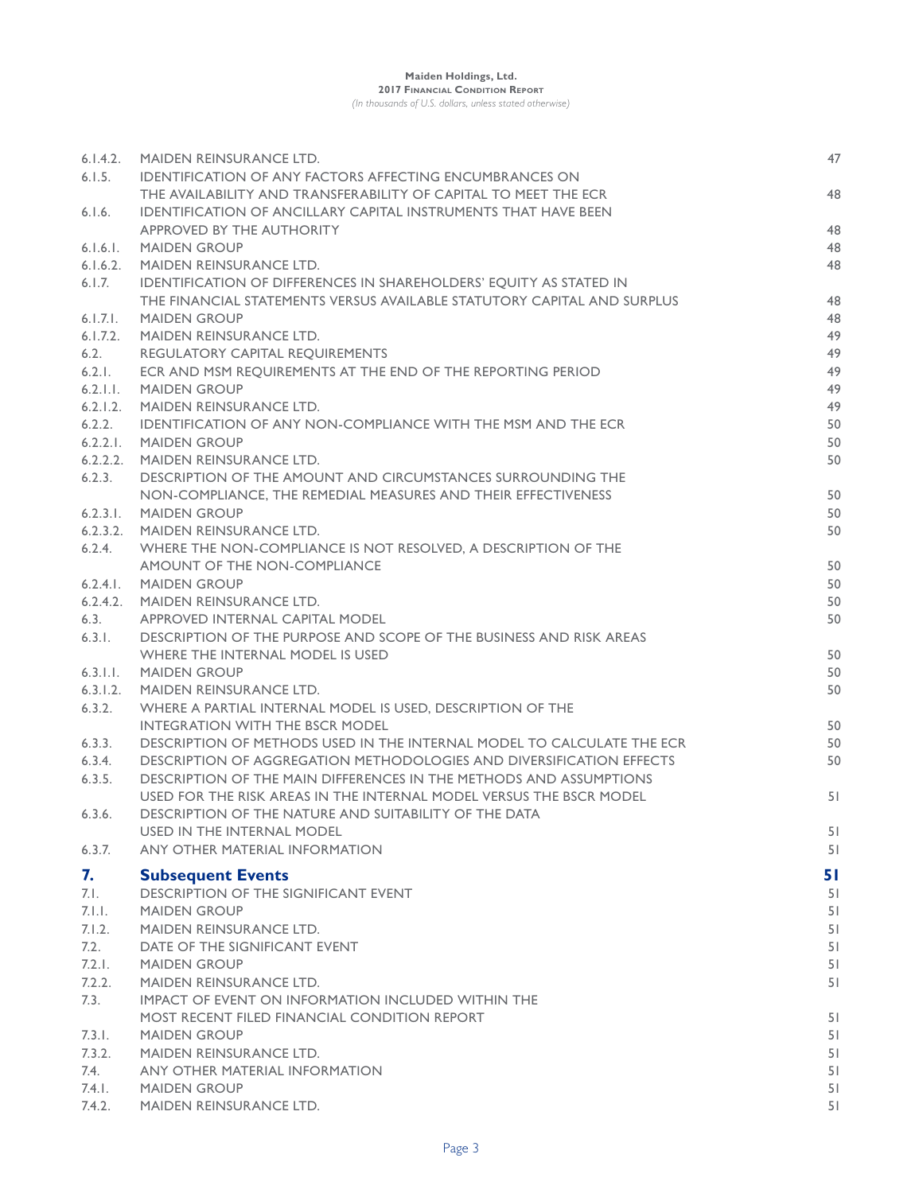| | | |
|---|---|---|
| 6.1.4.2. | MAIDEN REINSURANCE LTD. | 47 |
| 6.1.5. | IDENTIFICATION OF ANY FACTORS AFFECTING ENCUMBRANCES ON THE AVAILABILITY AND TRANSFERABILITY OF CAPITAL TO MEET THE ECR | 48 |
| 6.1.6. | IDENTIFICATION OF ANCILLARY CAPITAL INSTRUMENTS THAT HAVE BEEN APPROVED BY THE AUTHORITY | 48 |
| 6.1.6.1. | MAIDEN GROUP | 48 |
| 6.1.6.2. | MAIDEN REINSURANCE LTD. | 48 |
| 6.1.7. | IDENTIFICATION OF DIFFERENCES IN SHAREHOLDERS' EQUITY AS STATED IN THE FINANCIAL STATEMENTS VERSUS AVAILABLE STATUTORY CAPITAL AND SURPLUS | 48 |
| 6.1.7.1. | MAIDEN GROUP | 48 |
| 6.1.7.2. | MAIDEN REINSURANCE LTD. | 49 |
| 6.2. | REGULATORY CAPITAL REQUIREMENTS | 49 |
| 6.2.1. | ECR AND MSM REQUIREMENTS AT THE END OF THE REPORTING PERIOD | 49 |
| 6.2.1.1. | MAIDEN GROUP | 49 |
| 6.2.1.2. | MAIDEN REINSURANCE LTD. | 49 |
| 6.2.2. | IDENTIFICATION OF ANY NON-COMPLIANCE WITH THE MSM AND THE ECR | 50 |
| 6.2.2.1. | MAIDEN GROUP | 50 |
| 6.2.2.2. | MAIDEN REINSURANCE LTD. | 50 |
| 6.2.3. | DESCRIPTION OF THE AMOUNT AND CIRCUMSTANCES SURROUNDING THE NON-COMPLIANCE, THE REMEDIAL MEASURES AND THEIR EFFECTIVENESS | 50 |
| 6.2.3.1. | MAIDEN GROUP | 50 |
| 6.2.3.2. | MAIDEN REINSURANCE LTD. | 50 |
| 6.2.4. | WHERE THE NON-COMPLIANCE IS NOT RESOLVED, A DESCRIPTION OF THE AMOUNT OF THE NON-COMPLIANCE | 50 |
| 6.2.4.1. | MAIDEN GROUP | 50 |
| 6.2.4.2. | MAIDEN REINSURANCE LTD. | 50 |
| 6.3. | APPROVED INTERNAL CAPITAL MODEL | 50 |
| 6.3.1. | DESCRIPTION OF THE PURPOSE AND SCOPE OF THE BUSINESS AND RISK AREAS WHERE THE INTERNAL MODEL IS USED | 50 |
| 6.3.1.1. | MAIDEN GROUP | 50 |
| 6.3.1.2. | MAIDEN REINSURANCE LTD. | 50 |
| 6.3.2. | WHERE A PARTIAL INTERNAL MODEL IS USED, DESCRIPTION OF THE INTEGRATION WITH THE BSCR MODEL | 50 |
| 6.3.3. | DESCRIPTION OF METHODS USED IN THE INTERNAL MODEL TO CALCULATE THE ECR | 50 |
| 6.3.4. | DESCRIPTION OF AGGREGATION METHODOLOGIES AND DIVERSIFICATION EFFECTS | 50 |
| 6.3.5. | DESCRIPTION OF THE MAIN DIFFERENCES IN THE METHODS AND ASSUMPTIONS USED FOR THE RISK AREAS IN THE INTERNAL MODEL VERSUS THE BSCR MODEL | 51 |
| 6.3.6. | DESCRIPTION OF THE NATURE AND SUITABILITY OF THE DATA USED IN THE INTERNAL MODEL | 51 |
| 6.3.7. | ANY OTHER MATERIAL INFORMATION | 51 |
| **7.** | **Subsequent Events** | **51** |
| 7.1. | DESCRIPTION OF THE SIGNIFICANT EVENT | 51 |
| 7.1.1. | MAIDEN GROUP | 51 |
| 7.1.2. | MAIDEN REINSURANCE LTD. | 51 |
| 7.2. | DATE OF THE SIGNIFICANT EVENT | 51 |
| 7.2.1. | MAIDEN GROUP | 51 |
| 7.2.2. | MAIDEN REINSURANCE LTD. | 51 |
| 7.3. | IMPACT OF EVENT ON INFORMATION INCLUDED WITHIN THE MOST RECENT FILED FINANCIAL CONDITION REPORT | 51 |
| 7.3.1. | MAIDEN GROUP | 51 |
| 7.3.2. | MAIDEN REINSURANCE LTD. | 51 |
| 7.4. | ANY OTHER MATERIAL INFORMATION | 51 |
| 7.4.1. | MAIDEN GROUP | 51 |
| 7.4.2. | MAIDEN REINSURANCE LTD. | 51 |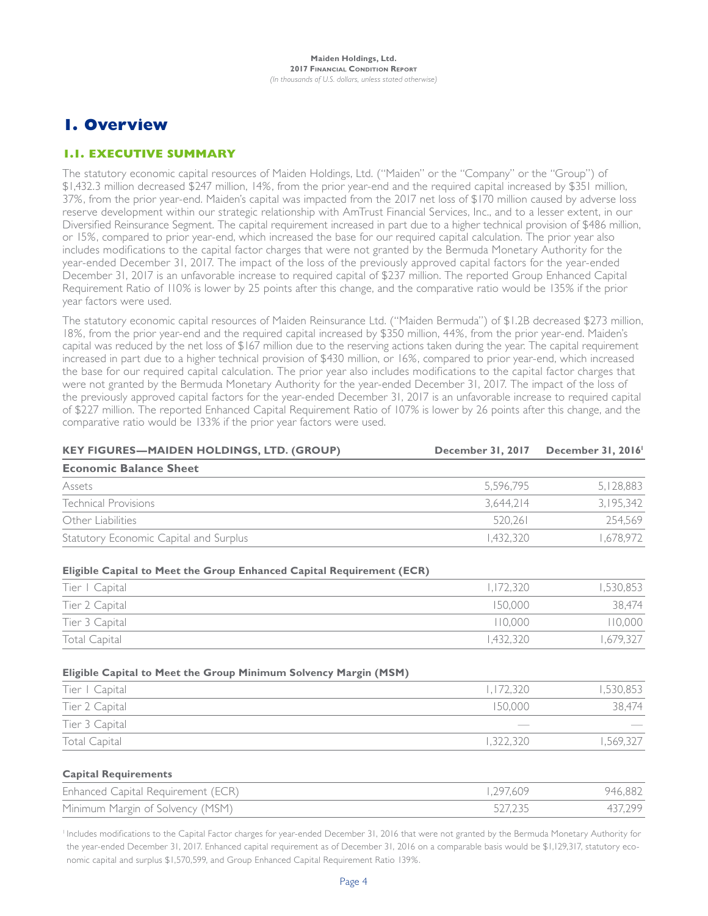# I. Overview

## I.I. EXECUTIVE SUMMARY

The statutory economic capital resources of Maiden Holdings, Ltd. ("Maiden" or the "Company" or the "Group") of $1,432.3 million decreased $247 million, 14%, from the prior year-end and the required capital increased by $351 million, 37%, from the prior year-end. Maiden's capital was impacted from the 2017 net loss of $170 million caused by adverse loss reserve development within our strategic relationship with AmTrust Financial Services, Inc., and to a lesser extent, in our Diversified Reinsurance Segment. The capital requirement increased in part due to a higher technical provision of $486 million, or 15%, compared to prior year-end, which increased the base for our required capital calculation. The prior year also includes modifications to the capital factor charges that were not granted by the Bermuda Monetary Authority for the year-ended December 31, 2017. The impact of the loss of the previously approved capital factors for the year-ended December 31, 2017 is an unfavorable increase to required capital of $237 million. The reported Group Enhanced Capital Requirement Ratio of 110% is lower by 25 points after this change, and the comparative ratio would be 135% if the prior year factors were used.

The statutory economic capital resources of Maiden Reinsurance Ltd. ("Maiden Bermuda") of $1.2B decreased $273 million, 18%, from the prior year-end and the required capital increased by $350 million, 44%, from the prior year-end. Maiden's capital was reduced by the net loss of $167 million due to the reserving actions taken during the year. The capital requirement increased in part due to a higher technical provision of $430 million, or 16%, compared to prior year-end, which increased the base for our required capital calculation. The prior year also includes modifications to the capital factor charges that were not granted by the Bermuda Monetary Authority for the year-ended December 31, 2017. The impact of the loss of the previously approved capital factors for the year-ended December 31, 2017 is an unfavorable increase to required capital of $227 million. The reported Enhanced Capital Requirement Ratio of 107% is lower by 26 points after this change, and the comparative ratio would be 133% if the prior year factors were used.

| KEY FIGURES—MAIDEN HOLDINGS, LTD. (GROUP) | December 31, 2017 | December 31, 2016[1] |
|---|---|---|
| **Economic Balance Sheet** | | |
| Assets | 5,596,795 | 5,128,883 |
| Technical Provisions | 3,644,214 | 3,195,342 |
| Other Liabilities | 520,261 | 254,569 |
| Statutory Economic Capital and Surplus | 1,432,320 | 1,678,972 |
| **Eligible Capital to Meet the Group Enhanced Capital Requirement (ECR)** | | |
| Tier 1 Capital | 1,172,320 | 1,530,853 |
| Tier 2 Capital | 150,000 | 38,474 |
| Tier 3 Capital | 110,000 | 110,000 |
| Total Capital | 1,432,320 | 1,679,327 |
| **Eligible Capital to Meet the Group Minimum Solvency Margin (MSM)** | | |
| Tier 1 Capital | 1,172,320 | 1,530,853 |
| Tier 2 Capital | 150,000 | 38,474 |
| Tier 3 Capital | — | — |
| Total Capital | 1,322,320 | 1,569,327 |
| **Capital Requirements** | | |
| Enhanced Capital Requirement (ECR) | 1,297,609 | 946,882 |
| Minimum Margin of Solvency (MSM) | 527,235 | 437,299 |

[1] Includes modifications to the Capital Factor charges for year-ended December 31, 2016 that were not granted by the Bermuda Monetary Authority for the year-ended December 31, 2017. Enhanced capital requirement as of December 31, 2016 on a comparable basis would be $1,129,317, statutory economic capital and surplus $1,570,599, and Group Enhanced Capital Requirement Ratio 139%.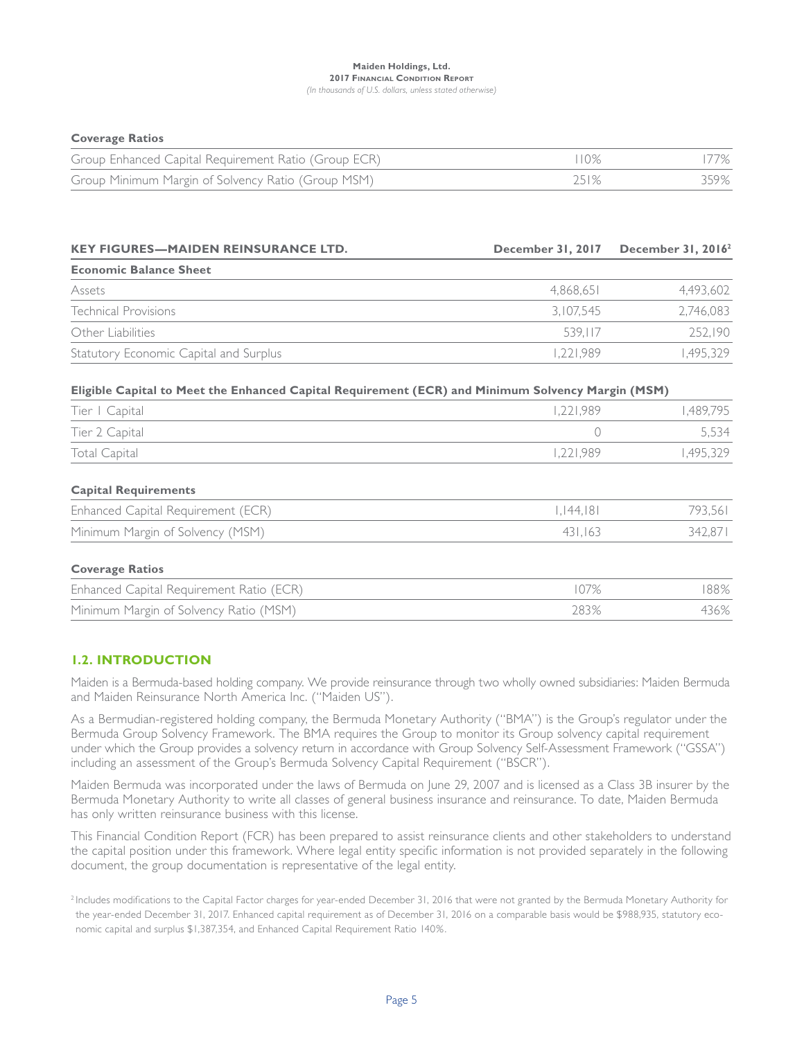**Coverage Ratios**

| | | |
|---|---|---|
| Group Enhanced Capital Requirement Ratio (Group ECR) | 110% | 177% |
| Group Minimum Margin of Solvency Ratio (Group MSM) | 251% | 359% |

| KEY FIGURES—MAIDEN REINSURANCE LTD. | December 31, 2017 | December 31, 2016[2] |
|---|---|---|
| **Economic Balance Sheet** | | |
| Assets | 4,868,651 | 4,493,602 |
| Technical Provisions | 3,107,545 | 2,746,083 |
| Other Liabilities | 539,117 | 252,190 |
| Statutory Economic Capital and Surplus | 1,221,989 | 1,495,329 |
| **Eligible Capital to Meet the Enhanced Capital Requirement (ECR) and Minimum Solvency Margin (MSM)** | | |
| Tier 1 Capital | 1,221,989 | 1,489,795 |
| Tier 2 Capital | 0 | 5,534 |
| Total Capital | 1,221,989 | 1,495,329 |
| **Capital Requirements** | | |
| Enhanced Capital Requirement (ECR) | 1,144,181 | 793,561 |
| Minimum Margin of Solvency (MSM) | 431,163 | 342,871 |
| **Coverage Ratios** | | |
| Enhanced Capital Requirement Ratio (ECR) | 107% | 188% |
| Minimum Margin of Solvency Ratio (MSM) | 283% | 436% |

## 1.2. INTRODUCTION

Maiden is a Bermuda-based holding company. We provide reinsurance through two wholly owned subsidiaries: Maiden Bermuda and Maiden Reinsurance North America Inc. ("Maiden US").

As a Bermudian-registered holding company, the Bermuda Monetary Authority ("BMA") is the Group's regulator under the Bermuda Group Solvency Framework. The BMA requires the Group to monitor its Group solvency capital requirement under which the Group provides a solvency return in accordance with Group Solvency Self-Assessment Framework ("GSSA") including an assessment of the Group's Bermuda Solvency Capital Requirement ("BSCR").

Maiden Bermuda was incorporated under the laws of Bermuda on June 29, 2007 and is licensed as a Class 3B insurer by the Bermuda Monetary Authority to write all classes of general business insurance and reinsurance. To date, Maiden Bermuda has only written reinsurance business with this license.

This Financial Condition Report (FCR) has been prepared to assist reinsurance clients and other stakeholders to understand the capital position under this framework. Where legal entity specific information is not provided separately in the following document, the group documentation is representative of the legal entity.

[2] Includes modifications to the Capital Factor charges for year-ended December 31, 2016 that were not granted by the Bermuda Monetary Authority for the year-ended December 31, 2017. Enhanced capital requirement as of December 31, 2016 on a comparable basis would be $988,935, statutory economic capital and surplus $1,387,354, and Enhanced Capital Requirement Ratio 140%.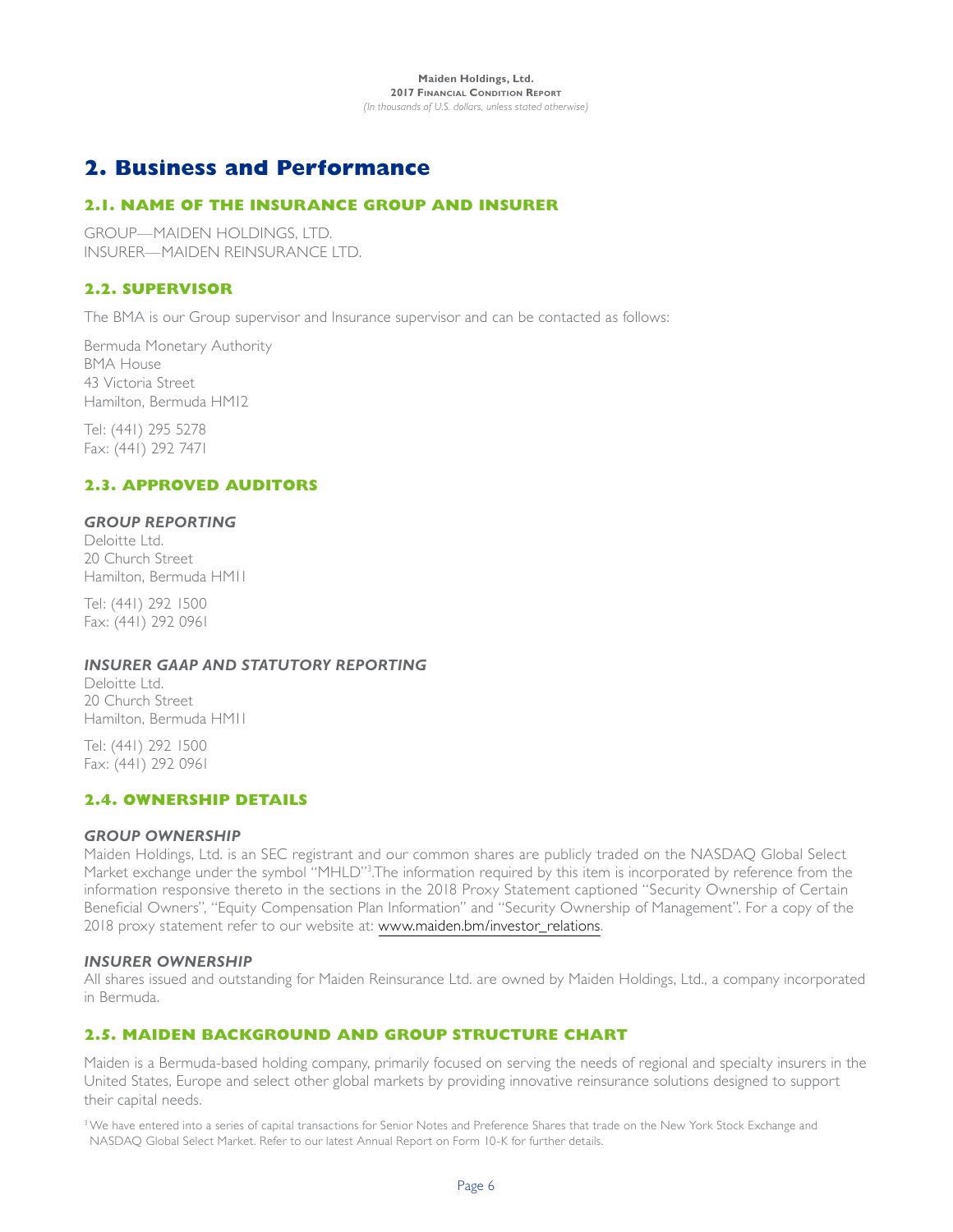# 2. Business and Performance

## 2.1. NAME OF THE INSURANCE GROUP AND INSURER

GROUP—MAIDEN HOLDINGS, LTD.
INSURER—MAIDEN REINSURANCE LTD.

## 2.2. SUPERVISOR

The BMA is our Group supervisor and Insurance supervisor and can be contacted as follows:

Bermuda Monetary Authority
BMA House
43 Victoria Street
Hamilton, Bermuda HM12

Tel: (441) 295 5278
Fax: (441) 292 7471

## 2.3. APPROVED AUDITORS

### *GROUP REPORTING*

Deloitte Ltd.
20 Church Street
Hamilton, Bermuda HM11

Tel: (441) 292 1500
Fax: (441) 292 0961

### *INSURER GAAP AND STATUTORY REPORTING*

Deloitte Ltd.
20 Church Street
Hamilton, Bermuda HM11

Tel: (441) 292 1500
Fax: (441) 292 0961

## 2.4. OWNERSHIP DETAILS

### *GROUP OWNERSHIP*

Maiden Holdings, Ltd. is an SEC registrant and our common shares are publicly traded on the NASDAQ Global Select Market exchange under the symbol "MHLD"[3].The information required by this item is incorporated by reference from the information responsive thereto in the sections in the 2018 Proxy Statement captioned "Security Ownership of Certain Beneficial Owners", "Equity Compensation Plan Information" and "Security Ownership of Management". For a copy of the 2018 proxy statement refer to our website at: www.maiden.bm/investor_relations.

### *INSURER OWNERSHIP*

All shares issued and outstanding for Maiden Reinsurance Ltd. are owned by Maiden Holdings, Ltd., a company incorporated in Bermuda.

## 2.5. MAIDEN BACKGROUND AND GROUP STRUCTURE CHART

Maiden is a Bermuda-based holding company, primarily focused on serving the needs of regional and specialty insurers in the United States, Europe and select other global markets by providing innovative reinsurance solutions designed to support their capital needs.

[3] We have entered into a series of capital transactions for Senior Notes and Preference Shares that trade on the New York Stock Exchange and NASDAQ Global Select Market. Refer to our latest Annual Report on Form 10-K for further details.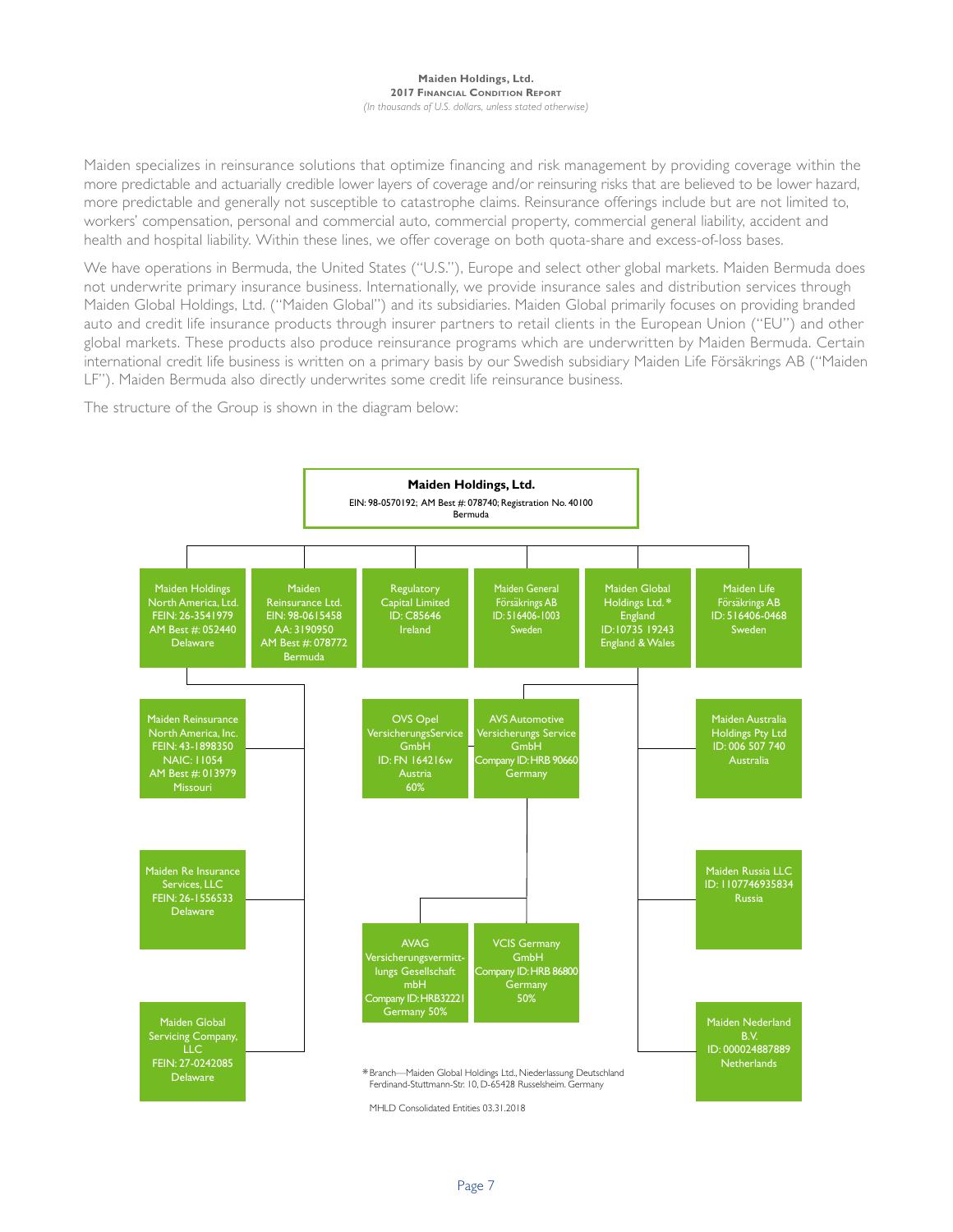Maiden specializes in reinsurance solutions that optimize financing and risk management by providing coverage within the more predictable and actuarially credible lower layers of coverage and/or reinsuring risks that are believed to be lower hazard, more predictable and generally not susceptible to catastrophe claims. Reinsurance offerings include but are not limited to, workers' compensation, personal and commercial auto, commercial property, commercial general liability, accident and health and hospital liability. Within these lines, we offer coverage on both quota-share and excess-of-loss bases.

We have operations in Bermuda, the United States ("U.S."), Europe and select other global markets. Maiden Bermuda does not underwrite primary insurance business. Internationally, we provide insurance sales and distribution services through Maiden Global Holdings, Ltd. ("Maiden Global") and its subsidiaries. Maiden Global primarily focuses on providing branded auto and credit life insurance products through insurer partners to retail clients in the European Union ("EU") and other global markets. These products also produce reinsurance programs which are underwritten by Maiden Bermuda. Certain international credit life business is written on a primary basis by our Swedish subsidiary Maiden Life Försäkrings AB ("Maiden LF"). Maiden Bermuda also directly underwrites some credit life reinsurance business.

The structure of the Group is shown in the diagram below:

**Maiden Holdings, Ltd.**
EIN: 98-0570192; AM Best #: 078740; Registration No. 40100
Bermuda

Maiden Holdings North America, Ltd.
FEIN: 26-3541979
AM Best #: 052440
Delaware

Maiden Reinsurance Ltd.
EIN: 98-0615458
AA: 3190950
AM Best #: 078772
Bermuda

Regulatory Capital Limited
ID: C85646
Ireland

Maiden General Försäkrings AB
ID: 516406-1003
Sweden

Maiden Global Holdings Ltd.*
England
ID: 10735 19243
England & Wales

Maiden Life Försäkrings AB
ID: 516406-0468
Sweden

Maiden Reinsurance North America, Inc.
FEIN: 43-1898350
NAIC: 11054
AM Best #: 013979
Missouri

Maiden Re Insurance Services, LLC
FEIN: 26-1556533
Delaware

Maiden Global Servicing Company, LLC
FEIN: 27-0242085
Delaware

OVS Opel VersicherungsService GmbH
ID: FN 164216w
Austria
60%

AVS Automotive Versicherungs Service GmbH
Company ID: HRB 90660
Germany

AVAG Versicherungsvermittlungs Gesellschaft mbH
Company ID: HRB32221
Germany 50%

VCIS Germany GmbH
Company ID: HRB 86800
Germany
50%

Maiden Australia Holdings Pty Ltd
ID: 006 507 740
Australia

Maiden Russia LLC
ID: 1107746935834
Russia

Maiden Nederland B.V.
ID: 000024887889
Netherlands

* Branch—Maiden Global Holdings Ltd., Niederlassung Deutschland Ferdinand-Stuttmann-Str. 10, D-65428 Russelsheim. Germany

MHLD Consolidated Entities 03.31.2018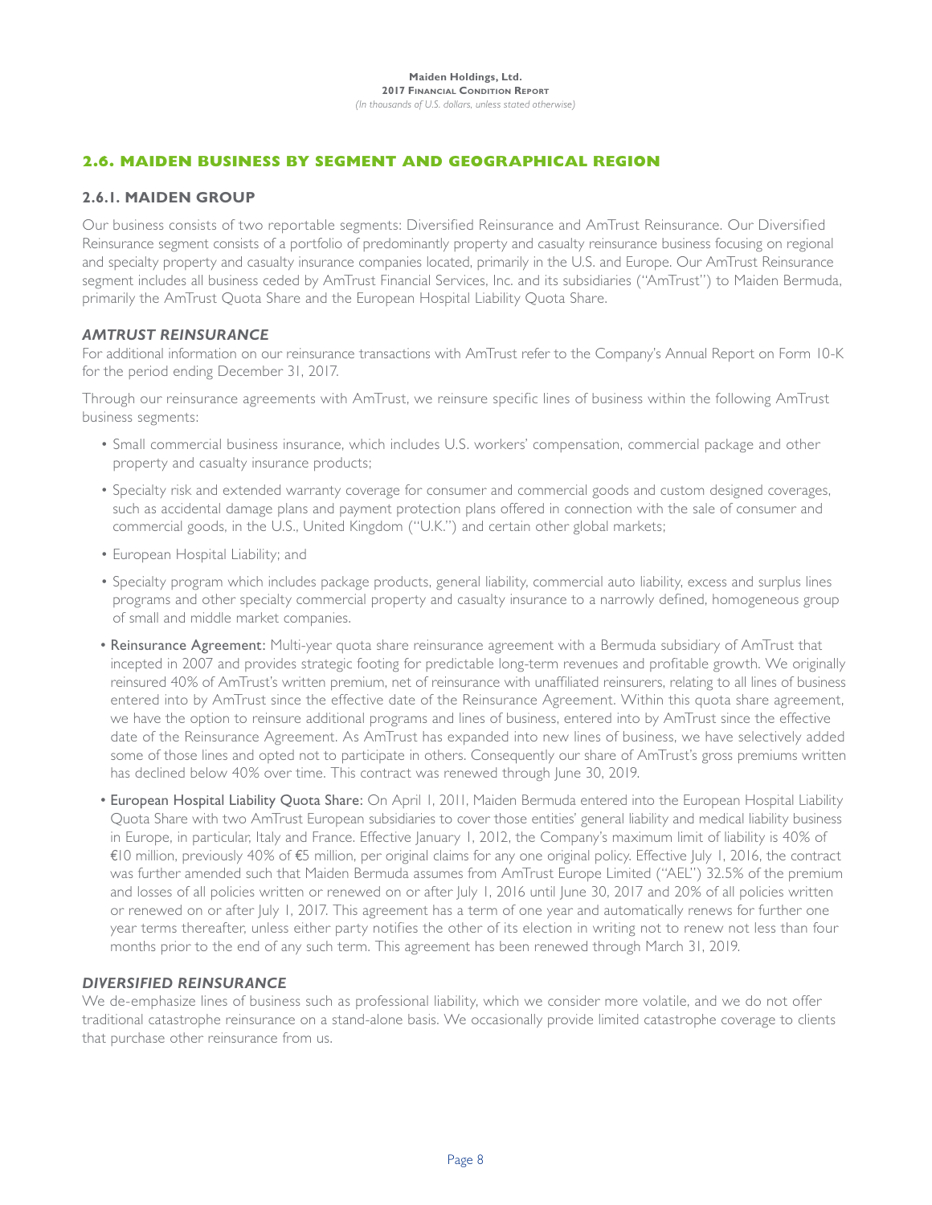## 2.6. MAIDEN BUSINESS BY SEGMENT AND GEOGRAPHICAL REGION

### 2.6.1. MAIDEN GROUP

Our business consists of two reportable segments: Diversified Reinsurance and AmTrust Reinsurance. Our Diversified Reinsurance segment consists of a portfolio of predominantly property and casualty reinsurance business focusing on regional and specialty property and casualty insurance companies located, primarily in the U.S. and Europe. Our AmTrust Reinsurance segment includes all business ceded by AmTrust Financial Services, Inc. and its subsidiaries ("AmTrust") to Maiden Bermuda, primarily the AmTrust Quota Share and the European Hospital Liability Quota Share.

#### *AMTRUST REINSURANCE*

For additional information on our reinsurance transactions with AmTrust refer to the Company's Annual Report on Form 10-K for the period ending December 31, 2017.

Through our reinsurance agreements with AmTrust, we reinsure specific lines of business within the following AmTrust business segments:

- Small commercial business insurance, which includes U.S. workers' compensation, commercial package and other property and casualty insurance products;
- Specialty risk and extended warranty coverage for consumer and commercial goods and custom designed coverages, such as accidental damage plans and payment protection plans offered in connection with the sale of consumer and commercial goods, in the U.S., United Kingdom ("U.K.") and certain other global markets;
- European Hospital Liability; and
- Specialty program which includes package products, general liability, commercial auto liability, excess and surplus lines programs and other specialty commercial property and casualty insurance to a narrowly defined, homogeneous group of small and middle market companies.
- Reinsurance Agreement: Multi-year quota share reinsurance agreement with a Bermuda subsidiary of AmTrust that incepted in 2007 and provides strategic footing for predictable long-term revenues and profitable growth. We originally reinsured 40% of AmTrust's written premium, net of reinsurance with unaffiliated reinsurers, relating to all lines of business entered into by AmTrust since the effective date of the Reinsurance Agreement. Within this quota share agreement, we have the option to reinsure additional programs and lines of business, entered into by AmTrust since the effective date of the Reinsurance Agreement. As AmTrust has expanded into new lines of business, we have selectively added some of those lines and opted not to participate in others. Consequently our share of AmTrust's gross premiums written has declined below 40% over time. This contract was renewed through June 30, 2019.
- European Hospital Liability Quota Share: On April 1, 2011, Maiden Bermuda entered into the European Hospital Liability Quota Share with two AmTrust European subsidiaries to cover those entities' general liability and medical liability business in Europe, in particular, Italy and France. Effective January 1, 2012, the Company's maximum limit of liability is 40% of €10 million, previously 40% of €5 million, per original claims for any one original policy. Effective July 1, 2016, the contract was further amended such that Maiden Bermuda assumes from AmTrust Europe Limited ("AEL") 32.5% of the premium and losses of all policies written or renewed on or after July 1, 2016 until June 30, 2017 and 20% of all policies written or renewed on or after July 1, 2017. This agreement has a term of one year and automatically renews for further one year terms thereafter, unless either party notifies the other of its election in writing not to renew not less than four months prior to the end of any such term. This agreement has been renewed through March 31, 2019.

#### *DIVERSIFIED REINSURANCE*

We de-emphasize lines of business such as professional liability, which we consider more volatile, and we do not offer traditional catastrophe reinsurance on a stand-alone basis. We occasionally provide limited catastrophe coverage to clients that purchase other reinsurance from us.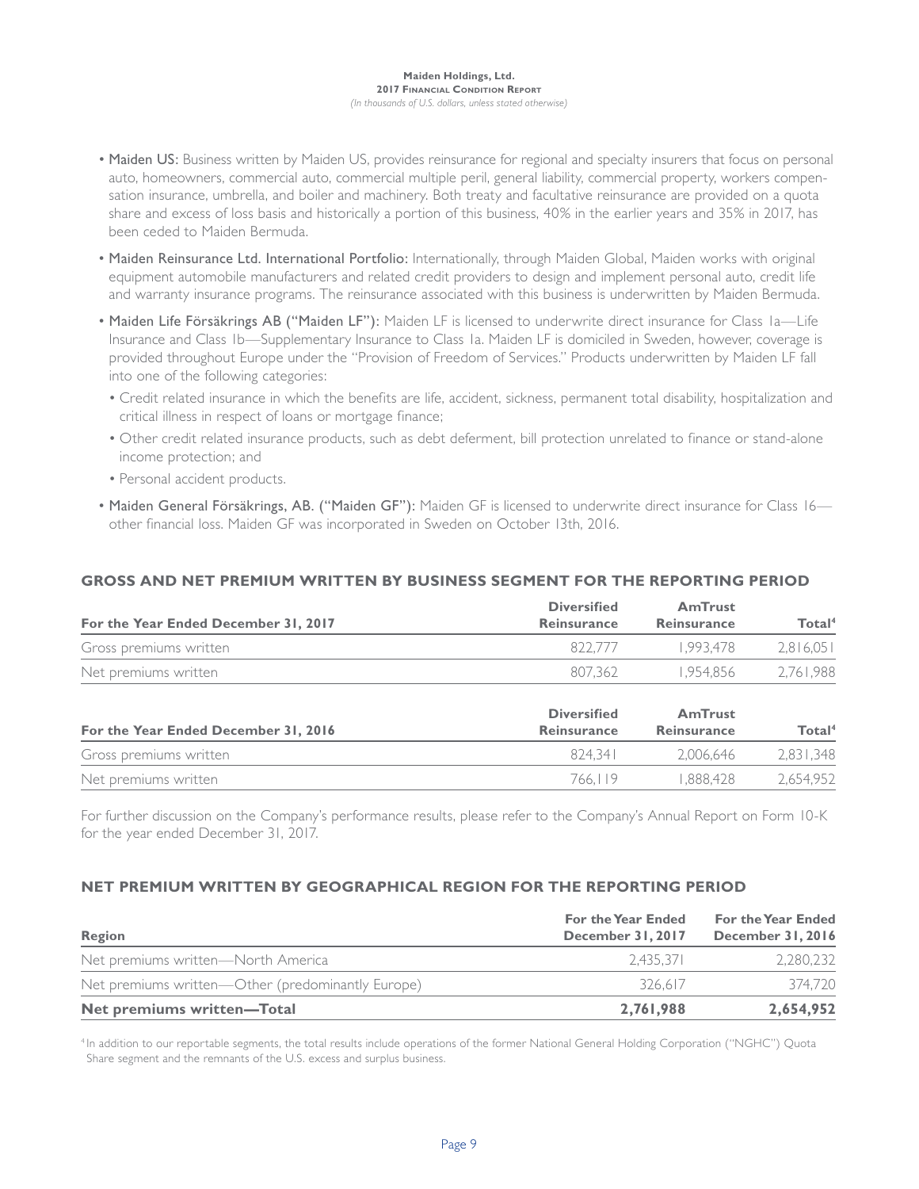- Maiden US: Business written by Maiden US, provides reinsurance for regional and specialty insurers that focus on personal auto, homeowners, commercial auto, commercial multiple peril, general liability, commercial property, workers compensation insurance, umbrella, and boiler and machinery. Both treaty and facultative reinsurance are provided on a quota share and excess of loss basis and historically a portion of this business, 40% in the earlier years and 35% in 2017, has been ceded to Maiden Bermuda.
- Maiden Reinsurance Ltd. International Portfolio: Internationally, through Maiden Global, Maiden works with original equipment automobile manufacturers and related credit providers to design and implement personal auto, credit life and warranty insurance programs. The reinsurance associated with this business is underwritten by Maiden Bermuda.
- Maiden Life Försäkrings AB ("Maiden LF"): Maiden LF is licensed to underwrite direct insurance for Class 1a—Life Insurance and Class 1b—Supplementary Insurance to Class 1a. Maiden LF is domiciled in Sweden, however, coverage is provided throughout Europe under the "Provision of Freedom of Services." Products underwritten by Maiden LF fall into one of the following categories:
  - Credit related insurance in which the benefits are life, accident, sickness, permanent total disability, hospitalization and critical illness in respect of loans or mortgage finance;
  - Other credit related insurance products, such as debt deferment, bill protection unrelated to finance or stand-alone income protection; and
  - Personal accident products.
- Maiden General Försäkrings, AB. ("Maiden GF"): Maiden GF is licensed to underwrite direct insurance for Class 16—other financial loss. Maiden GF was incorporated in Sweden on October 13th, 2016.

## GROSS AND NET PREMIUM WRITTEN BY BUSINESS SEGMENT FOR THE REPORTING PERIOD

| For the Year Ended December 31, 2017 | Diversified Reinsurance | AmTrust Reinsurance | Total[4] |
|---|---|---|---|
| Gross premiums written | 822,777 | 1,993,478 | 2,816,051 |
| Net premiums written | 807,362 | 1,954,856 | 2,761,988 |

| For the Year Ended December 31, 2016 | Diversified Reinsurance | AmTrust Reinsurance | Total[4] |
|---|---|---|---|
| Gross premiums written | 824,341 | 2,006,646 | 2,831,348 |
| Net premiums written | 766,119 | 1,888,428 | 2,654,952 |

For further discussion on the Company's performance results, please refer to the Company's Annual Report on Form 10-K for the year ended December 31, 2017.

## NET PREMIUM WRITTEN BY GEOGRAPHICAL REGION FOR THE REPORTING PERIOD

| Region | For the Year Ended December 31, 2017 | For the Year Ended December 31, 2016 |
|---|---|---|
| Net premiums written—North America | 2,435,371 | 2,280,232 |
| Net premiums written—Other (predominantly Europe) | 326,617 | 374,720 |
| **Net premiums written—Total** | **2,761,988** | **2,654,952** |

[4] In addition to our reportable segments, the total results include operations of the former National General Holding Corporation ("NGHC") Quota Share segment and the remnants of the U.S. excess and surplus business.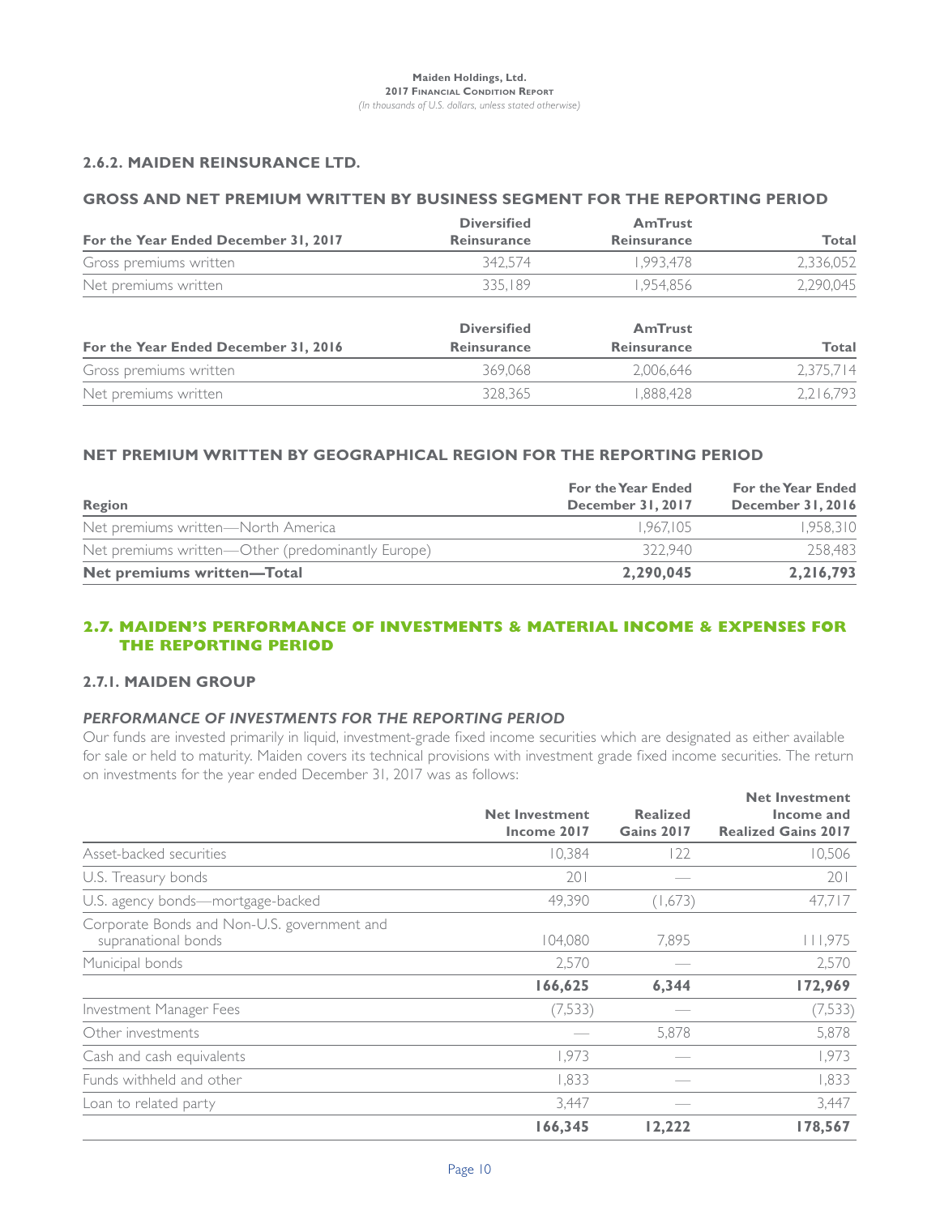### 2.6.2. MAIDEN REINSURANCE LTD.

#### GROSS AND NET PREMIUM WRITTEN BY BUSINESS SEGMENT FOR THE REPORTING PERIOD

| For the Year Ended December 31, 2017 | Diversified Reinsurance | AmTrust Reinsurance | Total |
|---|---|---|---|
| Gross premiums written | 342,574 | 1,993,478 | 2,336,052 |
| Net premiums written | 335,189 | 1,954,856 | 2,290,045 |

| For the Year Ended December 31, 2016 | Diversified Reinsurance | AmTrust Reinsurance | Total |
|---|---|---|---|
| Gross premiums written | 369,068 | 2,006,646 | 2,375,714 |
| Net premiums written | 328,365 | 1,888,428 | 2,216,793 |

#### NET PREMIUM WRITTEN BY GEOGRAPHICAL REGION FOR THE REPORTING PERIOD

| Region | For the Year Ended December 31, 2017 | For the Year Ended December 31, 2016 |
|---|---|---|
| Net premiums written—North America | 1,967,105 | 1,958,310 |
| Net premiums written—Other (predominantly Europe) | 322,940 | 258,483 |
| **Net premiums written—Total** | **2,290,045** | **2,216,793** |

## 2.7. MAIDEN'S PERFORMANCE OF INVESTMENTS & MATERIAL INCOME & EXPENSES FOR THE REPORTING PERIOD

### 2.7.1. MAIDEN GROUP

#### *PERFORMANCE OF INVESTMENTS FOR THE REPORTING PERIOD*

Our funds are invested primarily in liquid, investment-grade fixed income securities which are designated as either available for sale or held to maturity. Maiden covers its technical provisions with investment grade fixed income securities. The return on investments for the year ended December 31, 2017 was as follows:

| | Net Investment Income 2017 | Realized Gains 2017 | Net Investment Income and Realized Gains 2017 |
|---|---|---|---|
| Asset-backed securities | 10,384 | 122 | 10,506 |
| U.S. Treasury bonds | 201 | — | 201 |
| U.S. agency bonds—mortgage-backed | 49,390 | (1,673) | 47,717 |
| Corporate Bonds and Non-U.S. government and supranational bonds | 104,080 | 7,895 | 111,975 |
| Municipal bonds | 2,570 | — | 2,570 |
| | **166,625** | **6,344** | **172,969** |
| Investment Manager Fees | (7,533) | — | (7,533) |
| Other investments | — | 5,878 | 5,878 |
| Cash and cash equivalents | 1,973 | — | 1,973 |
| Funds withheld and other | 1,833 | — | 1,833 |
| Loan to related party | 3,447 | — | 3,447 |
| | **166,345** | **12,222** | **178,567** |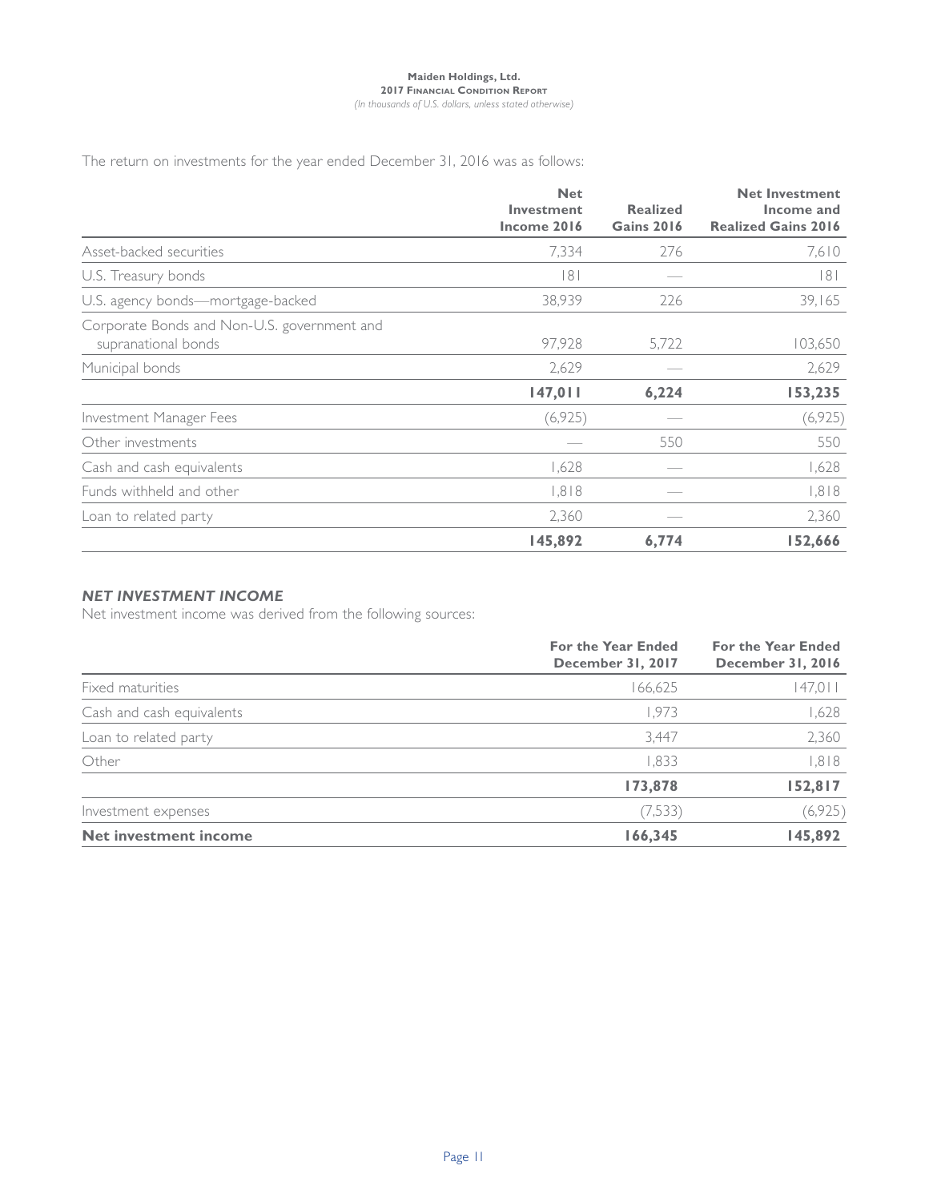The return on investments for the year ended December 31, 2016 was as follows:

| | Net Investment Income 2016 | Realized Gains 2016 | Net Investment Income and Realized Gains 2016 |
|---|---|---|---|
| Asset-backed securities | 7,334 | 276 | 7,610 |
| U.S. Treasury bonds | 181 | — | 181 |
| U.S. agency bonds—mortgage-backed | 38,939 | 226 | 39,165 |
| Corporate Bonds and Non-U.S. government and supranational bonds | 97,928 | 5,722 | 103,650 |
| Municipal bonds | 2,629 | — | 2,629 |
| | **147,011** | **6,224** | **153,235** |
| Investment Manager Fees | (6,925) | — | (6,925) |
| Other investments | — | 550 | 550 |
| Cash and cash equivalents | 1,628 | — | 1,628 |
| Funds withheld and other | 1,818 | — | 1,818 |
| Loan to related party | 2,360 | — | 2,360 |
| | **145,892** | **6,774** | **152,666** |

### *NET INVESTMENT INCOME*

Net investment income was derived from the following sources:

| | For the Year Ended December 31, 2017 | For the Year Ended December 31, 2016 |
|---|---|---|
| Fixed maturities | 166,625 | 147,011 |
| Cash and cash equivalents | 1,973 | 1,628 |
| Loan to related party | 3,447 | 2,360 |
| Other | 1,833 | 1,818 |
| | **173,878** | **152,817** |
| Investment expenses | (7,533) | (6,925) |
| **Net investment income** | **166,345** | **145,892** |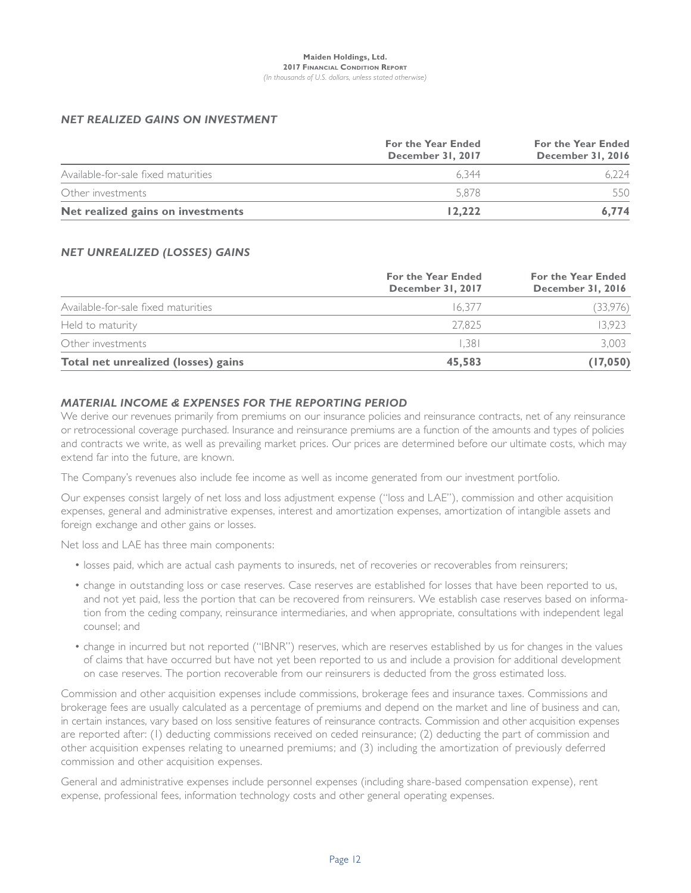### *NET REALIZED GAINS ON INVESTMENT*

| | For the Year Ended December 31, 2017 | For the Year Ended December 31, 2016 |
|---|---|---|
| Available-for-sale fixed maturities | 6,344 | 6,224 |
| Other investments | 5,878 | 550 |
| **Net realized gains on investments** | **12,222** | **6,774** |

### *NET UNREALIZED (LOSSES) GAINS*

| | For the Year Ended December 31, 2017 | For the Year Ended December 31, 2016 |
|---|---|---|
| Available-for-sale fixed maturities | 16,377 | (33,976) |
| Held to maturity | 27,825 | 13,923 |
| Other investments | 1,381 | 3,003 |
| **Total net unrealized (losses) gains** | **45,583** | **(17,050)** |

### *MATERIAL INCOME & EXPENSES FOR THE REPORTING PERIOD*

We derive our revenues primarily from premiums on our insurance policies and reinsurance contracts, net of any reinsurance or retrocessional coverage purchased. Insurance and reinsurance premiums are a function of the amounts and types of policies and contracts we write, as well as prevailing market prices. Our prices are determined before our ultimate costs, which may extend far into the future, are known.

The Company's revenues also include fee income as well as income generated from our investment portfolio.

Our expenses consist largely of net loss and loss adjustment expense ("loss and LAE"), commission and other acquisition expenses, general and administrative expenses, interest and amortization expenses, amortization of intangible assets and foreign exchange and other gains or losses.

Net loss and LAE has three main components:

- losses paid, which are actual cash payments to insureds, net of recoveries or recoverables from reinsurers;
- change in outstanding loss or case reserves. Case reserves are established for losses that have been reported to us, and not yet paid, less the portion that can be recovered from reinsurers. We establish case reserves based on information from the ceding company, reinsurance intermediaries, and when appropriate, consultations with independent legal counsel; and
- change in incurred but not reported ("IBNR") reserves, which are reserves established by us for changes in the values of claims that have occurred but have not yet been reported to us and include a provision for additional development on case reserves. The portion recoverable from our reinsurers is deducted from the gross estimated loss.

Commission and other acquisition expenses include commissions, brokerage fees and insurance taxes. Commissions and brokerage fees are usually calculated as a percentage of premiums and depend on the market and line of business and can, in certain instances, vary based on loss sensitive features of reinsurance contracts. Commission and other acquisition expenses are reported after: (1) deducting commissions received on ceded reinsurance; (2) deducting the part of commission and other acquisition expenses relating to unearned premiums; and (3) including the amortization of previously deferred commission and other acquisition expenses.

General and administrative expenses include personnel expenses (including share-based compensation expense), rent expense, professional fees, information technology costs and other general operating expenses.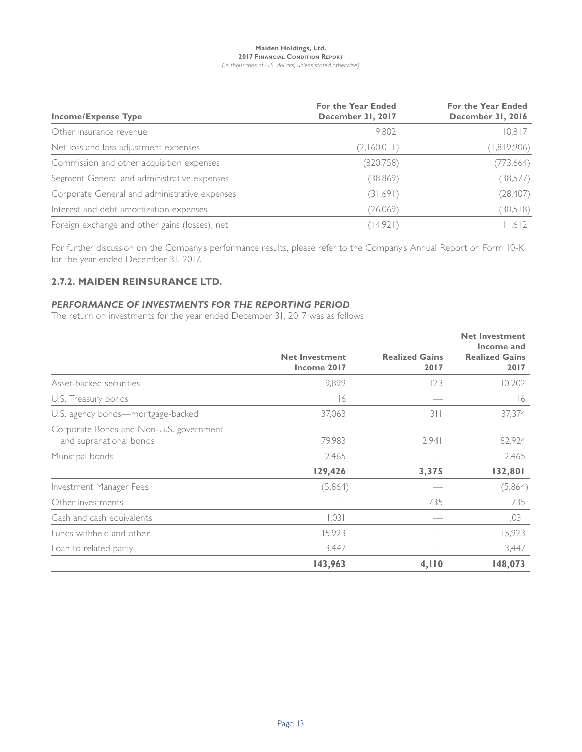| Income/Expense Type | For the Year Ended December 31, 2017 | For the Year Ended December 31, 2016 |
|---|---|---|
| Other insurance revenue | 9,802 | 10,817 |
| Net loss and loss adjustment expenses | (2,160,011) | (1,819,906) |
| Commission and other acquisition expenses | (820,758) | (773,664) |
| Segment General and administrative expenses | (38,869) | (38,577) |
| Corporate General and administrative expenses | (31,691) | (28,407) |
| Interest and debt amortization expenses | (26,069) | (30,518) |
| Foreign exchange and other gains (losses), net | (14,921) | 11,612 |

For further discussion on the Company's performance results, please refer to the Company's Annual Report on Form 10-K for the year ended December 31, 2017.

### 2.7.2. MAIDEN REINSURANCE LTD.

***PERFORMANCE OF INVESTMENTS FOR THE REPORTING PERIOD***

The return on investments for the year ended December 31, 2017 was as follows:

| | Net Investment Income 2017 | Realized Gains 2017 | Net Investment Income and Realized Gains 2017 |
|---|---|---|---|
| Asset-backed securities | 9,899 | 123 | 10,202 |
| U.S. Treasury bonds | 16 | — | 16 |
| U.S. agency bonds—mortgage-backed | 37,063 | 311 | 37,374 |
| Corporate Bonds and Non-U.S. government and supranational bonds | 79,983 | 2,941 | 82,924 |
| Municipal bonds | 2,465 | — | 2.465 |
| | **129,426** | **3,375** | **132,801** |
| Investment Manager Fees | (5,864) | — | (5,864) |
| Other investments | — | 735 | 735 |
| Cash and cash equivalents | 1,031 | — | 1,031 |
| Funds withheld and other | 15,923 | — | 15,923 |
| Loan to related party | 3,447 | — | 3,447 |
| | **143,963** | **4,110** | **148,073** |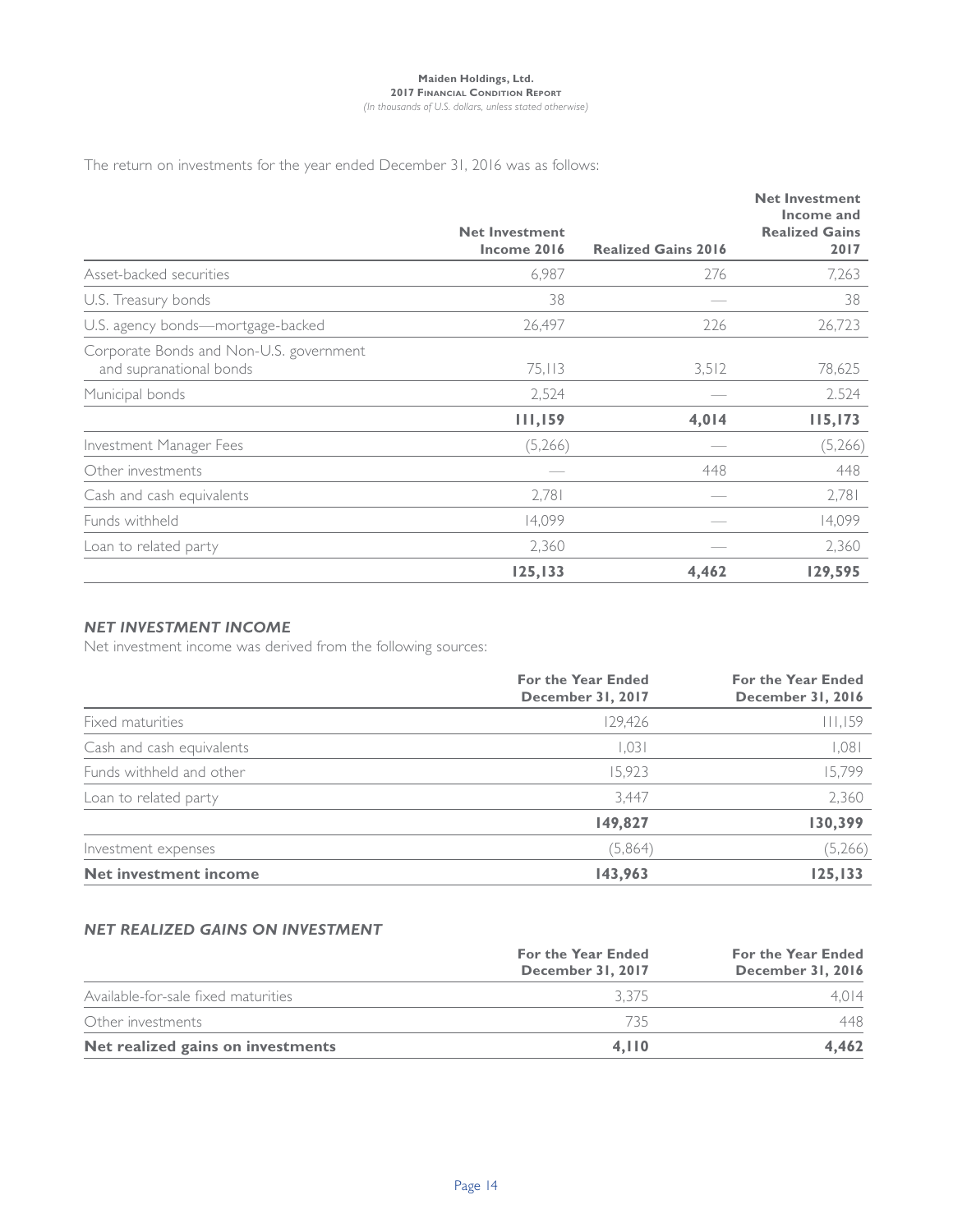The return on investments for the year ended December 31, 2016 was as follows:

| | Net Investment Income 2016 | Realized Gains 2016 | Net Investment Income and Realized Gains 2017 |
|---|---|---|---|
| Asset-backed securities | 6,987 | 276 | 7,263 |
| U.S. Treasury bonds | 38 | — | 38 |
| U.S. agency bonds—mortgage-backed | 26,497 | 226 | 26,723 |
| Corporate Bonds and Non-U.S. government and supranational bonds | 75,113 | 3,512 | 78,625 |
| Municipal bonds | 2,524 | — | 2.524 |
| | **111,159** | **4,014** | **115,173** |
| Investment Manager Fees | (5,266) | — | (5,266) |
| Other investments | — | 448 | 448 |
| Cash and cash equivalents | 2,781 | — | 2,781 |
| Funds withheld | 14,099 | — | 14,099 |
| Loan to related party | 2,360 | — | 2,360 |
| | **125,133** | **4,462** | **129,595** |

### *NET INVESTMENT INCOME*

Net investment income was derived from the following sources:

| | For the Year Ended December 31, 2017 | For the Year Ended December 31, 2016 |
|---|---|---|
| Fixed maturities | 129,426 | 111,159 |
| Cash and cash equivalents | 1,031 | 1,081 |
| Funds withheld and other | 15,923 | 15,799 |
| Loan to related party | 3,447 | 2,360 |
| | **149,827** | **130,399** |
| Investment expenses | (5,864) | (5,266) |
| **Net investment income** | **143,963** | **125,133** |

### *NET REALIZED GAINS ON INVESTMENT*

| | For the Year Ended December 31, 2017 | For the Year Ended December 31, 2016 |
|---|---|---|
| Available-for-sale fixed maturities | 3,375 | 4,014 |
| Other investments | 735 | 448 |
| **Net realized gains on investments** | **4,110** | **4,462** |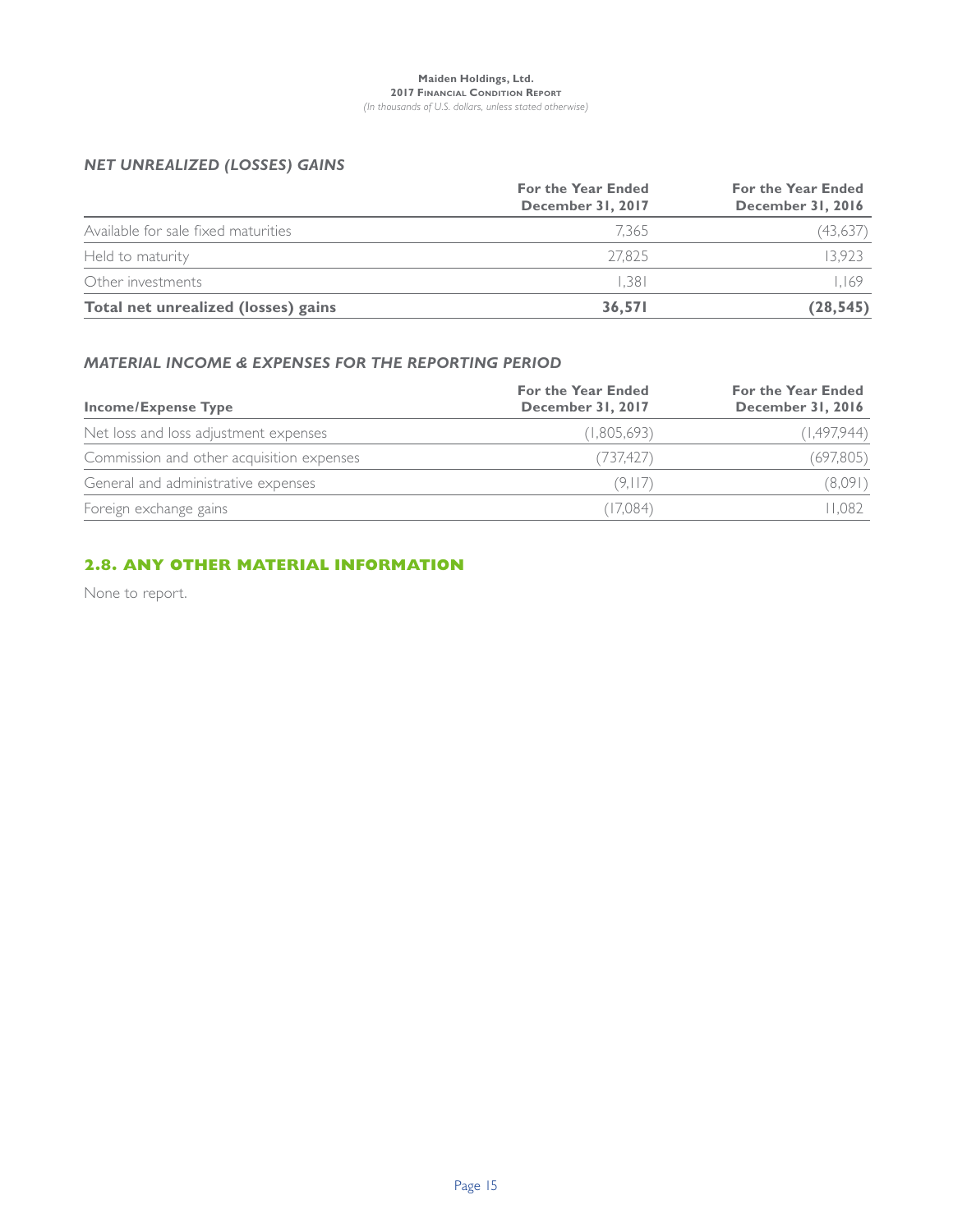### *NET UNREALIZED (LOSSES) GAINS*

| | For the Year Ended December 31, 2017 | For the Year Ended December 31, 2016 |
|---|---|---|
| Available for sale fixed maturities | 7,365 | (43,637) |
| Held to maturity | 27,825 | 13,923 |
| Other investments | 1,381 | 1,169 |
| **Total net unrealized (losses) gains** | **36,571** | **(28,545)** |

### *MATERIAL INCOME & EXPENSES FOR THE REPORTING PERIOD*

| Income/Expense Type | For the Year Ended December 31, 2017 | For the Year Ended December 31, 2016 |
|---|---|---|
| Net loss and loss adjustment expenses | (1,805,693) | (1,497,944) |
| Commission and other acquisition expenses | (737,427) | (697,805) |
| General and administrative expenses | (9,117) | (8,091) |
| Foreign exchange gains | (17,084) | 11,082 |

## 2.8. ANY OTHER MATERIAL INFORMATION

None to report.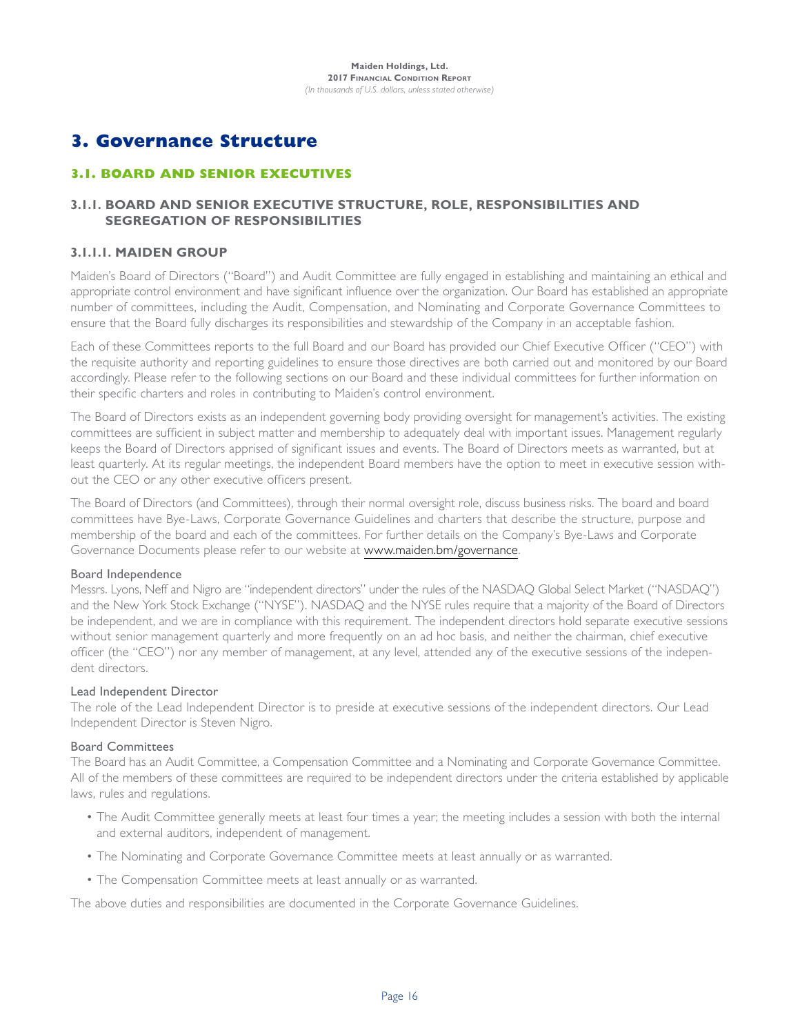# 3. Governance Structure

## 3.1. BOARD AND SENIOR EXECUTIVES

### 3.1.1. BOARD AND SENIOR EXECUTIVE STRUCTURE, ROLE, RESPONSIBILITIES AND SEGREGATION OF RESPONSIBILITIES

#### 3.1.1.1. MAIDEN GROUP

Maiden's Board of Directors ("Board") and Audit Committee are fully engaged in establishing and maintaining an ethical and appropriate control environment and have significant influence over the organization. Our Board has established an appropriate number of committees, including the Audit, Compensation, and Nominating and Corporate Governance Committees to ensure that the Board fully discharges its responsibilities and stewardship of the Company in an acceptable fashion.

Each of these Committees reports to the full Board and our Board has provided our Chief Executive Officer ("CEO") with the requisite authority and reporting guidelines to ensure those directives are both carried out and monitored by our Board accordingly. Please refer to the following sections on our Board and these individual committees for further information on their specific charters and roles in contributing to Maiden's control environment.

The Board of Directors exists as an independent governing body providing oversight for management's activities. The existing committees are sufficient in subject matter and membership to adequately deal with important issues. Management regularly keeps the Board of Directors apprised of significant issues and events. The Board of Directors meets as warranted, but at least quarterly. At its regular meetings, the independent Board members have the option to meet in executive session without the CEO or any other executive officers present.

The Board of Directors (and Committees), through their normal oversight role, discuss business risks. The board and board committees have Bye-Laws, Corporate Governance Guidelines and charters that describe the structure, purpose and membership of the board and each of the committees. For further details on the Company's Bye-Laws and Corporate Governance Documents please refer to our website at www.maiden.bm/governance.

Board Independence

Messrs. Lyons, Neff and Nigro are "independent directors" under the rules of the NASDAQ Global Select Market ("NASDAQ") and the New York Stock Exchange ("NYSE"). NASDAQ and the NYSE rules require that a majority of the Board of Directors be independent, and we are in compliance with this requirement. The independent directors hold separate executive sessions without senior management quarterly and more frequently on an ad hoc basis, and neither the chairman, chief executive officer (the "CEO") nor any member of management, at any level, attended any of the executive sessions of the independent directors.

Lead Independent Director

The role of the Lead Independent Director is to preside at executive sessions of the independent directors. Our Lead Independent Director is Steven Nigro.

Board Committees

The Board has an Audit Committee, a Compensation Committee and a Nominating and Corporate Governance Committee. All of the members of these committees are required to be independent directors under the criteria established by applicable laws, rules and regulations.

- The Audit Committee generally meets at least four times a year; the meeting includes a session with both the internal and external auditors, independent of management.
- The Nominating and Corporate Governance Committee meets at least annually or as warranted.
- The Compensation Committee meets at least annually or as warranted.

The above duties and responsibilities are documented in the Corporate Governance Guidelines.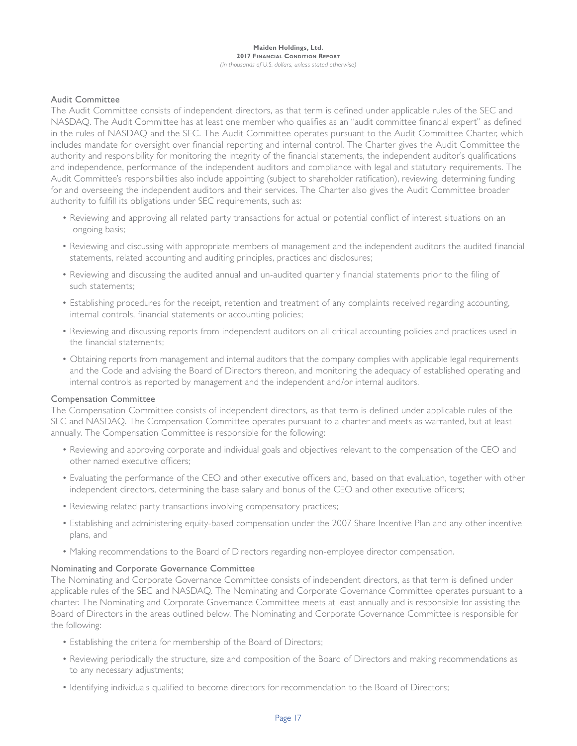### Audit Committee

The Audit Committee consists of independent directors, as that term is defined under applicable rules of the SEC and NASDAQ. The Audit Committee has at least one member who qualifies as an "audit committee financial expert" as defined in the rules of NASDAQ and the SEC. The Audit Committee operates pursuant to the Audit Committee Charter, which includes mandate for oversight over financial reporting and internal control. The Charter gives the Audit Committee the authority and responsibility for monitoring the integrity of the financial statements, the independent auditor's qualifications and independence, performance of the independent auditors and compliance with legal and statutory requirements. The Audit Committee's responsibilities also include appointing (subject to shareholder ratification), reviewing, determining funding for and overseeing the independent auditors and their services. The Charter also gives the Audit Committee broader authority to fulfill its obligations under SEC requirements, such as:

- Reviewing and approving all related party transactions for actual or potential conflict of interest situations on an ongoing basis;
- Reviewing and discussing with appropriate members of management and the independent auditors the audited financial statements, related accounting and auditing principles, practices and disclosures;
- Reviewing and discussing the audited annual and un-audited quarterly financial statements prior to the filing of such statements;
- Establishing procedures for the receipt, retention and treatment of any complaints received regarding accounting, internal controls, financial statements or accounting policies;
- Reviewing and discussing reports from independent auditors on all critical accounting policies and practices used in the financial statements;
- Obtaining reports from management and internal auditors that the company complies with applicable legal requirements and the Code and advising the Board of Directors thereon, and monitoring the adequacy of established operating and internal controls as reported by management and the independent and/or internal auditors.

### Compensation Committee

The Compensation Committee consists of independent directors, as that term is defined under applicable rules of the SEC and NASDAQ. The Compensation Committee operates pursuant to a charter and meets as warranted, but at least annually. The Compensation Committee is responsible for the following:

- Reviewing and approving corporate and individual goals and objectives relevant to the compensation of the CEO and other named executive officers;
- Evaluating the performance of the CEO and other executive officers and, based on that evaluation, together with other independent directors, determining the base salary and bonus of the CEO and other executive officers;
- Reviewing related party transactions involving compensatory practices;
- Establishing and administering equity-based compensation under the 2007 Share Incentive Plan and any other incentive plans, and
- Making recommendations to the Board of Directors regarding non-employee director compensation.

### Nominating and Corporate Governance Committee

The Nominating and Corporate Governance Committee consists of independent directors, as that term is defined under applicable rules of the SEC and NASDAQ. The Nominating and Corporate Governance Committee operates pursuant to a charter. The Nominating and Corporate Governance Committee meets at least annually and is responsible for assisting the Board of Directors in the areas outlined below. The Nominating and Corporate Governance Committee is responsible for the following:

- Establishing the criteria for membership of the Board of Directors;
- Reviewing periodically the structure, size and composition of the Board of Directors and making recommendations as to any necessary adjustments;
- Identifying individuals qualified to become directors for recommendation to the Board of Directors;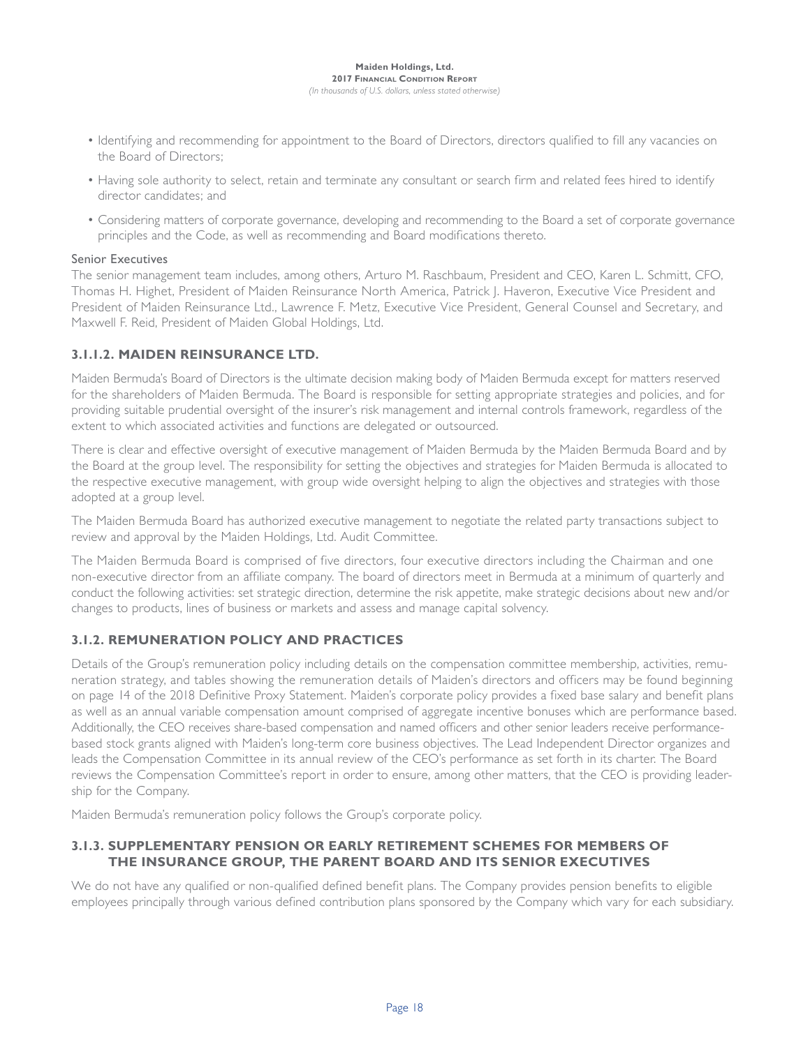- Identifying and recommending for appointment to the Board of Directors, directors qualified to fill any vacancies on the Board of Directors;
- Having sole authority to select, retain and terminate any consultant or search firm and related fees hired to identify director candidates; and
- Considering matters of corporate governance, developing and recommending to the Board a set of corporate governance principles and the Code, as well as recommending and Board modifications thereto.

Senior Executives

The senior management team includes, among others, Arturo M. Raschbaum, President and CEO, Karen L. Schmitt, CFO, Thomas H. Highet, President of Maiden Reinsurance North America, Patrick J. Haveron, Executive Vice President and President of Maiden Reinsurance Ltd., Lawrence F. Metz, Executive Vice President, General Counsel and Secretary, and Maxwell F. Reid, President of Maiden Global Holdings, Ltd.

### 3.1.1.2. MAIDEN REINSURANCE LTD.

Maiden Bermuda's Board of Directors is the ultimate decision making body of Maiden Bermuda except for matters reserved for the shareholders of Maiden Bermuda. The Board is responsible for setting appropriate strategies and policies, and for providing suitable prudential oversight of the insurer's risk management and internal controls framework, regardless of the extent to which associated activities and functions are delegated or outsourced.

There is clear and effective oversight of executive management of Maiden Bermuda by the Maiden Bermuda Board and by the Board at the group level. The responsibility for setting the objectives and strategies for Maiden Bermuda is allocated to the respective executive management, with group wide oversight helping to align the objectives and strategies with those adopted at a group level.

The Maiden Bermuda Board has authorized executive management to negotiate the related party transactions subject to review and approval by the Maiden Holdings, Ltd. Audit Committee.

The Maiden Bermuda Board is comprised of five directors, four executive directors including the Chairman and one non-executive director from an affiliate company. The board of directors meet in Bermuda at a minimum of quarterly and conduct the following activities: set strategic direction, determine the risk appetite, make strategic decisions about new and/or changes to products, lines of business or markets and assess and manage capital solvency.

### 3.1.2. REMUNERATION POLICY AND PRACTICES

Details of the Group's remuneration policy including details on the compensation committee membership, activities, remuneration strategy, and tables showing the remuneration details of Maiden's directors and officers may be found beginning on page 14 of the 2018 Definitive Proxy Statement. Maiden's corporate policy provides a fixed base salary and benefit plans as well as an annual variable compensation amount comprised of aggregate incentive bonuses which are performance based. Additionally, the CEO receives share-based compensation and named officers and other senior leaders receive performance-based stock grants aligned with Maiden's long-term core business objectives. The Lead Independent Director organizes and leads the Compensation Committee in its annual review of the CEO's performance as set forth in its charter. The Board reviews the Compensation Committee's report in order to ensure, among other matters, that the CEO is providing leadership for the Company.

Maiden Bermuda's remuneration policy follows the Group's corporate policy.

### 3.1.3. SUPPLEMENTARY PENSION OR EARLY RETIREMENT SCHEMES FOR MEMBERS OF THE INSURANCE GROUP, THE PARENT BOARD AND ITS SENIOR EXECUTIVES

We do not have any qualified or non-qualified defined benefit plans. The Company provides pension benefits to eligible employees principally through various defined contribution plans sponsored by the Company which vary for each subsidiary.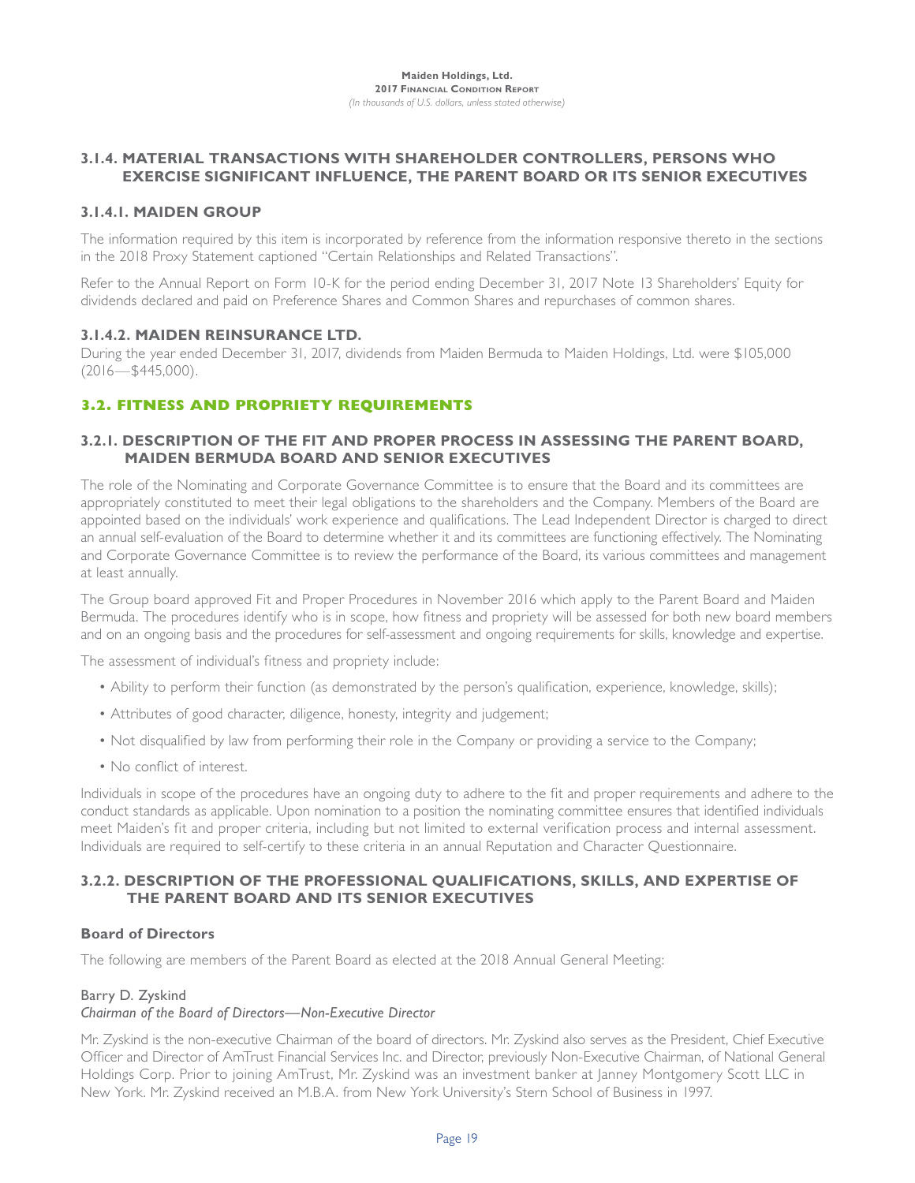### 3.1.4. MATERIAL TRANSACTIONS WITH SHAREHOLDER CONTROLLERS, PERSONS WHO EXERCISE SIGNIFICANT INFLUENCE, THE PARENT BOARD OR ITS SENIOR EXECUTIVES

#### 3.1.4.1. MAIDEN GROUP

The information required by this item is incorporated by reference from the information responsive thereto in the sections in the 2018 Proxy Statement captioned "Certain Relationships and Related Transactions".

Refer to the Annual Report on Form 10-K for the period ending December 31, 2017 Note 13 Shareholders' Equity for dividends declared and paid on Preference Shares and Common Shares and repurchases of common shares.

#### 3.1.4.2. MAIDEN REINSURANCE LTD.

During the year ended December 31, 2017, dividends from Maiden Bermuda to Maiden Holdings, Ltd. were $105,000 (2016—$445,000).

## 3.2. FITNESS AND PROPRIETY REQUIREMENTS

### 3.2.1. DESCRIPTION OF THE FIT AND PROPER PROCESS IN ASSESSING THE PARENT BOARD, MAIDEN BERMUDA BOARD AND SENIOR EXECUTIVES

The role of the Nominating and Corporate Governance Committee is to ensure that the Board and its committees are appropriately constituted to meet their legal obligations to the shareholders and the Company. Members of the Board are appointed based on the individuals' work experience and qualifications. The Lead Independent Director is charged to direct an annual self-evaluation of the Board to determine whether it and its committees are functioning effectively. The Nominating and Corporate Governance Committee is to review the performance of the Board, its various committees and management at least annually.

The Group board approved Fit and Proper Procedures in November 2016 which apply to the Parent Board and Maiden Bermuda. The procedures identify who is in scope, how fitness and propriety will be assessed for both new board members and on an ongoing basis and the procedures for self-assessment and ongoing requirements for skills, knowledge and expertise.

The assessment of individual's fitness and propriety include:

- Ability to perform their function (as demonstrated by the person's qualification, experience, knowledge, skills);
- Attributes of good character, diligence, honesty, integrity and judgement;
- Not disqualified by law from performing their role in the Company or providing a service to the Company;
- No conflict of interest.

Individuals in scope of the procedures have an ongoing duty to adhere to the fit and proper requirements and adhere to the conduct standards as applicable. Upon nomination to a position the nominating committee ensures that identified individuals meet Maiden's fit and proper criteria, including but not limited to external verification process and internal assessment. Individuals are required to self-certify to these criteria in an annual Reputation and Character Questionnaire.

### 3.2.2. DESCRIPTION OF THE PROFESSIONAL QUALIFICATIONS, SKILLS, AND EXPERTISE OF THE PARENT BOARD AND ITS SENIOR EXECUTIVES

**Board of Directors**

The following are members of the Parent Board as elected at the 2018 Annual General Meeting:

Barry D. Zyskind
*Chairman of the Board of Directors—Non-Executive Director*

Mr. Zyskind is the non-executive Chairman of the board of directors. Mr. Zyskind also serves as the President, Chief Executive Officer and Director of AmTrust Financial Services Inc. and Director, previously Non-Executive Chairman, of National General Holdings Corp. Prior to joining AmTrust, Mr. Zyskind was an investment banker at Janney Montgomery Scott LLC in New York. Mr. Zyskind received an M.B.A. from New York University's Stern School of Business in 1997.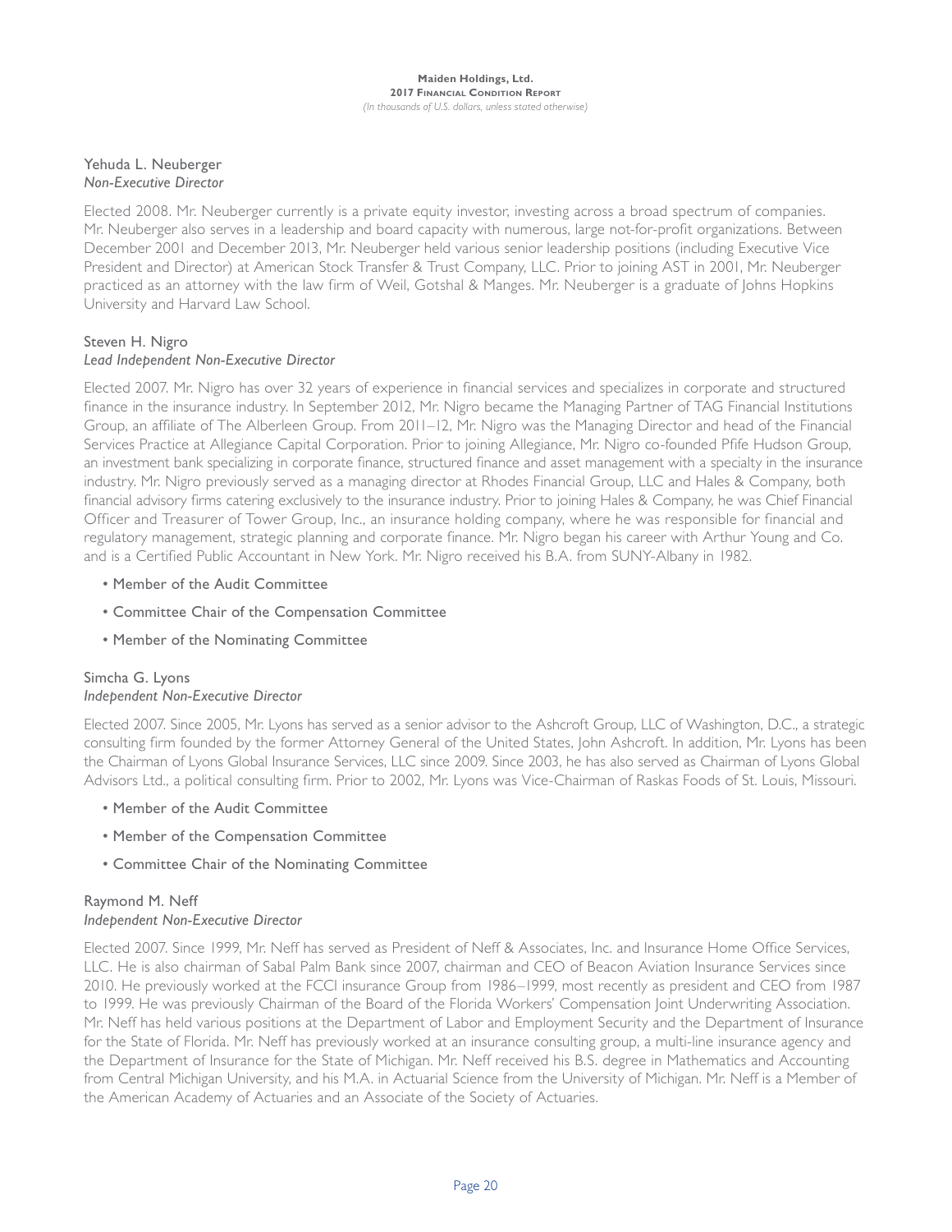Yehuda L. Neuberger
*Non-Executive Director*

Elected 2008. Mr. Neuberger currently is a private equity investor, investing across a broad spectrum of companies. Mr. Neuberger also serves in a leadership and board capacity with numerous, large not-for-profit organizations. Between December 2001 and December 2013, Mr. Neuberger held various senior leadership positions (including Executive Vice President and Director) at American Stock Transfer & Trust Company, LLC. Prior to joining AST in 2001, Mr. Neuberger practiced as an attorney with the law firm of Weil, Gotshal & Manges. Mr. Neuberger is a graduate of Johns Hopkins University and Harvard Law School.

Steven H. Nigro
*Lead Independent Non-Executive Director*

Elected 2007. Mr. Nigro has over 32 years of experience in financial services and specializes in corporate and structured finance in the insurance industry. In September 2012, Mr. Nigro became the Managing Partner of TAG Financial Institutions Group, an affiliate of The Alberleen Group. From 2011–12, Mr. Nigro was the Managing Director and head of the Financial Services Practice at Allegiance Capital Corporation. Prior to joining Allegiance, Mr. Nigro co-founded Pfife Hudson Group, an investment bank specializing in corporate finance, structured finance and asset management with a specialty in the insurance industry. Mr. Nigro previously served as a managing director at Rhodes Financial Group, LLC and Hales & Company, both financial advisory firms catering exclusively to the insurance industry. Prior to joining Hales & Company, he was Chief Financial Officer and Treasurer of Tower Group, Inc., an insurance holding company, where he was responsible for financial and regulatory management, strategic planning and corporate finance. Mr. Nigro began his career with Arthur Young and Co. and is a Certified Public Accountant in New York. Mr. Nigro received his B.A. from SUNY-Albany in 1982.

- Member of the Audit Committee
- Committee Chair of the Compensation Committee
- Member of the Nominating Committee

Simcha G. Lyons
*Independent Non-Executive Director*

Elected 2007. Since 2005, Mr. Lyons has served as a senior advisor to the Ashcroft Group, LLC of Washington, D.C., a strategic consulting firm founded by the former Attorney General of the United States, John Ashcroft. In addition, Mr. Lyons has been the Chairman of Lyons Global Insurance Services, LLC since 2009. Since 2003, he has also served as Chairman of Lyons Global Advisors Ltd., a political consulting firm. Prior to 2002, Mr. Lyons was Vice-Chairman of Raskas Foods of St. Louis, Missouri.

- Member of the Audit Committee
- Member of the Compensation Committee
- Committee Chair of the Nominating Committee

Raymond M. Neff
*Independent Non-Executive Director*

Elected 2007. Since 1999, Mr. Neff has served as President of Neff & Associates, Inc. and Insurance Home Office Services, LLC. He is also chairman of Sabal Palm Bank since 2007, chairman and CEO of Beacon Aviation Insurance Services since 2010. He previously worked at the FCCI insurance Group from 1986–1999, most recently as president and CEO from 1987 to 1999. He was previously Chairman of the Board of the Florida Workers' Compensation Joint Underwriting Association. Mr. Neff has held various positions at the Department of Labor and Employment Security and the Department of Insurance for the State of Florida. Mr. Neff has previously worked at an insurance consulting group, a multi-line insurance agency and the Department of Insurance for the State of Michigan. Mr. Neff received his B.S. degree in Mathematics and Accounting from Central Michigan University, and his M.A. in Actuarial Science from the University of Michigan. Mr. Neff is a Member of the American Academy of Actuaries and an Associate of the Society of Actuaries.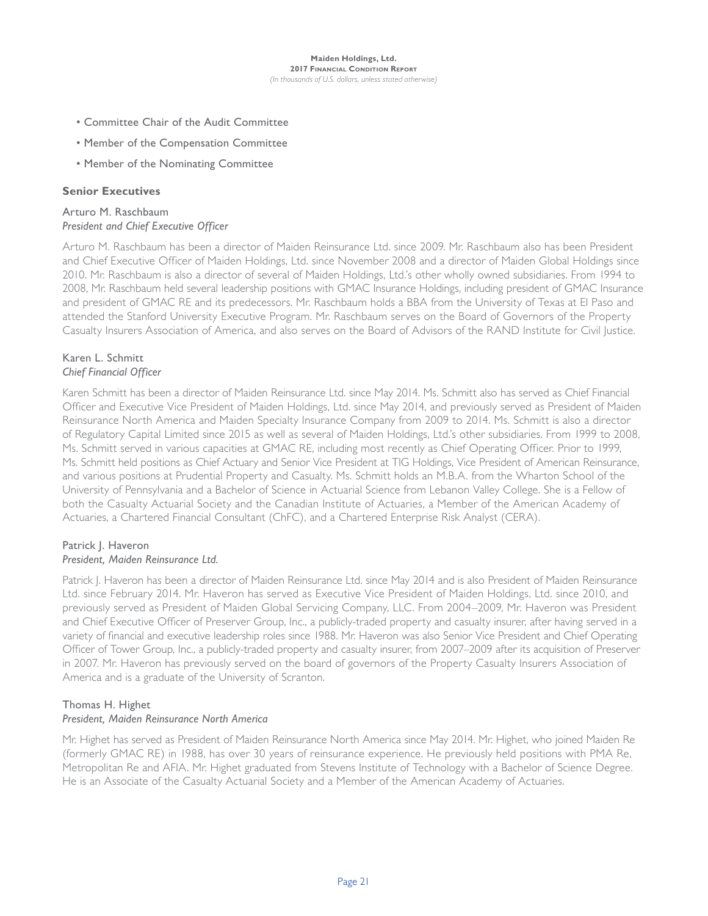- Committee Chair of the Audit Committee
- Member of the Compensation Committee
- Member of the Nominating Committee

### Senior Executives

Arturo M. Raschbaum
*President and Chief Executive Officer*

Arturo M. Raschbaum has been a director of Maiden Reinsurance Ltd. since 2009. Mr. Raschbaum also has been President and Chief Executive Officer of Maiden Holdings, Ltd. since November 2008 and a director of Maiden Global Holdings since 2010. Mr. Raschbaum is also a director of several of Maiden Holdings, Ltd.'s other wholly owned subsidiaries. From 1994 to 2008, Mr. Raschbaum held several leadership positions with GMAC Insurance Holdings, including president of GMAC Insurance and president of GMAC RE and its predecessors. Mr. Raschbaum holds a BBA from the University of Texas at El Paso and attended the Stanford University Executive Program. Mr. Raschbaum serves on the Board of Governors of the Property Casualty Insurers Association of America, and also serves on the Board of Advisors of the RAND Institute for Civil Justice.

Karen L. Schmitt
*Chief Financial Officer*

Karen Schmitt has been a director of Maiden Reinsurance Ltd. since May 2014. Ms. Schmitt also has served as Chief Financial Officer and Executive Vice President of Maiden Holdings, Ltd. since May 2014, and previously served as President of Maiden Reinsurance North America and Maiden Specialty Insurance Company from 2009 to 2014. Ms. Schmitt is also a director of Regulatory Capital Limited since 2015 as well as several of Maiden Holdings, Ltd.'s other subsidiaries. From 1999 to 2008, Ms. Schmitt served in various capacities at GMAC RE, including most recently as Chief Operating Officer. Prior to 1999, Ms. Schmitt held positions as Chief Actuary and Senior Vice President at TIG Holdings, Vice President of American Reinsurance, and various positions at Prudential Property and Casualty. Ms. Schmitt holds an M.B.A. from the Wharton School of the University of Pennsylvania and a Bachelor of Science in Actuarial Science from Lebanon Valley College. She is a Fellow of both the Casualty Actuarial Society and the Canadian Institute of Actuaries, a Member of the American Academy of Actuaries, a Chartered Financial Consultant (ChFC), and a Chartered Enterprise Risk Analyst (CERA).

Patrick J. Haveron
*President, Maiden Reinsurance Ltd.*

Patrick J. Haveron has been a director of Maiden Reinsurance Ltd. since May 2014 and is also President of Maiden Reinsurance Ltd. since February 2014. Mr. Haveron has served as Executive Vice President of Maiden Holdings, Ltd. since 2010, and previously served as President of Maiden Global Servicing Company, LLC. From 2004–2009, Mr. Haveron was President and Chief Executive Officer of Preserver Group, Inc., a publicly-traded property and casualty insurer, after having served in a variety of financial and executive leadership roles since 1988. Mr. Haveron was also Senior Vice President and Chief Operating Officer of Tower Group, Inc., a publicly-traded property and casualty insurer, from 2007–2009 after its acquisition of Preserver in 2007. Mr. Haveron has previously served on the board of governors of the Property Casualty Insurers Association of America and is a graduate of the University of Scranton.

Thomas H. Highet
*President, Maiden Reinsurance North America*

Mr. Highet has served as President of Maiden Reinsurance North America since May 2014. Mr. Highet, who joined Maiden Re (formerly GMAC RE) in 1988, has over 30 years of reinsurance experience. He previously held positions with PMA Re, Metropolitan Re and AFIA. Mr. Highet graduated from Stevens Institute of Technology with a Bachelor of Science Degree. He is an Associate of the Casualty Actuarial Society and a Member of the American Academy of Actuaries.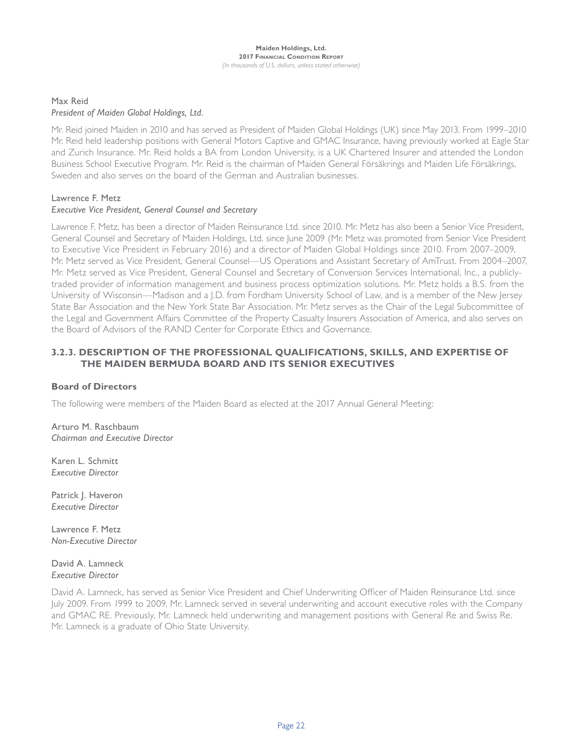Max Reid
*President of Maiden Global Holdings, Ltd.*

Mr. Reid joined Maiden in 2010 and has served as President of Maiden Global Holdings (UK) since May 2013. From 1999–2010 Mr. Reid held leadership positions with General Motors Captive and GMAC Insurance, having previously worked at Eagle Star and Zurich Insurance. Mr. Reid holds a BA from London University, is a UK Chartered Insurer and attended the London Business School Executive Program. Mr. Reid is the chairman of Maiden General Försäkrings and Maiden Life Försäkrings, Sweden and also serves on the board of the German and Australian businesses.

Lawrence F. Metz
*Executive Vice President, General Counsel and Secretary*

Lawrence F. Metz, has been a director of Maiden Reinsurance Ltd. since 2010. Mr. Metz has also been a Senior Vice President, General Counsel and Secretary of Maiden Holdings, Ltd. since June 2009 (Mr. Metz was promoted from Senior Vice President to Executive Vice President in February 2016) and a director of Maiden Global Holdings since 2010. From 2007–2009, Mr. Metz served as Vice President, General Counsel—US Operations and Assistant Secretary of AmTrust. From 2004–2007, Mr. Metz served as Vice President, General Counsel and Secretary of Conversion Services International, Inc., a publicly-traded provider of information management and business process optimization solutions. Mr. Metz holds a B.S. from the University of Wisconsin—Madison and a J.D. from Fordham University School of Law, and is a member of the New Jersey State Bar Association and the New York State Bar Association. Mr. Metz serves as the Chair of the Legal Subcommittee of the Legal and Government Affairs Committee of the Property Casualty Insurers Association of America, and also serves on the Board of Advisors of the RAND Center for Corporate Ethics and Governance.

### 3.2.3. DESCRIPTION OF THE PROFESSIONAL QUALIFICATIONS, SKILLS, AND EXPERTISE OF THE MAIDEN BERMUDA BOARD AND ITS SENIOR EXECUTIVES

**Board of Directors**

The following were members of the Maiden Board as elected at the 2017 Annual General Meeting:

Arturo M. Raschbaum
*Chairman and Executive Director*

Karen L. Schmitt
*Executive Director*

Patrick J. Haveron
*Executive Director*

Lawrence F. Metz
*Non-Executive Director*

David A. Lamneck
*Executive Director*

David A. Lamneck, has served as Senior Vice President and Chief Underwriting Officer of Maiden Reinsurance Ltd. since July 2009. From 1999 to 2009, Mr. Lamneck served in several underwriting and account executive roles with the Company and GMAC RE. Previously, Mr. Lamneck held underwriting and management positions with General Re and Swiss Re. Mr. Lamneck is a graduate of Ohio State University.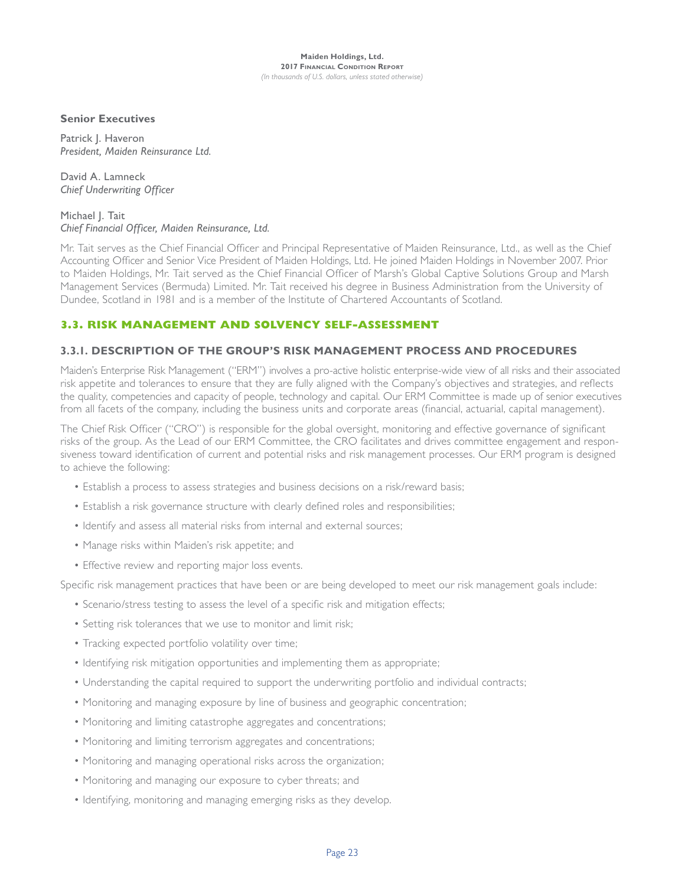**Senior Executives**

Patrick J. Haveron
*President, Maiden Reinsurance Ltd.*

David A. Lamneck
*Chief Underwriting Officer*

Michael J. Tait
*Chief Financial Officer, Maiden Reinsurance, Ltd.*

Mr. Tait serves as the Chief Financial Officer and Principal Representative of Maiden Reinsurance, Ltd., as well as the Chief Accounting Officer and Senior Vice President of Maiden Holdings, Ltd. He joined Maiden Holdings in November 2007. Prior to Maiden Holdings, Mr. Tait served as the Chief Financial Officer of Marsh's Global Captive Solutions Group and Marsh Management Services (Bermuda) Limited. Mr. Tait received his degree in Business Administration from the University of Dundee, Scotland in 1981 and is a member of the Institute of Chartered Accountants of Scotland.

## 3.3. RISK MANAGEMENT AND SOLVENCY SELF-ASSESSMENT

### 3.3.1. DESCRIPTION OF THE GROUP'S RISK MANAGEMENT PROCESS AND PROCEDURES

Maiden's Enterprise Risk Management ("ERM") involves a pro-active holistic enterprise-wide view of all risks and their associated risk appetite and tolerances to ensure that they are fully aligned with the Company's objectives and strategies, and reflects the quality, competencies and capacity of people, technology and capital. Our ERM Committee is made up of senior executives from all facets of the company, including the business units and corporate areas (financial, actuarial, capital management).

The Chief Risk Officer ("CRO") is responsible for the global oversight, monitoring and effective governance of significant risks of the group. As the Lead of our ERM Committee, the CRO facilitates and drives committee engagement and responsiveness toward identification of current and potential risks and risk management processes. Our ERM program is designed to achieve the following:

- Establish a process to assess strategies and business decisions on a risk/reward basis;
- Establish a risk governance structure with clearly defined roles and responsibilities;
- Identify and assess all material risks from internal and external sources;
- Manage risks within Maiden's risk appetite; and
- Effective review and reporting major loss events.

Specific risk management practices that have been or are being developed to meet our risk management goals include:

- Scenario/stress testing to assess the level of a specific risk and mitigation effects;
- Setting risk tolerances that we use to monitor and limit risk;
- Tracking expected portfolio volatility over time;
- Identifying risk mitigation opportunities and implementing them as appropriate;
- Understanding the capital required to support the underwriting portfolio and individual contracts;
- Monitoring and managing exposure by line of business and geographic concentration;
- Monitoring and limiting catastrophe aggregates and concentrations;
- Monitoring and limiting terrorism aggregates and concentrations;
- Monitoring and managing operational risks across the organization;
- Monitoring and managing our exposure to cyber threats; and
- Identifying, monitoring and managing emerging risks as they develop.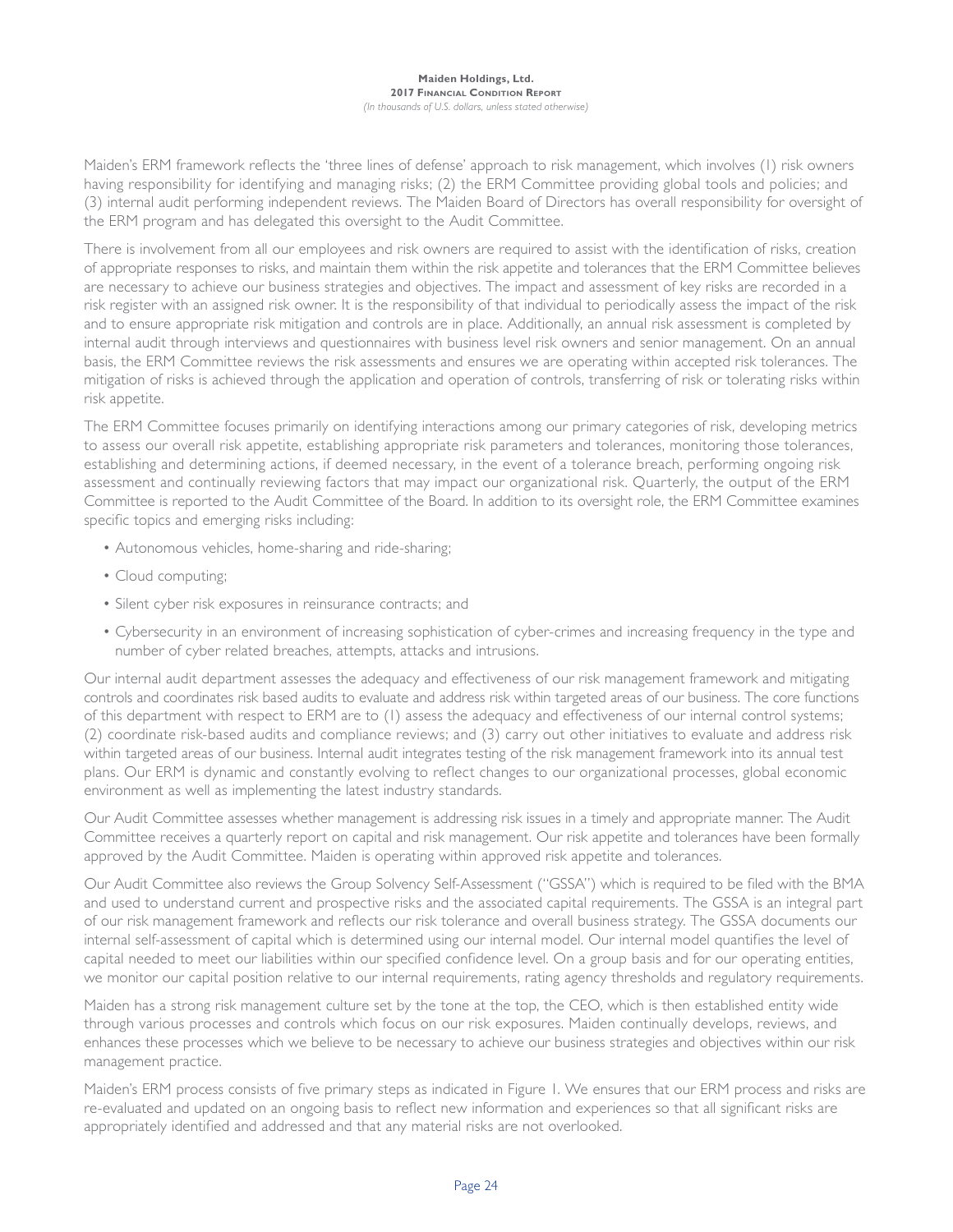Maiden's ERM framework reflects the 'three lines of defense' approach to risk management, which involves (1) risk owners having responsibility for identifying and managing risks; (2) the ERM Committee providing global tools and policies; and (3) internal audit performing independent reviews. The Maiden Board of Directors has overall responsibility for oversight of the ERM program and has delegated this oversight to the Audit Committee.

There is involvement from all our employees and risk owners are required to assist with the identification of risks, creation of appropriate responses to risks, and maintain them within the risk appetite and tolerances that the ERM Committee believes are necessary to achieve our business strategies and objectives. The impact and assessment of key risks are recorded in a risk register with an assigned risk owner. It is the responsibility of that individual to periodically assess the impact of the risk and to ensure appropriate risk mitigation and controls are in place. Additionally, an annual risk assessment is completed by internal audit through interviews and questionnaires with business level risk owners and senior management. On an annual basis, the ERM Committee reviews the risk assessments and ensures we are operating within accepted risk tolerances. The mitigation of risks is achieved through the application and operation of controls, transferring of risk or tolerating risks within risk appetite.

The ERM Committee focuses primarily on identifying interactions among our primary categories of risk, developing metrics to assess our overall risk appetite, establishing appropriate risk parameters and tolerances, monitoring those tolerances, establishing and determining actions, if deemed necessary, in the event of a tolerance breach, performing ongoing risk assessment and continually reviewing factors that may impact our organizational risk. Quarterly, the output of the ERM Committee is reported to the Audit Committee of the Board. In addition to its oversight role, the ERM Committee examines specific topics and emerging risks including:

- Autonomous vehicles, home-sharing and ride-sharing;
- Cloud computing;
- Silent cyber risk exposures in reinsurance contracts; and
- Cybersecurity in an environment of increasing sophistication of cyber-crimes and increasing frequency in the type and number of cyber related breaches, attempts, attacks and intrusions.

Our internal audit department assesses the adequacy and effectiveness of our risk management framework and mitigating controls and coordinates risk based audits to evaluate and address risk within targeted areas of our business. The core functions of this department with respect to ERM are to (1) assess the adequacy and effectiveness of our internal control systems; (2) coordinate risk-based audits and compliance reviews; and (3) carry out other initiatives to evaluate and address risk within targeted areas of our business. Internal audit integrates testing of the risk management framework into its annual test plans. Our ERM is dynamic and constantly evolving to reflect changes to our organizational processes, global economic environment as well as implementing the latest industry standards.

Our Audit Committee assesses whether management is addressing risk issues in a timely and appropriate manner. The Audit Committee receives a quarterly report on capital and risk management. Our risk appetite and tolerances have been formally approved by the Audit Committee. Maiden is operating within approved risk appetite and tolerances.

Our Audit Committee also reviews the Group Solvency Self-Assessment ("GSSA") which is required to be filed with the BMA and used to understand current and prospective risks and the associated capital requirements. The GSSA is an integral part of our risk management framework and reflects our risk tolerance and overall business strategy. The GSSA documents our internal self-assessment of capital which is determined using our internal model. Our internal model quantifies the level of capital needed to meet our liabilities within our specified confidence level. On a group basis and for our operating entities, we monitor our capital position relative to our internal requirements, rating agency thresholds and regulatory requirements.

Maiden has a strong risk management culture set by the tone at the top, the CEO, which is then established entity wide through various processes and controls which focus on our risk exposures. Maiden continually develops, reviews, and enhances these processes which we believe to be necessary to achieve our business strategies and objectives within our risk management practice.

Maiden's ERM process consists of five primary steps as indicated in Figure 1. We ensures that our ERM process and risks are re-evaluated and updated on an ongoing basis to reflect new information and experiences so that all significant risks are appropriately identified and addressed and that any material risks are not overlooked.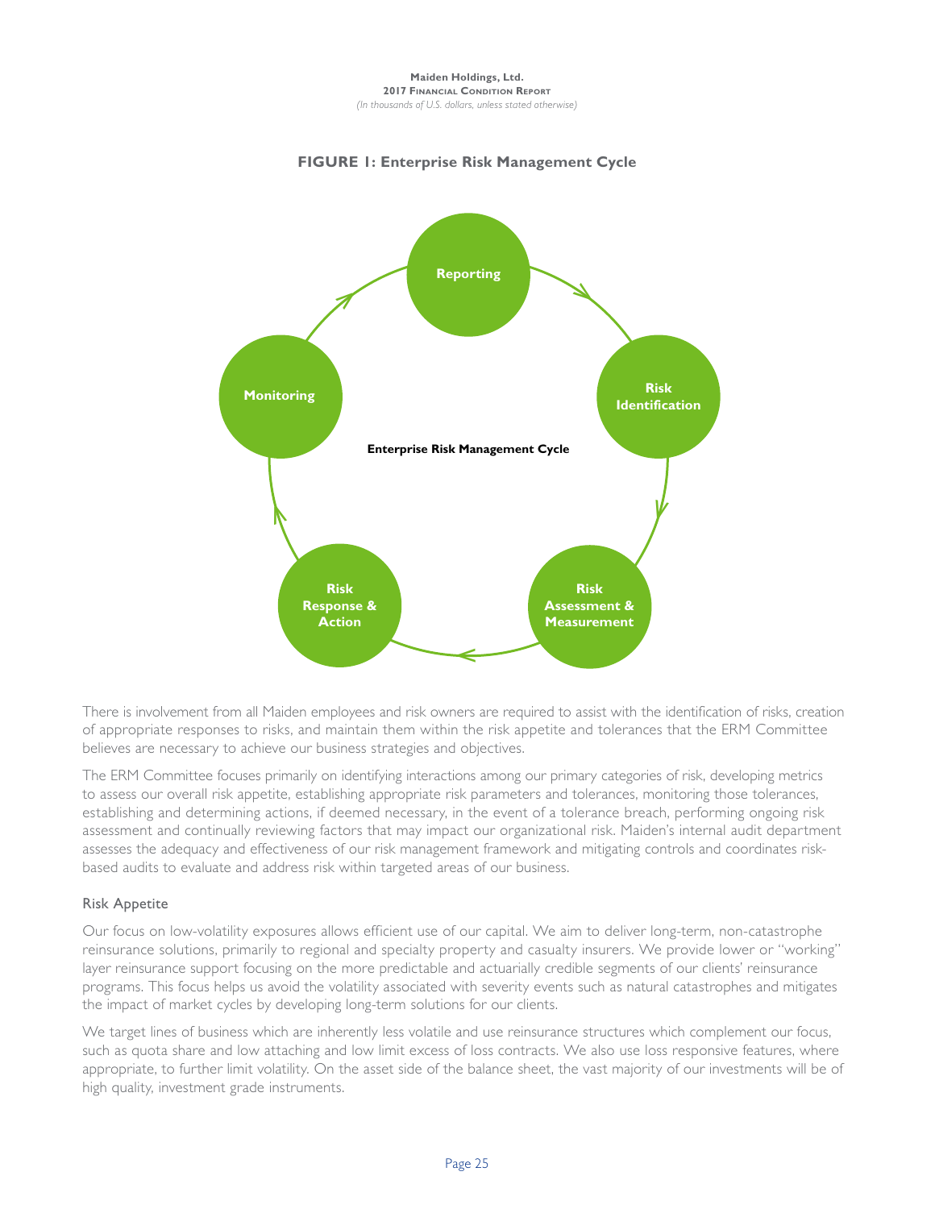**FIGURE 1: Enterprise Risk Management Cycle**

Reporting

Risk Identification

Risk Assessment & Measurement

Risk Response & Action

Monitoring

Enterprise Risk Management Cycle

There is involvement from all Maiden employees and risk owners are required to assist with the identification of risks, creation of appropriate responses to risks, and maintain them within the risk appetite and tolerances that the ERM Committee believes are necessary to achieve our business strategies and objectives.

The ERM Committee focuses primarily on identifying interactions among our primary categories of risk, developing metrics to assess our overall risk appetite, establishing appropriate risk parameters and tolerances, monitoring those tolerances, establishing and determining actions, if deemed necessary, in the event of a tolerance breach, performing ongoing risk assessment and continually reviewing factors that may impact our organizational risk. Maiden's internal audit department assesses the adequacy and effectiveness of our risk management framework and mitigating controls and coordinates risk-based audits to evaluate and address risk within targeted areas of our business.

### Risk Appetite

Our focus on low-volatility exposures allows efficient use of our capital. We aim to deliver long-term, non-catastrophe reinsurance solutions, primarily to regional and specialty property and casualty insurers. We provide lower or "working" layer reinsurance support focusing on the more predictable and actuarially credible segments of our clients' reinsurance programs. This focus helps us avoid the volatility associated with severity events such as natural catastrophes and mitigates the impact of market cycles by developing long-term solutions for our clients.

We target lines of business which are inherently less volatile and use reinsurance structures which complement our focus, such as quota share and low attaching and low limit excess of loss contracts. We also use loss responsive features, where appropriate, to further limit volatility. On the asset side of the balance sheet, the vast majority of our investments will be of high quality, investment grade instruments.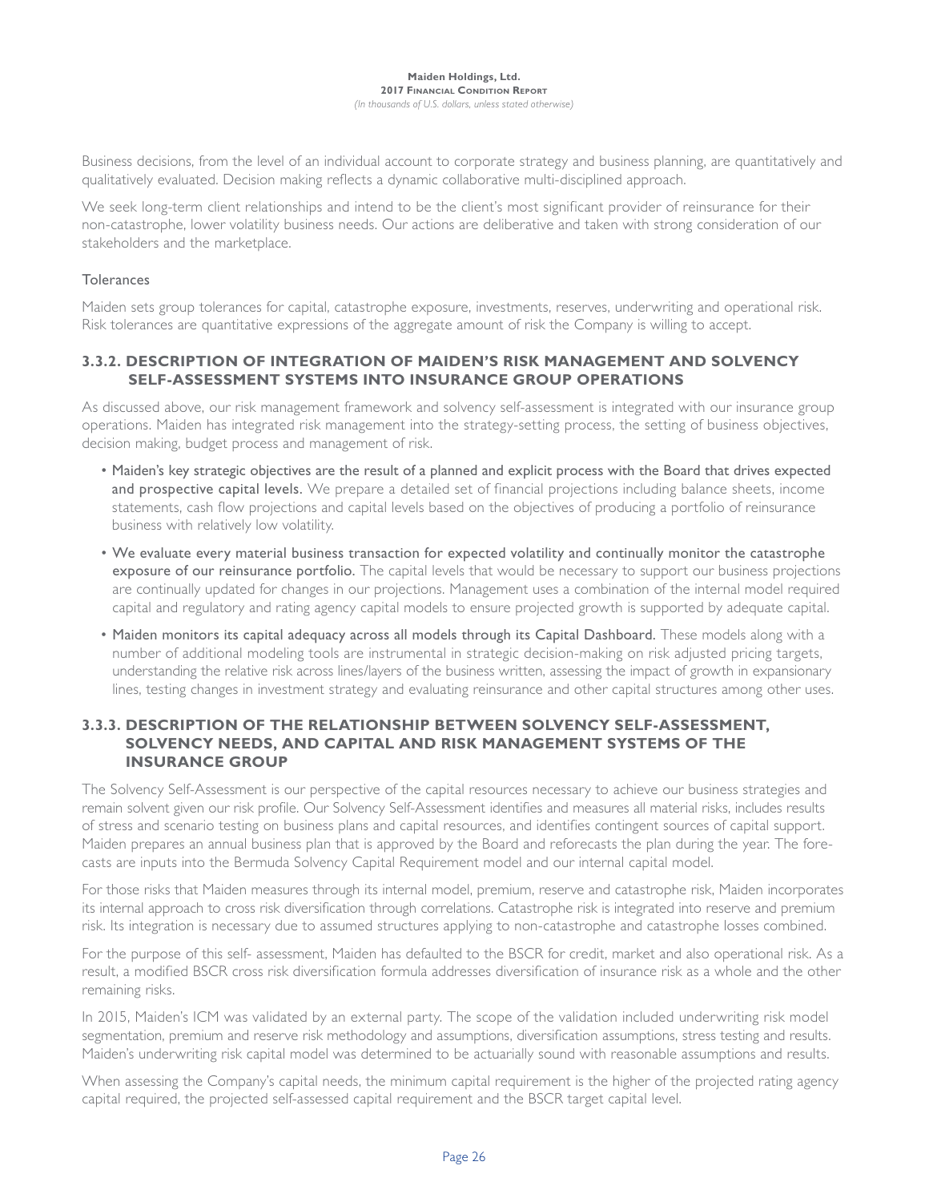Business decisions, from the level of an individual account to corporate strategy and business planning, are quantitatively and qualitatively evaluated. Decision making reflects a dynamic collaborative multi-disciplined approach.

We seek long-term client relationships and intend to be the client's most significant provider of reinsurance for their non-catastrophe, lower volatility business needs. Our actions are deliberative and taken with strong consideration of our stakeholders and the marketplace.

Tolerances

Maiden sets group tolerances for capital, catastrophe exposure, investments, reserves, underwriting and operational risk. Risk tolerances are quantitative expressions of the aggregate amount of risk the Company is willing to accept.

### 3.3.2. DESCRIPTION OF INTEGRATION OF MAIDEN'S RISK MANAGEMENT AND SOLVENCY SELF-ASSESSMENT SYSTEMS INTO INSURANCE GROUP OPERATIONS

As discussed above, our risk management framework and solvency self-assessment is integrated with our insurance group operations. Maiden has integrated risk management into the strategy-setting process, the setting of business objectives, decision making, budget process and management of risk.

- Maiden's key strategic objectives are the result of a planned and explicit process with the Board that drives expected and prospective capital levels. We prepare a detailed set of financial projections including balance sheets, income statements, cash flow projections and capital levels based on the objectives of producing a portfolio of reinsurance business with relatively low volatility.
- We evaluate every material business transaction for expected volatility and continually monitor the catastrophe exposure of our reinsurance portfolio. The capital levels that would be necessary to support our business projections are continually updated for changes in our projections. Management uses a combination of the internal model required capital and regulatory and rating agency capital models to ensure projected growth is supported by adequate capital.
- Maiden monitors its capital adequacy across all models through its Capital Dashboard. These models along with a number of additional modeling tools are instrumental in strategic decision-making on risk adjusted pricing targets, understanding the relative risk across lines/layers of the business written, assessing the impact of growth in expansionary lines, testing changes in investment strategy and evaluating reinsurance and other capital structures among other uses.

### 3.3.3. DESCRIPTION OF THE RELATIONSHIP BETWEEN SOLVENCY SELF-ASSESSMENT, SOLVENCY NEEDS, AND CAPITAL AND RISK MANAGEMENT SYSTEMS OF THE INSURANCE GROUP

The Solvency Self-Assessment is our perspective of the capital resources necessary to achieve our business strategies and remain solvent given our risk profile. Our Solvency Self-Assessment identifies and measures all material risks, includes results of stress and scenario testing on business plans and capital resources, and identifies contingent sources of capital support. Maiden prepares an annual business plan that is approved by the Board and reforecasts the plan during the year. The forecasts are inputs into the Bermuda Solvency Capital Requirement model and our internal capital model.

For those risks that Maiden measures through its internal model, premium, reserve and catastrophe risk, Maiden incorporates its internal approach to cross risk diversification through correlations. Catastrophe risk is integrated into reserve and premium risk. Its integration is necessary due to assumed structures applying to non-catastrophe and catastrophe losses combined.

For the purpose of this self- assessment, Maiden has defaulted to the BSCR for credit, market and also operational risk. As a result, a modified BSCR cross risk diversification formula addresses diversification of insurance risk as a whole and the other remaining risks.

In 2015, Maiden's ICM was validated by an external party. The scope of the validation included underwriting risk model segmentation, premium and reserve risk methodology and assumptions, diversification assumptions, stress testing and results. Maiden's underwriting risk capital model was determined to be actuarially sound with reasonable assumptions and results.

When assessing the Company's capital needs, the minimum capital requirement is the higher of the projected rating agency capital required, the projected self-assessed capital requirement and the BSCR target capital level.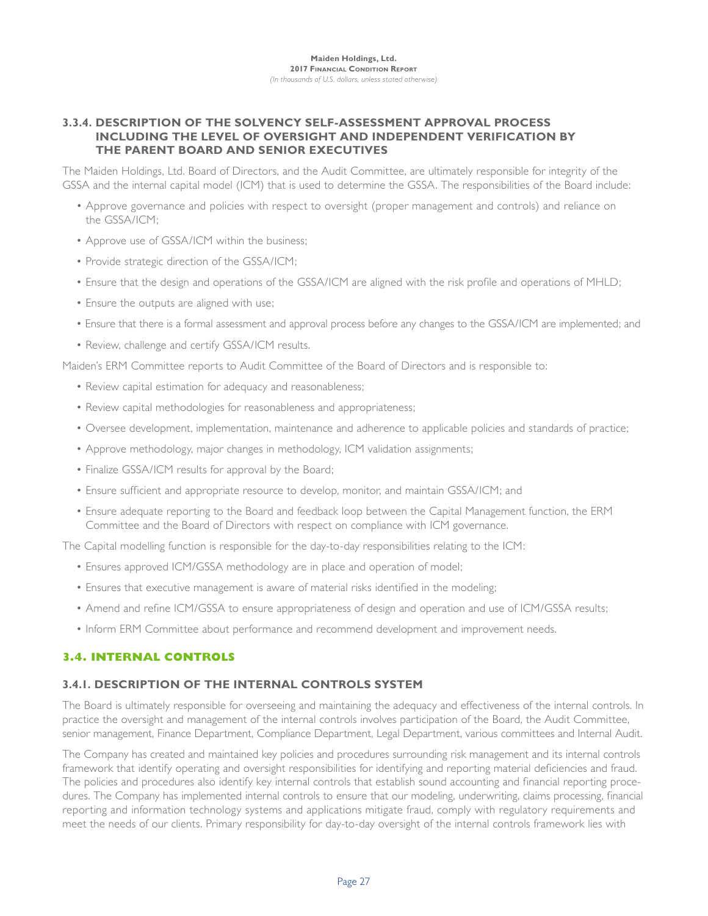### 3.3.4. DESCRIPTION OF THE SOLVENCY SELF-ASSESSMENT APPROVAL PROCESS INCLUDING THE LEVEL OF OVERSIGHT AND INDEPENDENT VERIFICATION BY THE PARENT BOARD AND SENIOR EXECUTIVES

The Maiden Holdings, Ltd. Board of Directors, and the Audit Committee, are ultimately responsible for integrity of the GSSA and the internal capital model (ICM) that is used to determine the GSSA. The responsibilities of the Board include:

- Approve governance and policies with respect to oversight (proper management and controls) and reliance on the GSSA/ICM;
- Approve use of GSSA/ICM within the business;
- Provide strategic direction of the GSSA/ICM;
- Ensure that the design and operations of the GSSA/ICM are aligned with the risk profile and operations of MHLD;
- Ensure the outputs are aligned with use;
- Ensure that there is a formal assessment and approval process before any changes to the GSSA/ICM are implemented; and
- Review, challenge and certify GSSA/ICM results.

Maiden's ERM Committee reports to Audit Committee of the Board of Directors and is responsible to:

- Review capital estimation for adequacy and reasonableness;
- Review capital methodologies for reasonableness and appropriateness;
- Oversee development, implementation, maintenance and adherence to applicable policies and standards of practice;
- Approve methodology, major changes in methodology, ICM validation assignments;
- Finalize GSSA/ICM results for approval by the Board;
- Ensure sufficient and appropriate resource to develop, monitor, and maintain GSSA/ICM; and
- Ensure adequate reporting to the Board and feedback loop between the Capital Management function, the ERM Committee and the Board of Directors with respect on compliance with ICM governance.

The Capital modelling function is responsible for the day-to-day responsibilities relating to the ICM:

- Ensures approved ICM/GSSA methodology are in place and operation of model;
- Ensures that executive management is aware of material risks identified in the modeling;
- Amend and refine ICM/GSSA to ensure appropriateness of design and operation and use of ICM/GSSA results;
- Inform ERM Committee about performance and recommend development and improvement needs.

## 3.4. INTERNAL CONTROLS

### 3.4.1. DESCRIPTION OF THE INTERNAL CONTROLS SYSTEM

The Board is ultimately responsible for overseeing and maintaining the adequacy and effectiveness of the internal controls. In practice the oversight and management of the internal controls involves participation of the Board, the Audit Committee, senior management, Finance Department, Compliance Department, Legal Department, various committees and Internal Audit.

The Company has created and maintained key policies and procedures surrounding risk management and its internal controls framework that identify operating and oversight responsibilities for identifying and reporting material deficiencies and fraud. The policies and procedures also identify key internal controls that establish sound accounting and financial reporting procedures. The Company has implemented internal controls to ensure that our modeling, underwriting, claims processing, financial reporting and information technology systems and applications mitigate fraud, comply with regulatory requirements and meet the needs of our clients. Primary responsibility for day-to-day oversight of the internal controls framework lies with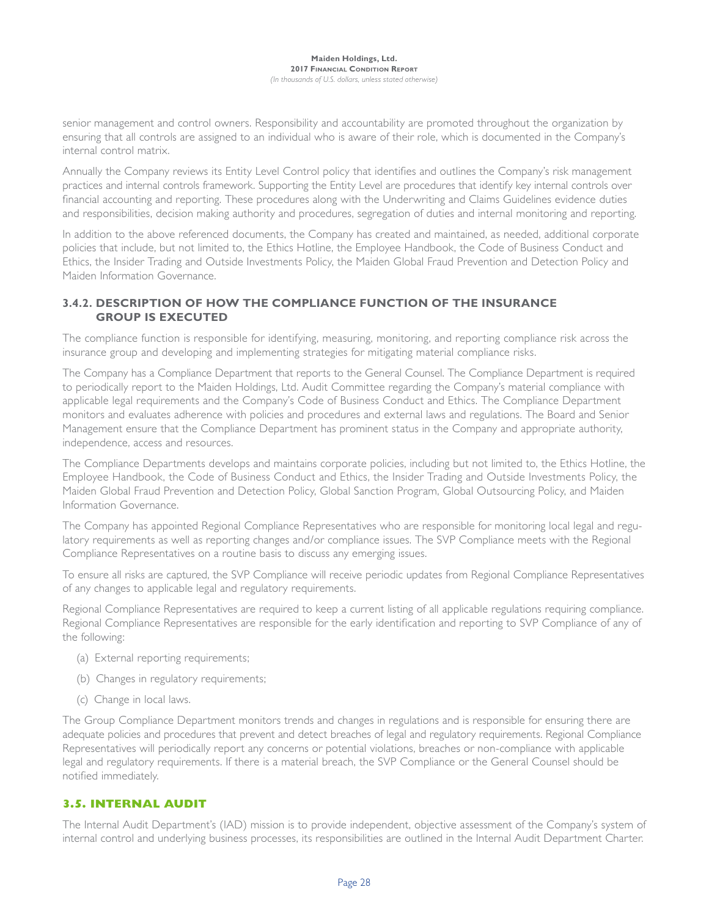senior management and control owners. Responsibility and accountability are promoted throughout the organization by ensuring that all controls are assigned to an individual who is aware of their role, which is documented in the Company's internal control matrix.

Annually the Company reviews its Entity Level Control policy that identifies and outlines the Company's risk management practices and internal controls framework. Supporting the Entity Level are procedures that identify key internal controls over financial accounting and reporting. These procedures along with the Underwriting and Claims Guidelines evidence duties and responsibilities, decision making authority and procedures, segregation of duties and internal monitoring and reporting.

In addition to the above referenced documents, the Company has created and maintained, as needed, additional corporate policies that include, but not limited to, the Ethics Hotline, the Employee Handbook, the Code of Business Conduct and Ethics, the Insider Trading and Outside Investments Policy, the Maiden Global Fraud Prevention and Detection Policy and Maiden Information Governance.

### 3.4.2. DESCRIPTION OF HOW THE COMPLIANCE FUNCTION OF THE INSURANCE GROUP IS EXECUTED

The compliance function is responsible for identifying, measuring, monitoring, and reporting compliance risk across the insurance group and developing and implementing strategies for mitigating material compliance risks.

The Company has a Compliance Department that reports to the General Counsel. The Compliance Department is required to periodically report to the Maiden Holdings, Ltd. Audit Committee regarding the Company's material compliance with applicable legal requirements and the Company's Code of Business Conduct and Ethics. The Compliance Department monitors and evaluates adherence with policies and procedures and external laws and regulations. The Board and Senior Management ensure that the Compliance Department has prominent status in the Company and appropriate authority, independence, access and resources.

The Compliance Departments develops and maintains corporate policies, including but not limited to, the Ethics Hotline, the Employee Handbook, the Code of Business Conduct and Ethics, the Insider Trading and Outside Investments Policy, the Maiden Global Fraud Prevention and Detection Policy, Global Sanction Program, Global Outsourcing Policy, and Maiden Information Governance.

The Company has appointed Regional Compliance Representatives who are responsible for monitoring local legal and regulatory requirements as well as reporting changes and/or compliance issues. The SVP Compliance meets with the Regional Compliance Representatives on a routine basis to discuss any emerging issues.

To ensure all risks are captured, the SVP Compliance will receive periodic updates from Regional Compliance Representatives of any changes to applicable legal and regulatory requirements.

Regional Compliance Representatives are required to keep a current listing of all applicable regulations requiring compliance. Regional Compliance Representatives are responsible for the early identification and reporting to SVP Compliance of any of the following:

(a) External reporting requirements;

(b) Changes in regulatory requirements;

(c) Change in local laws.

The Group Compliance Department monitors trends and changes in regulations and is responsible for ensuring there are adequate policies and procedures that prevent and detect breaches of legal and regulatory requirements. Regional Compliance Representatives will periodically report any concerns or potential violations, breaches or non-compliance with applicable legal and regulatory requirements. If there is a material breach, the SVP Compliance or the General Counsel should be notified immediately.

## 3.5. INTERNAL AUDIT

The Internal Audit Department's (IAD) mission is to provide independent, objective assessment of the Company's system of internal control and underlying business processes, its responsibilities are outlined in the Internal Audit Department Charter.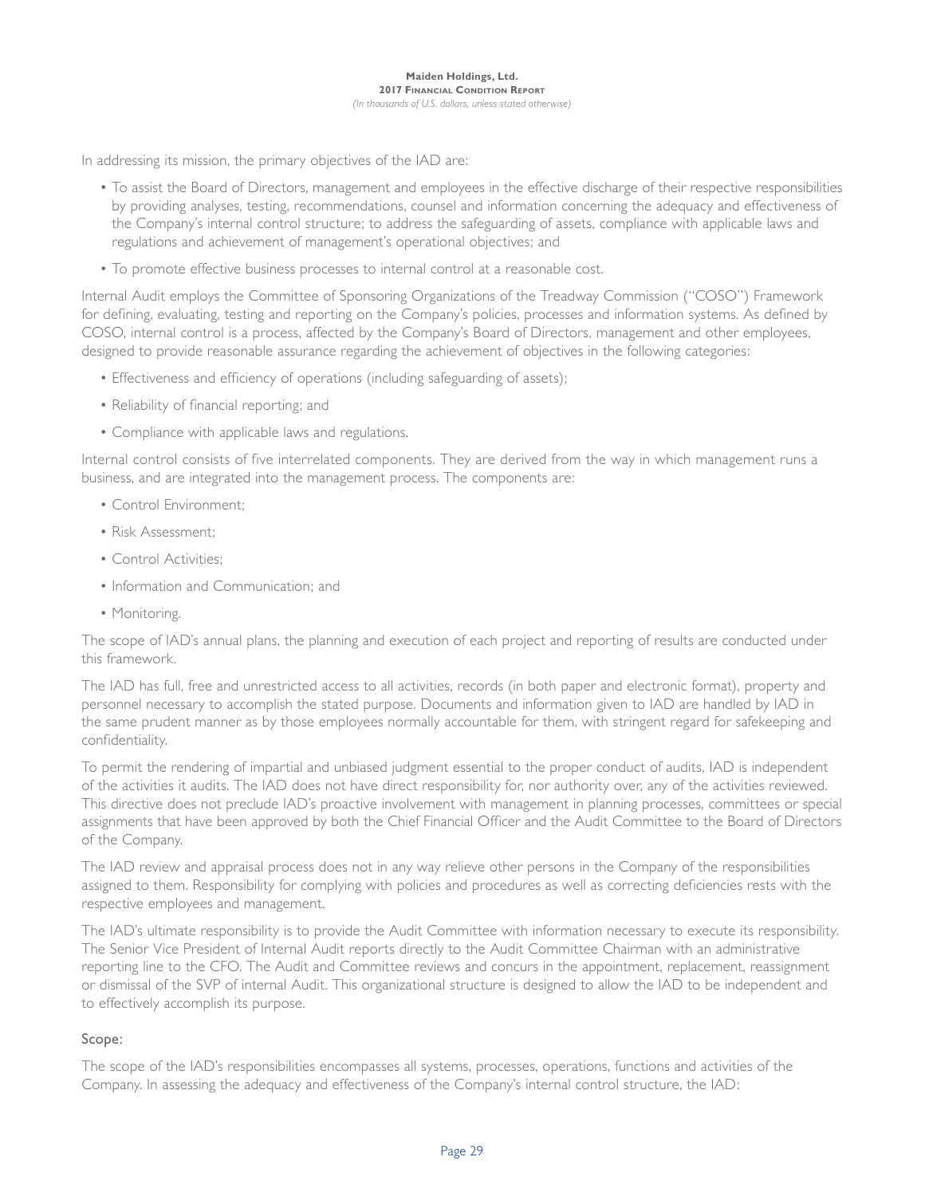In addressing its mission, the primary objectives of the IAD are:

- To assist the Board of Directors, management and employees in the effective discharge of their respective responsibilities by providing analyses, testing, recommendations, counsel and information concerning the adequacy and effectiveness of the Company's internal control structure; to address the safeguarding of assets, compliance with applicable laws and regulations and achievement of management's operational objectives; and
- To promote effective business processes to internal control at a reasonable cost.

Internal Audit employs the Committee of Sponsoring Organizations of the Treadway Commission ("COSO") Framework for defining, evaluating, testing and reporting on the Company's policies, processes and information systems. As defined by COSO, internal control is a process, affected by the Company's Board of Directors, management and other employees, designed to provide reasonable assurance regarding the achievement of objectives in the following categories:

- Effectiveness and efficiency of operations (including safeguarding of assets);
- Reliability of financial reporting; and
- Compliance with applicable laws and regulations.

Internal control consists of five interrelated components. They are derived from the way in which management runs a business, and are integrated into the management process. The components are:

- Control Environment;
- Risk Assessment;
- Control Activities;
- Information and Communication; and
- Monitoring.

The scope of IAD's annual plans, the planning and execution of each project and reporting of results are conducted under this framework.

The IAD has full, free and unrestricted access to all activities, records (in both paper and electronic format), property and personnel necessary to accomplish the stated purpose. Documents and information given to IAD are handled by IAD in the same prudent manner as by those employees normally accountable for them, with stringent regard for safekeeping and confidentiality.

To permit the rendering of impartial and unbiased judgment essential to the proper conduct of audits, IAD is independent of the activities it audits. The IAD does not have direct responsibility for, nor authority over, any of the activities reviewed. This directive does not preclude IAD's proactive involvement with management in planning processes, committees or special assignments that have been approved by both the Chief Financial Officer and the Audit Committee to the Board of Directors of the Company.

The IAD review and appraisal process does not in any way relieve other persons in the Company of the responsibilities assigned to them. Responsibility for complying with policies and procedures as well as correcting deficiencies rests with the respective employees and management.

The IAD's ultimate responsibility is to provide the Audit Committee with information necessary to execute its responsibility. The Senior Vice President of Internal Audit reports directly to the Audit Committee Chairman with an administrative reporting line to the CFO. The Audit and Committee reviews and concurs in the appointment, replacement, reassignment or dismissal of the SVP of internal Audit. This organizational structure is designed to allow the IAD to be independent and to effectively accomplish its purpose.

## Scope:

The scope of the IAD's responsibilities encompasses all systems, processes, operations, functions and activities of the Company. In assessing the adequacy and effectiveness of the Company's internal control structure, the IAD: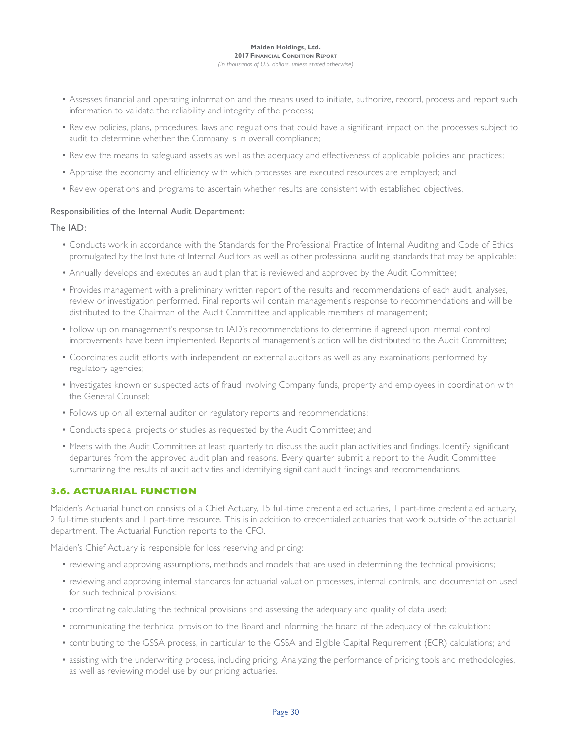- Assesses financial and operating information and the means used to initiate, authorize, record, process and report such information to validate the reliability and integrity of the process;
- Review policies, plans, procedures, laws and regulations that could have a significant impact on the processes subject to audit to determine whether the Company is in overall compliance;
- Review the means to safeguard assets as well as the adequacy and effectiveness of applicable policies and practices;
- Appraise the economy and efficiency with which processes are executed resources are employed; and
- Review operations and programs to ascertain whether results are consistent with established objectives.

Responsibilities of the Internal Audit Department:

The IAD:

- Conducts work in accordance with the Standards for the Professional Practice of Internal Auditing and Code of Ethics promulgated by the Institute of Internal Auditors as well as other professional auditing standards that may be applicable;
- Annually develops and executes an audit plan that is reviewed and approved by the Audit Committee;
- Provides management with a preliminary written report of the results and recommendations of each audit, analyses, review or investigation performed. Final reports will contain management's response to recommendations and will be distributed to the Chairman of the Audit Committee and applicable members of management;
- Follow up on management's response to IAD's recommendations to determine if agreed upon internal control improvements have been implemented. Reports of management's action will be distributed to the Audit Committee;
- Coordinates audit efforts with independent or external auditors as well as any examinations performed by regulatory agencies;
- Investigates known or suspected acts of fraud involving Company funds, property and employees in coordination with the General Counsel;
- Follows up on all external auditor or regulatory reports and recommendations;
- Conducts special projects or studies as requested by the Audit Committee; and
- Meets with the Audit Committee at least quarterly to discuss the audit plan activities and findings. Identify significant departures from the approved audit plan and reasons. Every quarter submit a report to the Audit Committee summarizing the results of audit activities and identifying significant audit findings and recommendations.

## 3.6. ACTUARIAL FUNCTION

Maiden's Actuarial Function consists of a Chief Actuary, 15 full-time credentialed actuaries, 1 part-time credentialed actuary, 2 full-time students and 1 part-time resource. This is in addition to credentialed actuaries that work outside of the actuarial department. The Actuarial Function reports to the CFO.

Maiden's Chief Actuary is responsible for loss reserving and pricing:

- reviewing and approving assumptions, methods and models that are used in determining the technical provisions;
- reviewing and approving internal standards for actuarial valuation processes, internal controls, and documentation used for such technical provisions;
- coordinating calculating the technical provisions and assessing the adequacy and quality of data used;
- communicating the technical provision to the Board and informing the board of the adequacy of the calculation;
- contributing to the GSSA process, in particular to the GSSA and Eligible Capital Requirement (ECR) calculations; and
- assisting with the underwriting process, including pricing. Analyzing the performance of pricing tools and methodologies, as well as reviewing model use by our pricing actuaries.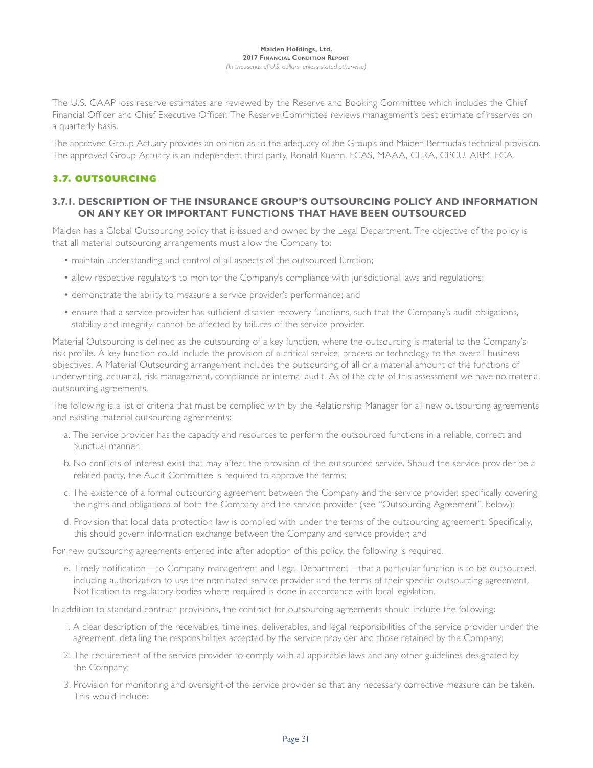The U.S. GAAP loss reserve estimates are reviewed by the Reserve and Booking Committee which includes the Chief Financial Officer and Chief Executive Officer. The Reserve Committee reviews management's best estimate of reserves on a quarterly basis.

The approved Group Actuary provides an opinion as to the adequacy of the Group's and Maiden Bermuda's technical provision. The approved Group Actuary is an independent third party, Ronald Kuehn, FCAS, MAAA, CERA, CPCU, ARM, FCA.

## 3.7. OUTSOURCING

### 3.7.1. DESCRIPTION OF THE INSURANCE GROUP'S OUTSOURCING POLICY AND INFORMATION ON ANY KEY OR IMPORTANT FUNCTIONS THAT HAVE BEEN OUTSOURCED

Maiden has a Global Outsourcing policy that is issued and owned by the Legal Department. The objective of the policy is that all material outsourcing arrangements must allow the Company to:

- maintain understanding and control of all aspects of the outsourced function;
- allow respective regulators to monitor the Company's compliance with jurisdictional laws and regulations;
- demonstrate the ability to measure a service provider's performance; and
- ensure that a service provider has sufficient disaster recovery functions, such that the Company's audit obligations, stability and integrity, cannot be affected by failures of the service provider.

Material Outsourcing is defined as the outsourcing of a key function, where the outsourcing is material to the Company's risk profile. A key function could include the provision of a critical service, process or technology to the overall business objectives. A Material Outsourcing arrangement includes the outsourcing of all or a material amount of the functions of underwriting, actuarial, risk management, compliance or internal audit. As of the date of this assessment we have no material outsourcing agreements.

The following is a list of criteria that must be complied with by the Relationship Manager for all new outsourcing agreements and existing material outsourcing agreements:

a. The service provider has the capacity and resources to perform the outsourced functions in a reliable, correct and punctual manner;

b. No conflicts of interest exist that may affect the provision of the outsourced service. Should the service provider be a related party, the Audit Committee is required to approve the terms;

c. The existence of a formal outsourcing agreement between the Company and the service provider, specifically covering the rights and obligations of both the Company and the service provider (see "Outsourcing Agreement", below);

d. Provision that local data protection law is complied with under the terms of the outsourcing agreement. Specifically, this should govern information exchange between the Company and service provider; and

For new outsourcing agreements entered into after adoption of this policy, the following is required.

e. Timely notification—to Company management and Legal Department—that a particular function is to be outsourced, including authorization to use the nominated service provider and the terms of their specific outsourcing agreement. Notification to regulatory bodies where required is done in accordance with local legislation.

In addition to standard contract provisions, the contract for outsourcing agreements should include the following:

1. A clear description of the receivables, timelines, deliverables, and legal responsibilities of the service provider under the agreement, detailing the responsibilities accepted by the service provider and those retained by the Company;
2. The requirement of the service provider to comply with all applicable laws and any other guidelines designated by the Company;
3. Provision for monitoring and oversight of the service provider so that any necessary corrective measure can be taken. This would include: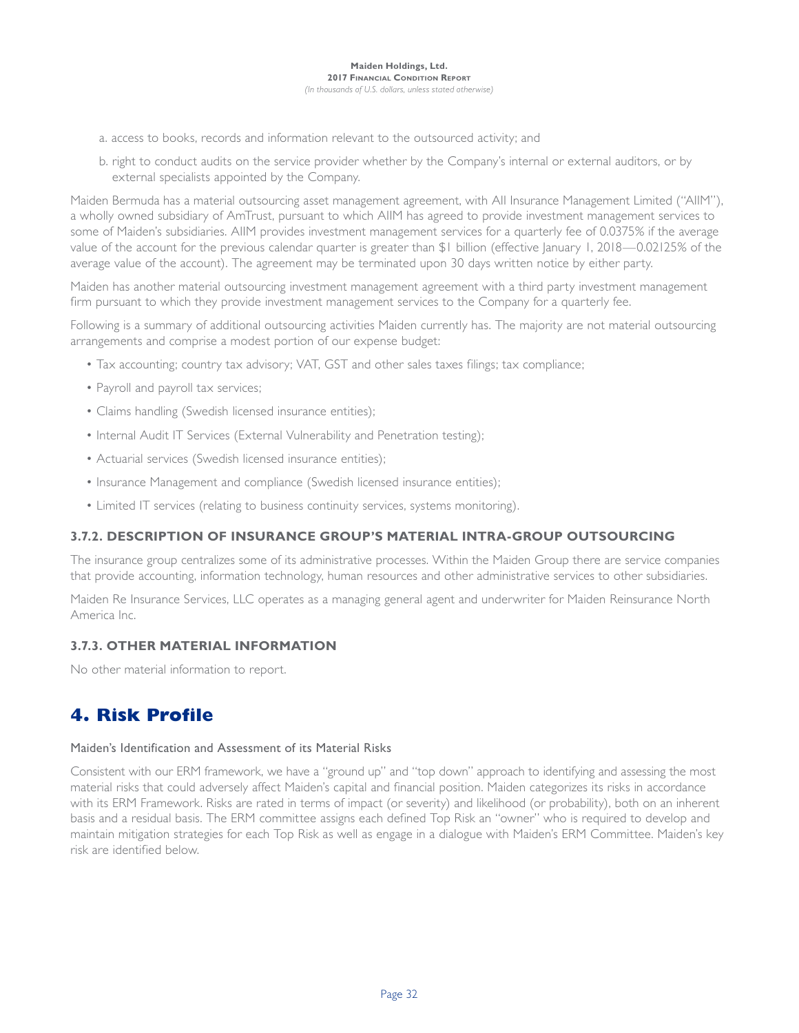a. access to books, records and information relevant to the outsourced activity; and

b. right to conduct audits on the service provider whether by the Company's internal or external auditors, or by external specialists appointed by the Company.

Maiden Bermuda has a material outsourcing asset management agreement, with AII Insurance Management Limited ("AIIM"), a wholly owned subsidiary of AmTrust, pursuant to which AIIM has agreed to provide investment management services to some of Maiden's subsidiaries. AIIM provides investment management services for a quarterly fee of 0.0375% if the average value of the account for the previous calendar quarter is greater than $1 billion (effective January 1, 2018—0.02125% of the average value of the account). The agreement may be terminated upon 30 days written notice by either party.

Maiden has another material outsourcing investment management agreement with a third party investment management firm pursuant to which they provide investment management services to the Company for a quarterly fee.

Following is a summary of additional outsourcing activities Maiden currently has. The majority are not material outsourcing arrangements and comprise a modest portion of our expense budget:

- Tax accounting; country tax advisory; VAT, GST and other sales taxes filings; tax compliance;
- Payroll and payroll tax services;
- Claims handling (Swedish licensed insurance entities);
- Internal Audit IT Services (External Vulnerability and Penetration testing);
- Actuarial services (Swedish licensed insurance entities);
- Insurance Management and compliance (Swedish licensed insurance entities);
- Limited IT services (relating to business continuity services, systems monitoring).

### 3.7.2. DESCRIPTION OF INSURANCE GROUP'S MATERIAL INTRA-GROUP OUTSOURCING

The insurance group centralizes some of its administrative processes. Within the Maiden Group there are service companies that provide accounting, information technology, human resources and other administrative services to other subsidiaries.

Maiden Re Insurance Services, LLC operates as a managing general agent and underwriter for Maiden Reinsurance North America Inc.

### 3.7.3. OTHER MATERIAL INFORMATION

No other material information to report.

# 4. Risk Profile

Maiden's Identification and Assessment of its Material Risks

Consistent with our ERM framework, we have a "ground up" and "top down" approach to identifying and assessing the most material risks that could adversely affect Maiden's capital and financial position. Maiden categorizes its risks in accordance with its ERM Framework. Risks are rated in terms of impact (or severity) and likelihood (or probability), both on an inherent basis and a residual basis. The ERM committee assigns each defined Top Risk an "owner" who is required to develop and maintain mitigation strategies for each Top Risk as well as engage in a dialogue with Maiden's ERM Committee. Maiden's key risk are identified below.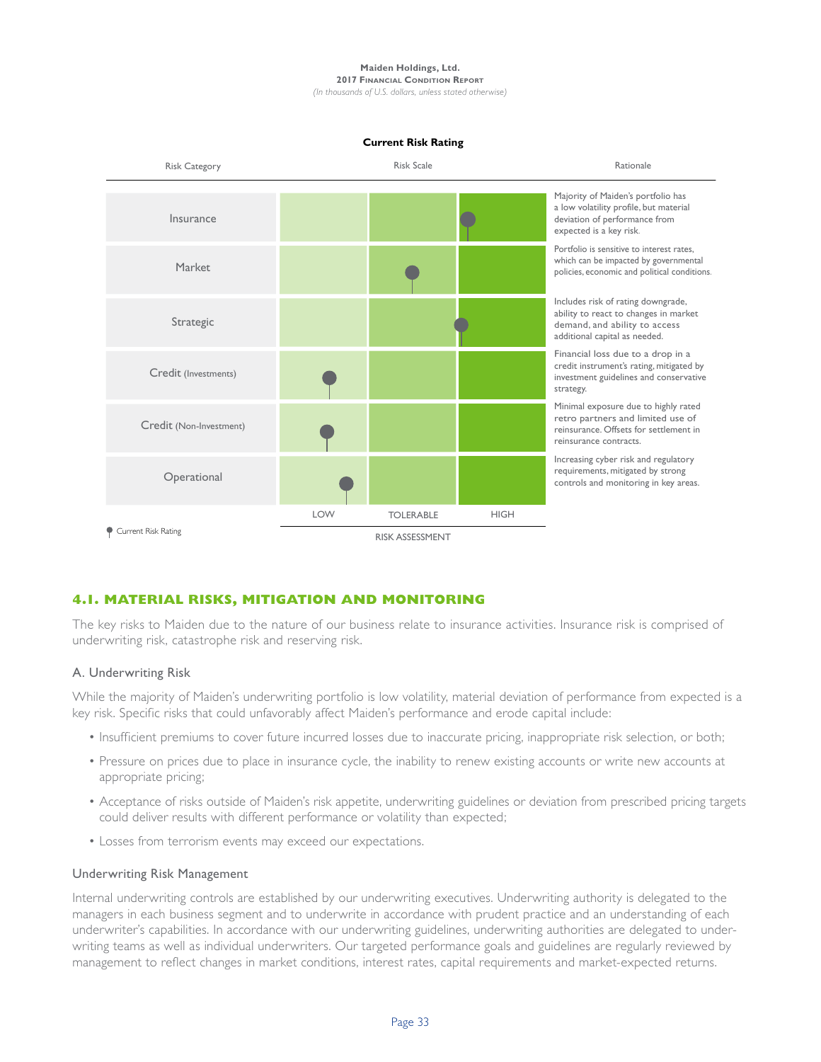**Current Risk Rating**

Risk Category

Risk Scale

Rationale

Insurance

Majority of Maiden's portfolio has a low volatility profile, but material deviation of performance from expected is a key risk.

Market

Portfolio is sensitive to interest rates, which can be impacted by governmental policies, economic and political conditions.

Strategic

Includes risk of rating downgrade, ability to react to changes in market demand, and ability to access additional capital as needed.

Credit (Investments)

Financial loss due to a drop in a credit instrument's rating, mitigated by investment guidelines and conservative strategy.

Credit (Non-Investment)

Minimal exposure due to highly rated retro partners and limited use of reinsurance. Offsets for settlement in reinsurance contracts.

Operational

Increasing cyber risk and regulatory requirements, mitigated by strong controls and monitoring in key areas.

LOW

TOLERABLE

HIGH

RISK ASSESSMENT

Current Risk Rating

## 4.1. MATERIAL RISKS, MITIGATION AND MONITORING

The key risks to Maiden due to the nature of our business relate to insurance activities. Insurance risk is comprised of underwriting risk, catastrophe risk and reserving risk.

### A. Underwriting Risk

While the majority of Maiden's underwriting portfolio is low volatility, material deviation of performance from expected is a key risk. Specific risks that could unfavorably affect Maiden's performance and erode capital include:

- Insufficient premiums to cover future incurred losses due to inaccurate pricing, inappropriate risk selection, or both;
- Pressure on prices due to place in insurance cycle, the inability to renew existing accounts or write new accounts at appropriate pricing;
- Acceptance of risks outside of Maiden's risk appetite, underwriting guidelines or deviation from prescribed pricing targets could deliver results with different performance or volatility than expected;
- Losses from terrorism events may exceed our expectations.

#### Underwriting Risk Management

Internal underwriting controls are established by our underwriting executives. Underwriting authority is delegated to the managers in each business segment and to underwrite in accordance with prudent practice and an understanding of each underwriter's capabilities. In accordance with our underwriting guidelines, underwriting authorities are delegated to underwriting teams as well as individual underwriters. Our targeted performance goals and guidelines are regularly reviewed by management to reflect changes in market conditions, interest rates, capital requirements and market-expected returns.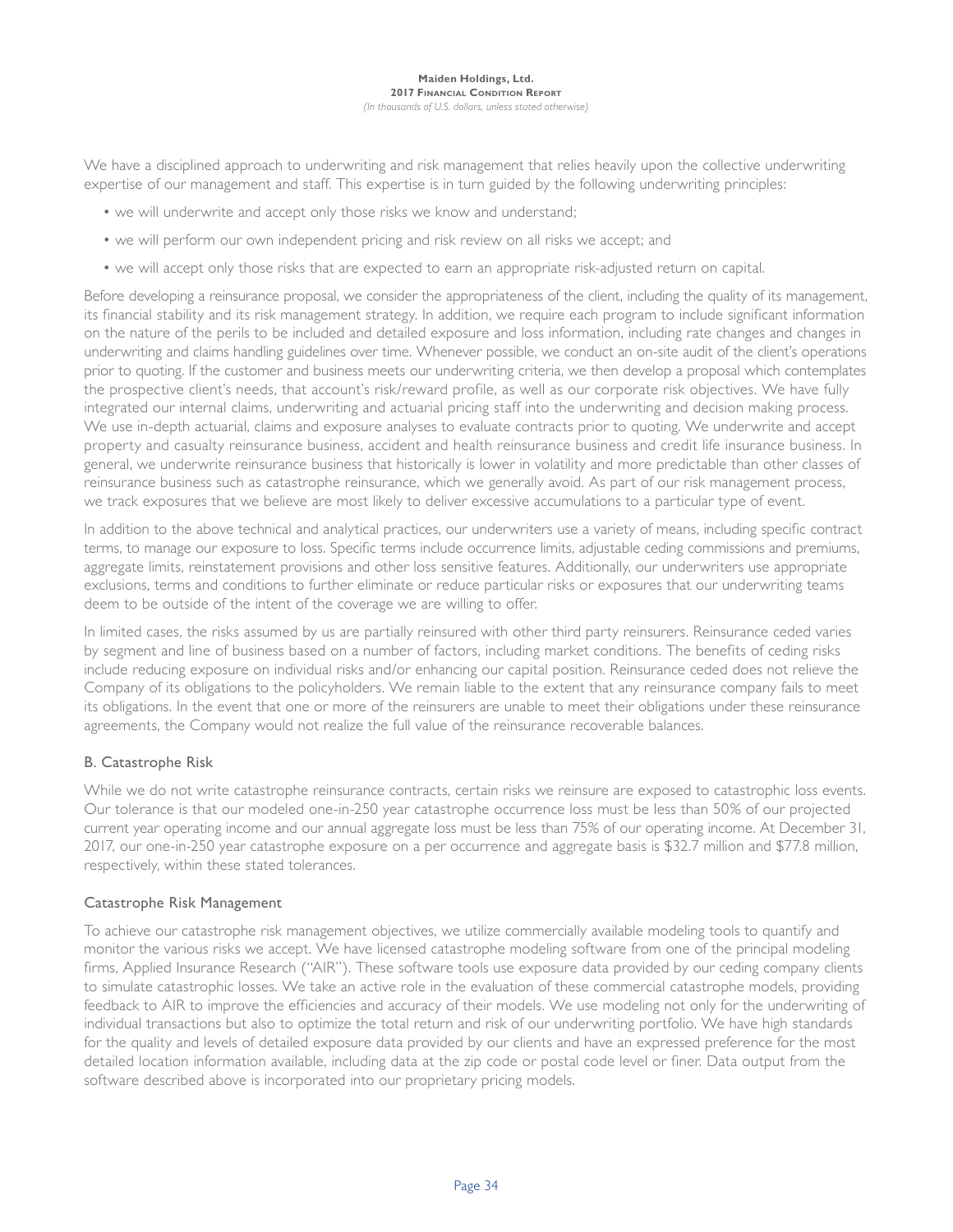We have a disciplined approach to underwriting and risk management that relies heavily upon the collective underwriting expertise of our management and staff. This expertise is in turn guided by the following underwriting principles:

- we will underwrite and accept only those risks we know and understand;
- we will perform our own independent pricing and risk review on all risks we accept; and
- we will accept only those risks that are expected to earn an appropriate risk-adjusted return on capital.

Before developing a reinsurance proposal, we consider the appropriateness of the client, including the quality of its management, its financial stability and its risk management strategy. In addition, we require each program to include significant information on the nature of the perils to be included and detailed exposure and loss information, including rate changes and changes in underwriting and claims handling guidelines over time. Whenever possible, we conduct an on-site audit of the client's operations prior to quoting. If the customer and business meets our underwriting criteria, we then develop a proposal which contemplates the prospective client's needs, that account's risk/reward profile, as well as our corporate risk objectives. We have fully integrated our internal claims, underwriting and actuarial pricing staff into the underwriting and decision making process. We use in-depth actuarial, claims and exposure analyses to evaluate contracts prior to quoting. We underwrite and accept property and casualty reinsurance business, accident and health reinsurance business and credit life insurance business. In general, we underwrite reinsurance business that historically is lower in volatility and more predictable than other classes of reinsurance business such as catastrophe reinsurance, which we generally avoid. As part of our risk management process, we track exposures that we believe are most likely to deliver excessive accumulations to a particular type of event.

In addition to the above technical and analytical practices, our underwriters use a variety of means, including specific contract terms, to manage our exposure to loss. Specific terms include occurrence limits, adjustable ceding commissions and premiums, aggregate limits, reinstatement provisions and other loss sensitive features. Additionally, our underwriters use appropriate exclusions, terms and conditions to further eliminate or reduce particular risks or exposures that our underwriting teams deem to be outside of the intent of the coverage we are willing to offer.

In limited cases, the risks assumed by us are partially reinsured with other third party reinsurers. Reinsurance ceded varies by segment and line of business based on a number of factors, including market conditions. The benefits of ceding risks include reducing exposure on individual risks and/or enhancing our capital position. Reinsurance ceded does not relieve the Company of its obligations to the policyholders. We remain liable to the extent that any reinsurance company fails to meet its obligations. In the event that one or more of the reinsurers are unable to meet their obligations under these reinsurance agreements, the Company would not realize the full value of the reinsurance recoverable balances.

## B. Catastrophe Risk

While we do not write catastrophe reinsurance contracts, certain risks we reinsure are exposed to catastrophic loss events. Our tolerance is that our modeled one-in-250 year catastrophe occurrence loss must be less than 50% of our projected current year operating income and our annual aggregate loss must be less than 75% of our operating income. At December 31, 2017, our one-in-250 year catastrophe exposure on a per occurrence and aggregate basis is $32.7 million and $77.8 million, respectively, within these stated tolerances.

### Catastrophe Risk Management

To achieve our catastrophe risk management objectives, we utilize commercially available modeling tools to quantify and monitor the various risks we accept. We have licensed catastrophe modeling software from one of the principal modeling firms, Applied Insurance Research ("AIR"). These software tools use exposure data provided by our ceding company clients to simulate catastrophic losses. We take an active role in the evaluation of these commercial catastrophe models, providing feedback to AIR to improve the efficiencies and accuracy of their models. We use modeling not only for the underwriting of individual transactions but also to optimize the total return and risk of our underwriting portfolio. We have high standards for the quality and levels of detailed exposure data provided by our clients and have an expressed preference for the most detailed location information available, including data at the zip code or postal code level or finer. Data output from the software described above is incorporated into our proprietary pricing models.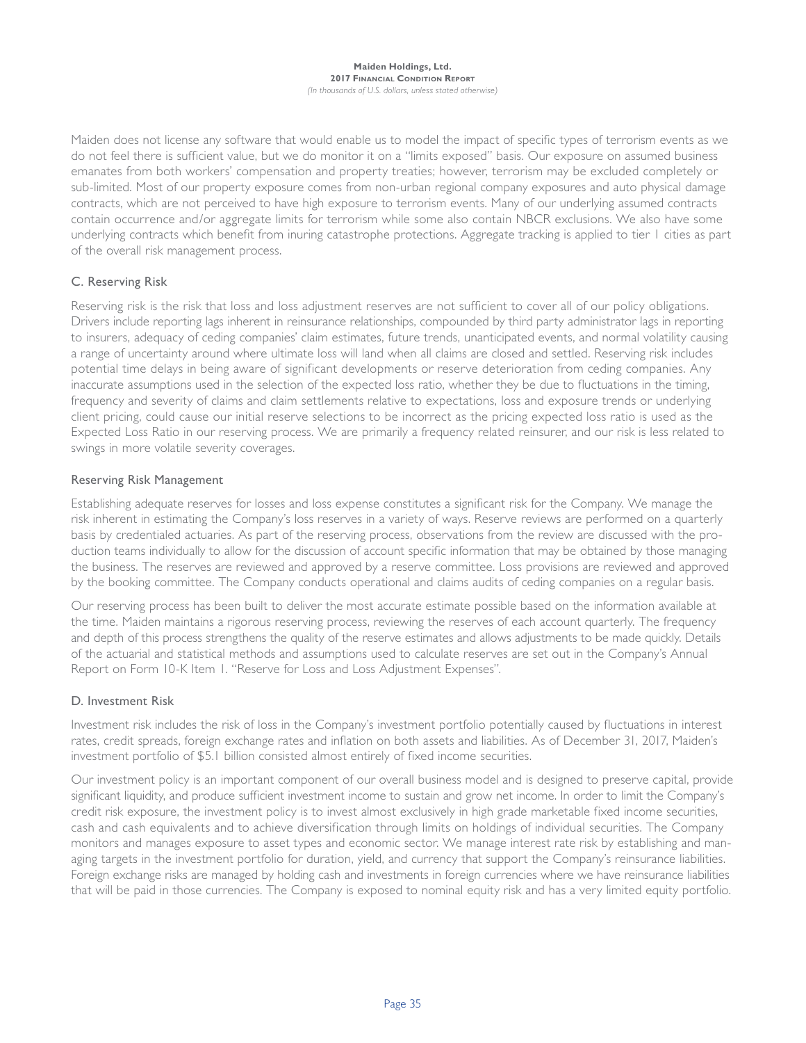Maiden does not license any software that would enable us to model the impact of specific types of terrorism events as we do not feel there is sufficient value, but we do monitor it on a "limits exposed" basis. Our exposure on assumed business emanates from both workers' compensation and property treaties; however, terrorism may be excluded completely or sub-limited. Most of our property exposure comes from non-urban regional company exposures and auto physical damage contracts, which are not perceived to have high exposure to terrorism events. Many of our underlying assumed contracts contain occurrence and/or aggregate limits for terrorism while some also contain NBCR exclusions. We also have some underlying contracts which benefit from inuring catastrophe protections. Aggregate tracking is applied to tier 1 cities as part of the overall risk management process.

## C. Reserving Risk

Reserving risk is the risk that loss and loss adjustment reserves are not sufficient to cover all of our policy obligations. Drivers include reporting lags inherent in reinsurance relationships, compounded by third party administrator lags in reporting to insurers, adequacy of ceding companies' claim estimates, future trends, unanticipated events, and normal volatility causing a range of uncertainty around where ultimate loss will land when all claims are closed and settled. Reserving risk includes potential time delays in being aware of significant developments or reserve deterioration from ceding companies. Any inaccurate assumptions used in the selection of the expected loss ratio, whether they be due to fluctuations in the timing, frequency and severity of claims and claim settlements relative to expectations, loss and exposure trends or underlying client pricing, could cause our initial reserve selections to be incorrect as the pricing expected loss ratio is used as the Expected Loss Ratio in our reserving process. We are primarily a frequency related reinsurer, and our risk is less related to swings in more volatile severity coverages.

### Reserving Risk Management

Establishing adequate reserves for losses and loss expense constitutes a significant risk for the Company. We manage the risk inherent in estimating the Company's loss reserves in a variety of ways. Reserve reviews are performed on a quarterly basis by credentialed actuaries. As part of the reserving process, observations from the review are discussed with the production teams individually to allow for the discussion of account specific information that may be obtained by those managing the business. The reserves are reviewed and approved by a reserve committee. Loss provisions are reviewed and approved by the booking committee. The Company conducts operational and claims audits of ceding companies on a regular basis.

Our reserving process has been built to deliver the most accurate estimate possible based on the information available at the time. Maiden maintains a rigorous reserving process, reviewing the reserves of each account quarterly. The frequency and depth of this process strengthens the quality of the reserve estimates and allows adjustments to be made quickly. Details of the actuarial and statistical methods and assumptions used to calculate reserves are set out in the Company's Annual Report on Form 10-K Item 1. "Reserve for Loss and Loss Adjustment Expenses".

## D. Investment Risk

Investment risk includes the risk of loss in the Company's investment portfolio potentially caused by fluctuations in interest rates, credit spreads, foreign exchange rates and inflation on both assets and liabilities. As of December 31, 2017, Maiden's investment portfolio of $5.1 billion consisted almost entirely of fixed income securities.

Our investment policy is an important component of our overall business model and is designed to preserve capital, provide significant liquidity, and produce sufficient investment income to sustain and grow net income. In order to limit the Company's credit risk exposure, the investment policy is to invest almost exclusively in high grade marketable fixed income securities, cash and cash equivalents and to achieve diversification through limits on holdings of individual securities. The Company monitors and manages exposure to asset types and economic sector. We manage interest rate risk by establishing and managing targets in the investment portfolio for duration, yield, and currency that support the Company's reinsurance liabilities. Foreign exchange risks are managed by holding cash and investments in foreign currencies where we have reinsurance liabilities that will be paid in those currencies. The Company is exposed to nominal equity risk and has a very limited equity portfolio.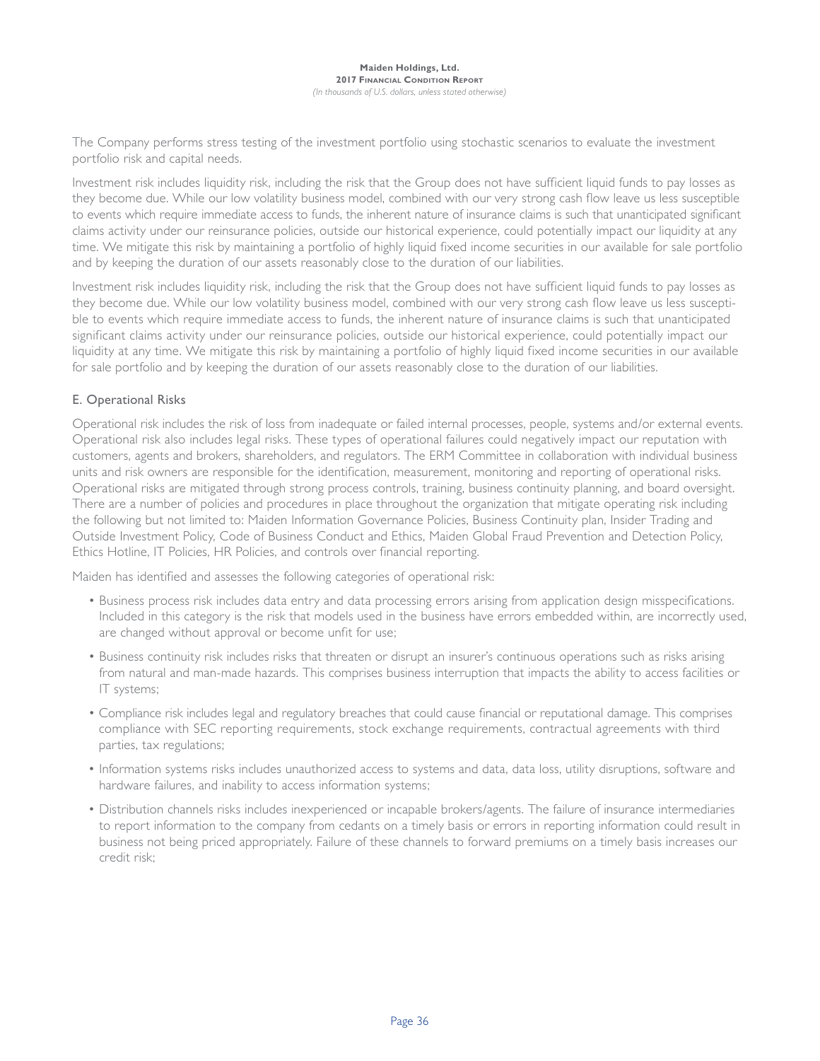The Company performs stress testing of the investment portfolio using stochastic scenarios to evaluate the investment portfolio risk and capital needs.

Investment risk includes liquidity risk, including the risk that the Group does not have sufficient liquid funds to pay losses as they become due. While our low volatility business model, combined with our very strong cash flow leave us less susceptible to events which require immediate access to funds, the inherent nature of insurance claims is such that unanticipated significant claims activity under our reinsurance policies, outside our historical experience, could potentially impact our liquidity at any time. We mitigate this risk by maintaining a portfolio of highly liquid fixed income securities in our available for sale portfolio and by keeping the duration of our assets reasonably close to the duration of our liabilities.

Investment risk includes liquidity risk, including the risk that the Group does not have sufficient liquid funds to pay losses as they become due. While our low volatility business model, combined with our very strong cash flow leave us less susceptible to events which require immediate access to funds, the inherent nature of insurance claims is such that unanticipated significant claims activity under our reinsurance policies, outside our historical experience, could potentially impact our liquidity at any time. We mitigate this risk by maintaining a portfolio of highly liquid fixed income securities in our available for sale portfolio and by keeping the duration of our assets reasonably close to the duration of our liabilities.

## E. Operational Risks

Operational risk includes the risk of loss from inadequate or failed internal processes, people, systems and/or external events. Operational risk also includes legal risks. These types of operational failures could negatively impact our reputation with customers, agents and brokers, shareholders, and regulators. The ERM Committee in collaboration with individual business units and risk owners are responsible for the identification, measurement, monitoring and reporting of operational risks. Operational risks are mitigated through strong process controls, training, business continuity planning, and board oversight. There are a number of policies and procedures in place throughout the organization that mitigate operating risk including the following but not limited to: Maiden Information Governance Policies, Business Continuity plan, Insider Trading and Outside Investment Policy, Code of Business Conduct and Ethics, Maiden Global Fraud Prevention and Detection Policy, Ethics Hotline, IT Policies, HR Policies, and controls over financial reporting.

Maiden has identified and assesses the following categories of operational risk:

- Business process risk includes data entry and data processing errors arising from application design misspecifications. Included in this category is the risk that models used in the business have errors embedded within, are incorrectly used, are changed without approval or become unfit for use;
- Business continuity risk includes risks that threaten or disrupt an insurer's continuous operations such as risks arising from natural and man-made hazards. This comprises business interruption that impacts the ability to access facilities or IT systems;
- Compliance risk includes legal and regulatory breaches that could cause financial or reputational damage. This comprises compliance with SEC reporting requirements, stock exchange requirements, contractual agreements with third parties, tax regulations;
- Information systems risks includes unauthorized access to systems and data, data loss, utility disruptions, software and hardware failures, and inability to access information systems;
- Distribution channels risks includes inexperienced or incapable brokers/agents. The failure of insurance intermediaries to report information to the company from cedants on a timely basis or errors in reporting information could result in business not being priced appropriately. Failure of these channels to forward premiums on a timely basis increases our credit risk;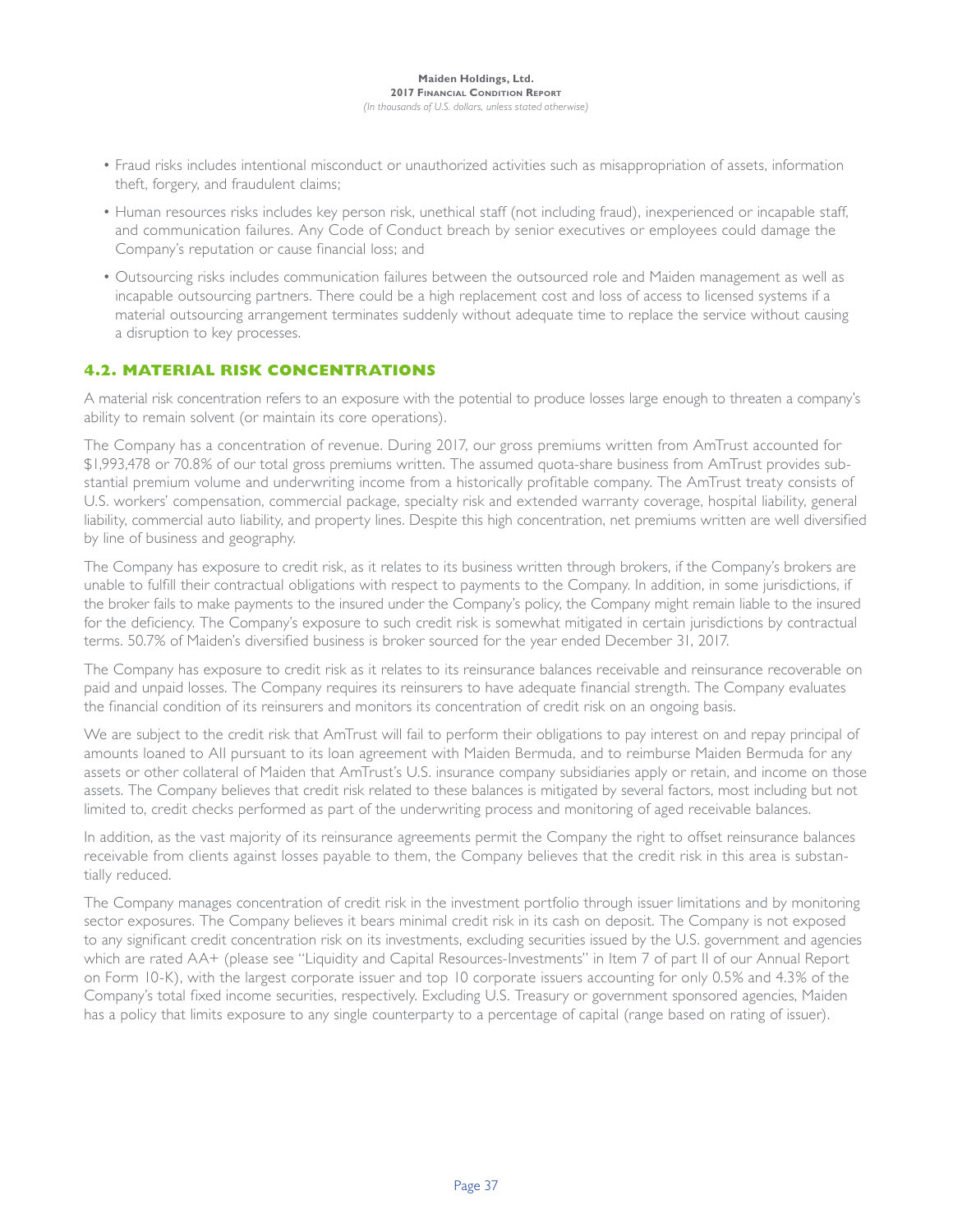- Fraud risks includes intentional misconduct or unauthorized activities such as misappropriation of assets, information theft, forgery, and fraudulent claims;
- Human resources risks includes key person risk, unethical staff (not including fraud), inexperienced or incapable staff, and communication failures. Any Code of Conduct breach by senior executives or employees could damage the Company's reputation or cause financial loss; and
- Outsourcing risks includes communication failures between the outsourced role and Maiden management as well as incapable outsourcing partners. There could be a high replacement cost and loss of access to licensed systems if a material outsourcing arrangement terminates suddenly without adequate time to replace the service without causing a disruption to key processes.

## 4.2. MATERIAL RISK CONCENTRATIONS

A material risk concentration refers to an exposure with the potential to produce losses large enough to threaten a company's ability to remain solvent (or maintain its core operations).

The Company has a concentration of revenue. During 2017, our gross premiums written from AmTrust accounted for $1,993,478 or 70.8% of our total gross premiums written. The assumed quota-share business from AmTrust provides substantial premium volume and underwriting income from a historically profitable company. The AmTrust treaty consists of U.S. workers' compensation, commercial package, specialty risk and extended warranty coverage, hospital liability, general liability, commercial auto liability, and property lines. Despite this high concentration, net premiums written are well diversified by line of business and geography.

The Company has exposure to credit risk, as it relates to its business written through brokers, if the Company's brokers are unable to fulfill their contractual obligations with respect to payments to the Company. In addition, in some jurisdictions, if the broker fails to make payments to the insured under the Company's policy, the Company might remain liable to the insured for the deficiency. The Company's exposure to such credit risk is somewhat mitigated in certain jurisdictions by contractual terms. 50.7% of Maiden's diversified business is broker sourced for the year ended December 31, 2017.

The Company has exposure to credit risk as it relates to its reinsurance balances receivable and reinsurance recoverable on paid and unpaid losses. The Company requires its reinsurers to have adequate financial strength. The Company evaluates the financial condition of its reinsurers and monitors its concentration of credit risk on an ongoing basis.

We are subject to the credit risk that AmTrust will fail to perform their obligations to pay interest on and repay principal of amounts loaned to AII pursuant to its loan agreement with Maiden Bermuda, and to reimburse Maiden Bermuda for any assets or other collateral of Maiden that AmTrust's U.S. insurance company subsidiaries apply or retain, and income on those assets. The Company believes that credit risk related to these balances is mitigated by several factors, most including but not limited to, credit checks performed as part of the underwriting process and monitoring of aged receivable balances.

In addition, as the vast majority of its reinsurance agreements permit the Company the right to offset reinsurance balances receivable from clients against losses payable to them, the Company believes that the credit risk in this area is substantially reduced.

The Company manages concentration of credit risk in the investment portfolio through issuer limitations and by monitoring sector exposures. The Company believes it bears minimal credit risk in its cash on deposit. The Company is not exposed to any significant credit concentration risk on its investments, excluding securities issued by the U.S. government and agencies which are rated AA+ (please see "Liquidity and Capital Resources-Investments" in Item 7 of part II of our Annual Report on Form 10-K), with the largest corporate issuer and top 10 corporate issuers accounting for only 0.5% and 4.3% of the Company's total fixed income securities, respectively. Excluding U.S. Treasury or government sponsored agencies, Maiden has a policy that limits exposure to any single counterparty to a percentage of capital (range based on rating of issuer).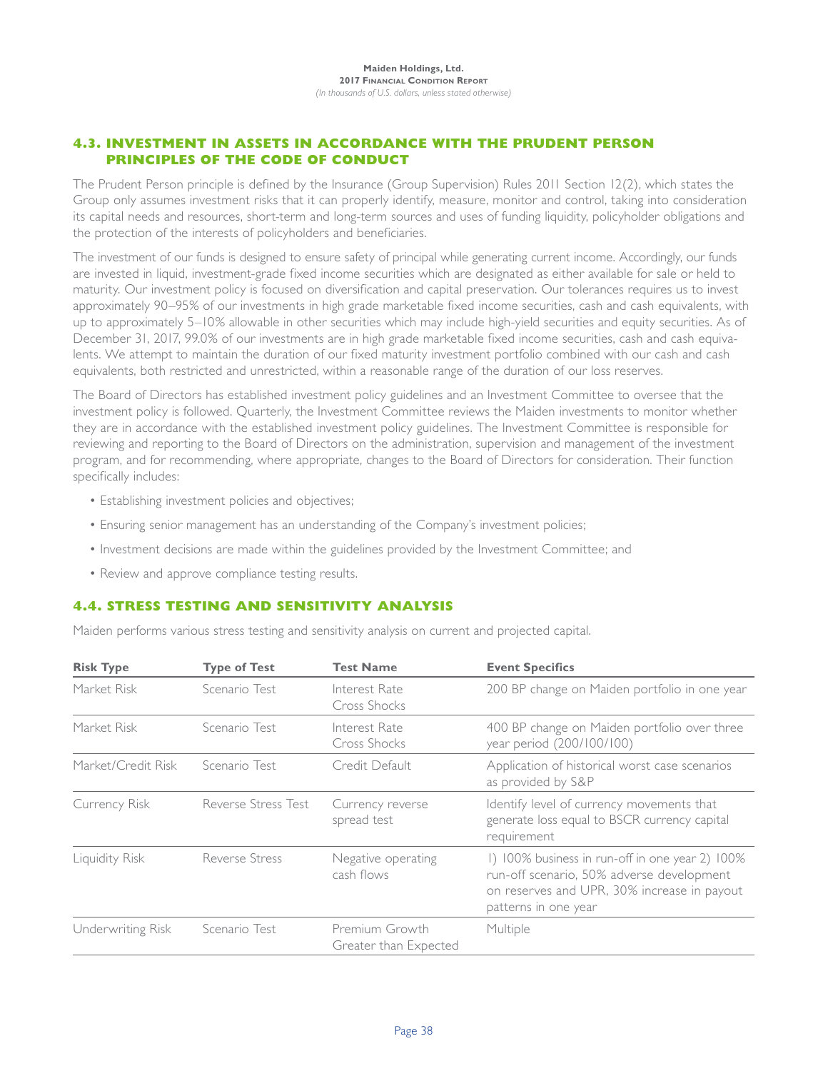## 4.3. INVESTMENT IN ASSETS IN ACCORDANCE WITH THE PRUDENT PERSON PRINCIPLES OF THE CODE OF CONDUCT

The Prudent Person principle is defined by the Insurance (Group Supervision) Rules 2011 Section 12(2), which states the Group only assumes investment risks that it can properly identify, measure, monitor and control, taking into consideration its capital needs and resources, short-term and long-term sources and uses of funding liquidity, policyholder obligations and the protection of the interests of policyholders and beneficiaries.

The investment of our funds is designed to ensure safety of principal while generating current income. Accordingly, our funds are invested in liquid, investment-grade fixed income securities which are designated as either available for sale or held to maturity. Our investment policy is focused on diversification and capital preservation. Our tolerances requires us to invest approximately 90–95% of our investments in high grade marketable fixed income securities, cash and cash equivalents, with up to approximately 5–10% allowable in other securities which may include high-yield securities and equity securities. As of December 31, 2017, 99.0% of our investments are in high grade marketable fixed income securities, cash and cash equivalents. We attempt to maintain the duration of our fixed maturity investment portfolio combined with our cash and cash equivalents, both restricted and unrestricted, within a reasonable range of the duration of our loss reserves.

The Board of Directors has established investment policy guidelines and an Investment Committee to oversee that the investment policy is followed. Quarterly, the Investment Committee reviews the Maiden investments to monitor whether they are in accordance with the established investment policy guidelines. The Investment Committee is responsible for reviewing and reporting to the Board of Directors on the administration, supervision and management of the investment program, and for recommending, where appropriate, changes to the Board of Directors for consideration. Their function specifically includes:

- Establishing investment policies and objectives;
- Ensuring senior management has an understanding of the Company's investment policies;
- Investment decisions are made within the guidelines provided by the Investment Committee; and
- Review and approve compliance testing results.

## 4.4. STRESS TESTING AND SENSITIVITY ANALYSIS

Maiden performs various stress testing and sensitivity analysis on current and projected capital.

| Risk Type | Type of Test | Test Name | Event Specifics |
|---|---|---|---|
| Market Risk | Scenario Test | Interest Rate Cross Shocks | 200 BP change on Maiden portfolio in one year |
| Market Risk | Scenario Test | Interest Rate Cross Shocks | 400 BP change on Maiden portfolio over three year period (200/100/100) |
| Market/Credit Risk | Scenario Test | Credit Default | Application of historical worst case scenarios as provided by S&P |
| Currency Risk | Reverse Stress Test | Currency reverse spread test | Identify level of currency movements that generate loss equal to BSCR currency capital requirement |
| Liquidity Risk | Reverse Stress | Negative operating cash flows | 1) 100% business in run-off in one year 2) 100% run-off scenario, 50% adverse development on reserves and UPR, 30% increase in payout patterns in one year |
| Underwriting Risk | Scenario Test | Premium Growth Greater than Expected | Multiple |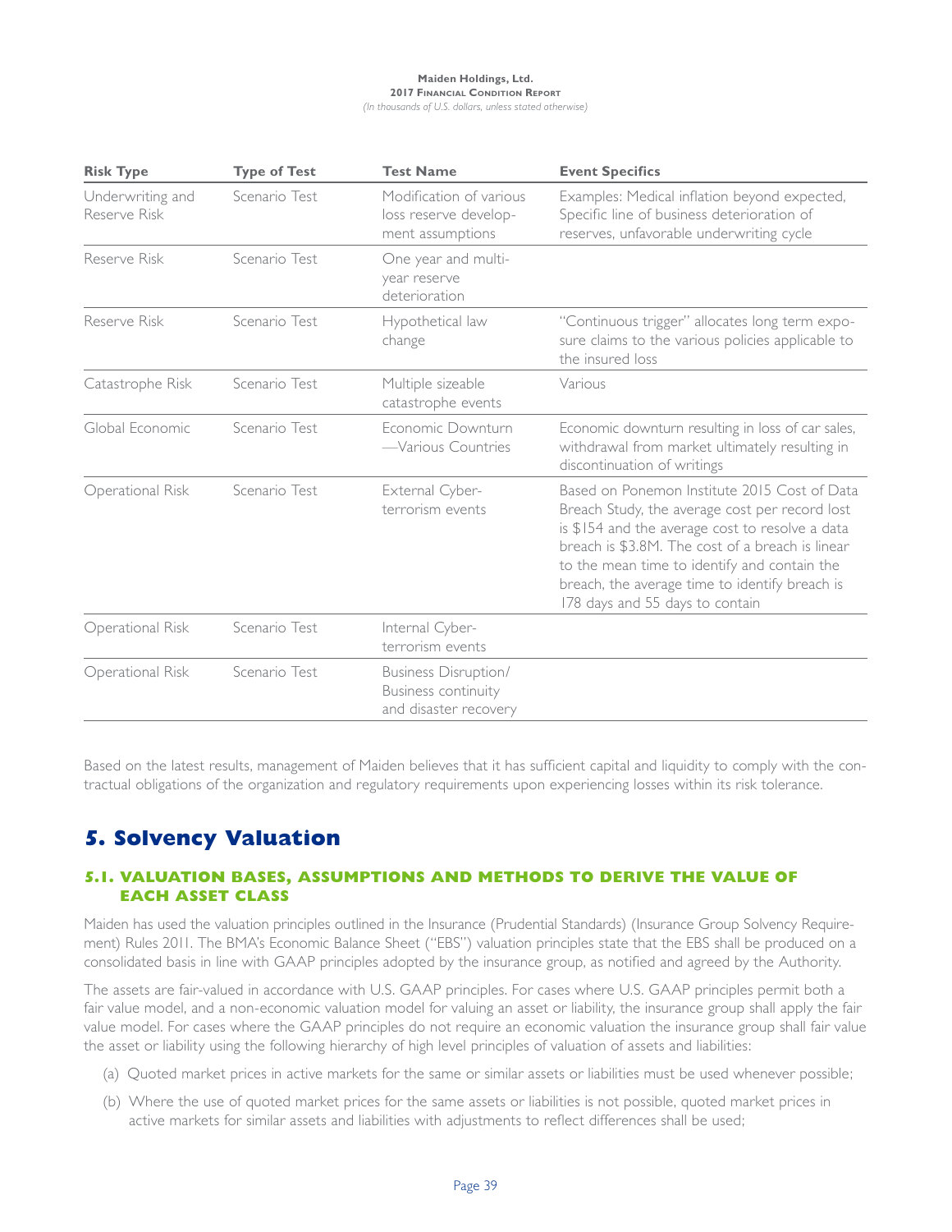| Risk Type | Type of Test | Test Name | Event Specifics |
|---|---|---|---|
| Underwriting and Reserve Risk | Scenario Test | Modification of various loss reserve development assumptions | Examples: Medical inflation beyond expected, Specific line of business deterioration of reserves, unfavorable underwriting cycle |
| Reserve Risk | Scenario Test | One year and multi-year reserve deterioration | |
| Reserve Risk | Scenario Test | Hypothetical law change | "Continuous trigger" allocates long term exposure claims to the various policies applicable to the insured loss |
| Catastrophe Risk | Scenario Test | Multiple sizeable catastrophe events | Various |
| Global Economic | Scenario Test | Economic Downturn —Various Countries | Economic downturn resulting in loss of car sales, withdrawal from market ultimately resulting in discontinuation of writings |
| Operational Risk | Scenario Test | External Cyber-terrorism events | Based on Ponemon Institute 2015 Cost of Data Breach Study, the average cost per record lost is $154 and the average cost to resolve a data breach is $3.8M. The cost of a breach is linear to the mean time to identify and contain the breach, the average time to identify breach is 178 days and 55 days to contain |
| Operational Risk | Scenario Test | Internal Cyber-terrorism events | |
| Operational Risk | Scenario Test | Business Disruption/ Business continuity and disaster recovery | |

Based on the latest results, management of Maiden believes that it has sufficient capital and liquidity to comply with the contractual obligations of the organization and regulatory requirements upon experiencing losses within its risk tolerance.

# 5. Solvency Valuation

## 5.1. VALUATION BASES, ASSUMPTIONS AND METHODS TO DERIVE THE VALUE OF EACH ASSET CLASS

Maiden has used the valuation principles outlined in the Insurance (Prudential Standards) (Insurance Group Solvency Requirement) Rules 2011. The BMA's Economic Balance Sheet ("EBS") valuation principles state that the EBS shall be produced on a consolidated basis in line with GAAP principles adopted by the insurance group, as notified and agreed by the Authority.

The assets are fair-valued in accordance with U.S. GAAP principles. For cases where U.S. GAAP principles permit both a fair value model, and a non-economic valuation model for valuing an asset or liability, the insurance group shall apply the fair value model. For cases where the GAAP principles do not require an economic valuation the insurance group shall fair value the asset or liability using the following hierarchy of high level principles of valuation of assets and liabilities:

(a) Quoted market prices in active markets for the same or similar assets or liabilities must be used whenever possible;

(b) Where the use of quoted market prices for the same assets or liabilities is not possible, quoted market prices in active markets for similar assets and liabilities with adjustments to reflect differences shall be used;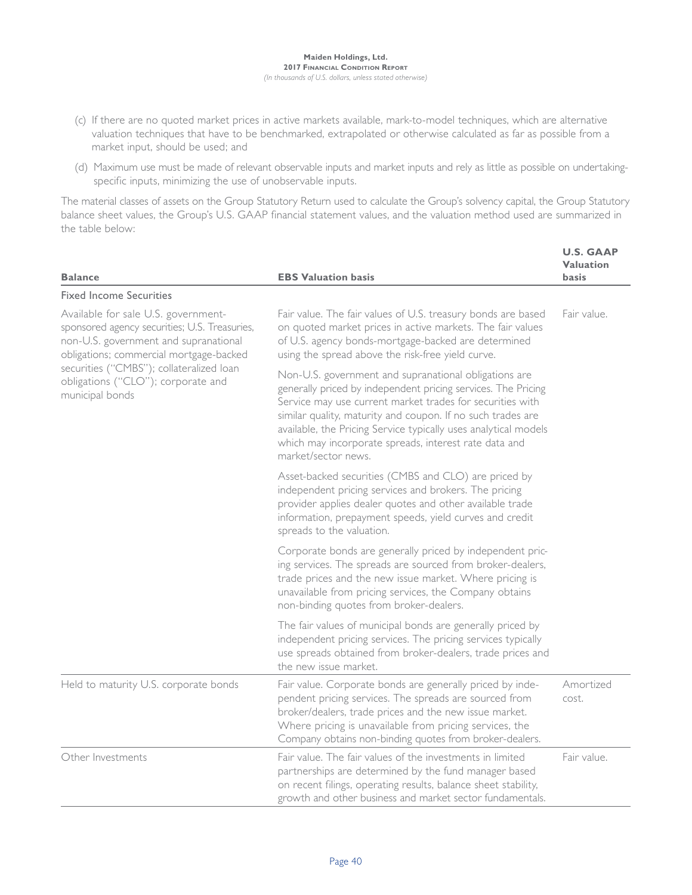(c) If there are no quoted market prices in active markets available, mark-to-model techniques, which are alternative valuation techniques that have to be benchmarked, extrapolated or otherwise calculated as far as possible from a market input, should be used; and

(d) Maximum use must be made of relevant observable inputs and market inputs and rely as little as possible on undertaking-specific inputs, minimizing the use of unobservable inputs.

The material classes of assets on the Group Statutory Return used to calculate the Group's solvency capital, the Group Statutory balance sheet values, the Group's U.S. GAAP financial statement values, and the valuation method used are summarized in the table below:

| Balance | EBS Valuation basis | U.S. GAAP Valuation basis |
|---|---|---|
| Fixed Income Securities | | |
| Available for sale U.S. government-sponsored agency securities; U.S. Treasuries, non-U.S. government and supranational obligations; commercial mortgage-backed securities ("CMBS"); collateralized loan obligations ("CLO"); corporate and municipal bonds | Fair value. The fair values of U.S. treasury bonds are based on quoted market prices in active markets. The fair values of U.S. agency bonds-mortgage-backed are determined using the spread above the risk-free yield curve.<br><br>Non-U.S. government and supranational obligations are generally priced by independent pricing services. The Pricing Service may use current market trades for securities with similar quality, maturity and coupon. If no such trades are available, the Pricing Service typically uses analytical models which may incorporate spreads, interest rate data and market/sector news.<br><br>Asset-backed securities (CMBS and CLO) are priced by independent pricing services and brokers. The pricing provider applies dealer quotes and other available trade information, prepayment speeds, yield curves and credit spreads to the valuation.<br><br>Corporate bonds are generally priced by independent pricing services. The spreads are sourced from broker-dealers, trade prices and the new issue market. Where pricing is unavailable from pricing services, the Company obtains non-binding quotes from broker-dealers.<br><br>The fair values of municipal bonds are generally priced by independent pricing services. The pricing services typically use spreads obtained from broker-dealers, trade prices and the new issue market. | Fair value. |
| Held to maturity U.S. corporate bonds | Fair value. Corporate bonds are generally priced by independent pricing services. The spreads are sourced from broker/dealers, trade prices and the new issue market. Where pricing is unavailable from pricing services, the Company obtains non-binding quotes from broker-dealers. | Amortized cost. |
| Other Investments | Fair value. The fair values of the investments in limited partnerships are determined by the fund manager based on recent filings, operating results, balance sheet stability, growth and other business and market sector fundamentals. | Fair value. |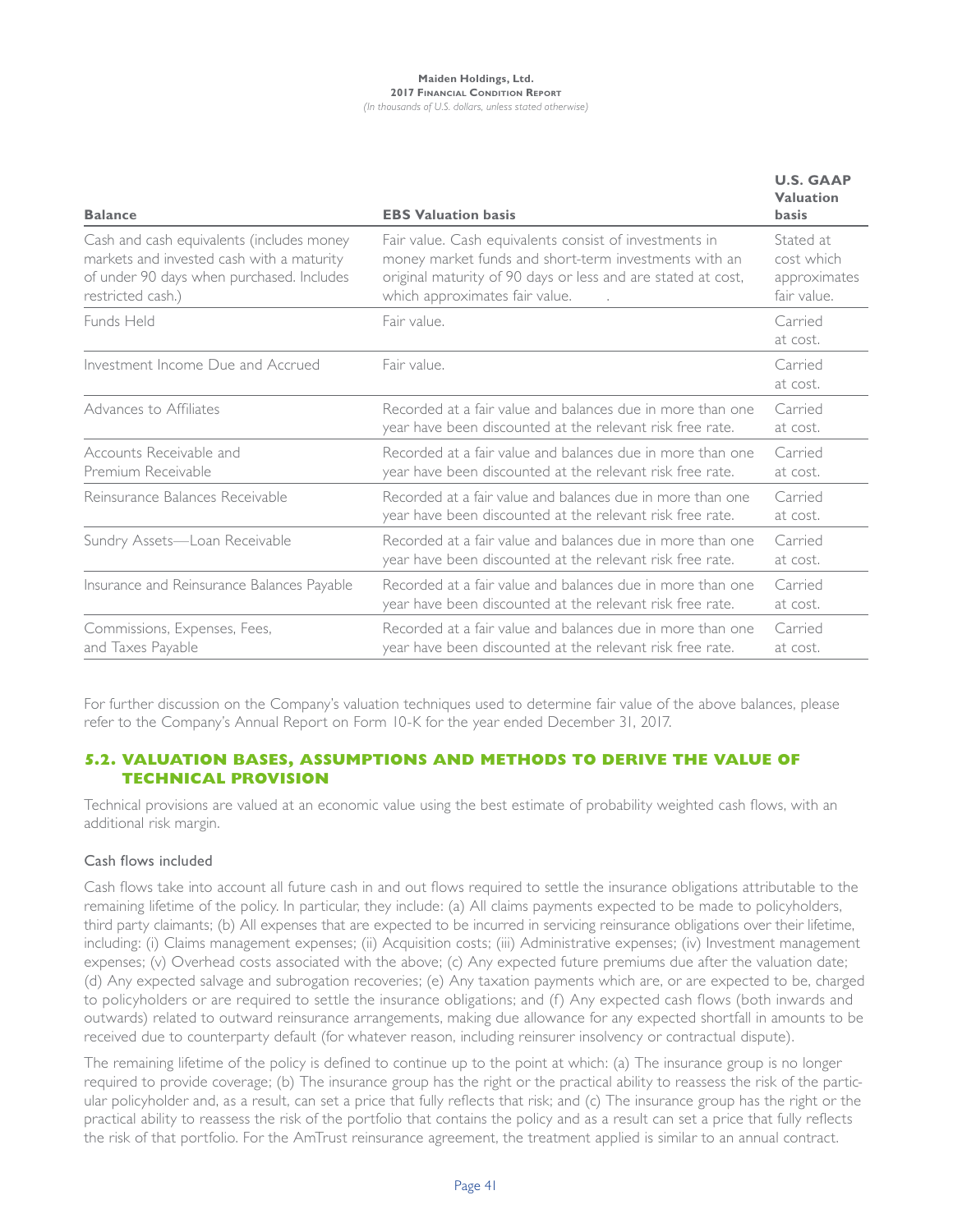| Balance | EBS Valuation basis | U.S. GAAP Valuation basis |
|---|---|---|
| Cash and cash equivalents (includes money markets and invested cash with a maturity of under 90 days when purchased. Includes restricted cash.) | Fair value. Cash equivalents consist of investments in money market funds and short-term investments with an original maturity of 90 days or less and are stated at cost, which approximates fair value. | Stated at cost which approximates fair value. |
| Funds Held | Fair value. | Carried at cost. |
| Investment Income Due and Accrued | Fair value. | Carried at cost. |
| Advances to Affiliates | Recorded at a fair value and balances due in more than one year have been discounted at the relevant risk free rate. | Carried at cost. |
| Accounts Receivable and Premium Receivable | Recorded at a fair value and balances due in more than one year have been discounted at the relevant risk free rate. | Carried at cost. |
| Reinsurance Balances Receivable | Recorded at a fair value and balances due in more than one year have been discounted at the relevant risk free rate. | Carried at cost. |
| Sundry Assets—Loan Receivable | Recorded at a fair value and balances due in more than one year have been discounted at the relevant risk free rate. | Carried at cost. |
| Insurance and Reinsurance Balances Payable | Recorded at a fair value and balances due in more than one year have been discounted at the relevant risk free rate. | Carried at cost. |
| Commissions, Expenses, Fees, and Taxes Payable | Recorded at a fair value and balances due in more than one year have been discounted at the relevant risk free rate. | Carried at cost. |

For further discussion on the Company's valuation techniques used to determine fair value of the above balances, please refer to the Company's Annual Report on Form 10-K for the year ended December 31, 2017.

## 5.2. VALUATION BASES, ASSUMPTIONS AND METHODS TO DERIVE THE VALUE OF TECHNICAL PROVISION

Technical provisions are valued at an economic value using the best estimate of probability weighted cash flows, with an additional risk margin.

### Cash flows included

Cash flows take into account all future cash in and out flows required to settle the insurance obligations attributable to the remaining lifetime of the policy. In particular, they include: (a) All claims payments expected to be made to policyholders, third party claimants; (b) All expenses that are expected to be incurred in servicing reinsurance obligations over their lifetime, including: (i) Claims management expenses; (ii) Acquisition costs; (iii) Administrative expenses; (iv) Investment management expenses; (v) Overhead costs associated with the above; (c) Any expected future premiums due after the valuation date; (d) Any expected salvage and subrogation recoveries; (e) Any taxation payments which are, or are expected to be, charged to policyholders or are required to settle the insurance obligations; and (f) Any expected cash flows (both inwards and outwards) related to outward reinsurance arrangements, making due allowance for any expected shortfall in amounts to be received due to counterparty default (for whatever reason, including reinsurer insolvency or contractual dispute).

The remaining lifetime of the policy is defined to continue up to the point at which: (a) The insurance group is no longer required to provide coverage; (b) The insurance group has the right or the practical ability to reassess the risk of the particular policyholder and, as a result, can set a price that fully reflects that risk; and (c) The insurance group has the right or the practical ability to reassess the risk of the portfolio that contains the policy and as a result can set a price that fully reflects the risk of that portfolio. For the AmTrust reinsurance agreement, the treatment applied is similar to an annual contract.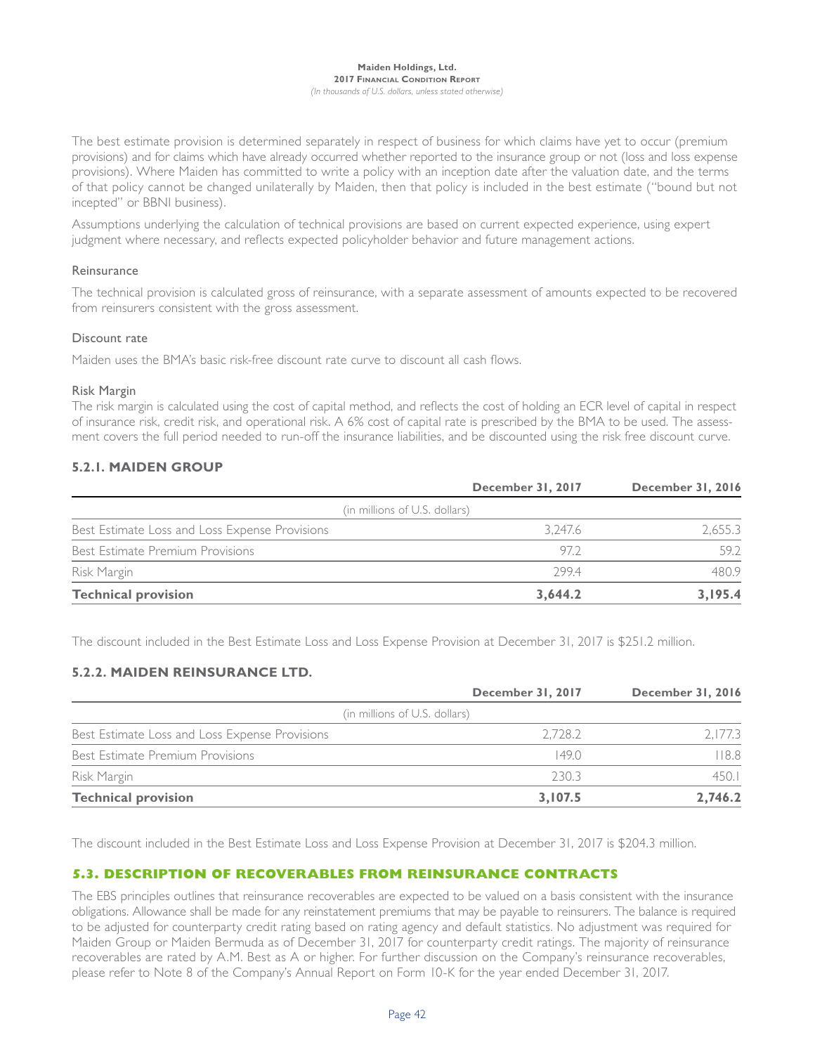The best estimate provision is determined separately in respect of business for which claims have yet to occur (premium provisions) and for claims which have already occurred whether reported to the insurance group or not (loss and loss expense provisions). Where Maiden has committed to write a policy with an inception date after the valuation date, and the terms of that policy cannot be changed unilaterally by Maiden, then that policy is included in the best estimate ("bound but not incepted" or BBNI business).

Assumptions underlying the calculation of technical provisions are based on current expected experience, using expert judgment where necessary, and reflects expected policyholder behavior and future management actions.

Reinsurance

The technical provision is calculated gross of reinsurance, with a separate assessment of amounts expected to be recovered from reinsurers consistent with the gross assessment.

Discount rate

Maiden uses the BMA's basic risk-free discount rate curve to discount all cash flows.

Risk Margin

The risk margin is calculated using the cost of capital method, and reflects the cost of holding an ECR level of capital in respect of insurance risk, credit risk, and operational risk. A 6% cost of capital rate is prescribed by the BMA to be used. The assessment covers the full period needed to run-off the insurance liabilities, and be discounted using the risk free discount curve.

### 5.2.1. MAIDEN GROUP

| | December 31, 2017 | December 31, 2016 |
|---|---|---|
| (in millions of U.S. dollars) | | |
| Best Estimate Loss and Loss Expense Provisions | 3,247.6 | 2,655.3 |
| Best Estimate Premium Provisions | 97.2 | 59.2 |
| Risk Margin | 299.4 | 480.9 |
| **Technical provision** | **3,644.2** | **3,195.4** |

The discount included in the Best Estimate Loss and Loss Expense Provision at December 31, 2017 is $251.2 million.

### 5.2.2. MAIDEN REINSURANCE LTD.

| | December 31, 2017 | December 31, 2016 |
|---|---|---|
| (in millions of U.S. dollars) | | |
| Best Estimate Loss and Loss Expense Provisions | 2,728.2 | 2,177.3 |
| Best Estimate Premium Provisions | 149.0 | 118.8 |
| Risk Margin | 230.3 | 450.1 |
| **Technical provision** | **3,107.5** | **2,746.2** |

The discount included in the Best Estimate Loss and Loss Expense Provision at December 31, 2017 is $204.3 million.

## 5.3. DESCRIPTION OF RECOVERABLES FROM REINSURANCE CONTRACTS

The EBS principles outlines that reinsurance recoverables are expected to be valued on a basis consistent with the insurance obligations. Allowance shall be made for any reinstatement premiums that may be payable to reinsurers. The balance is required to be adjusted for counterparty credit rating based on rating agency and default statistics. No adjustment was required for Maiden Group or Maiden Bermuda as of December 31, 2017 for counterparty credit ratings. The majority of reinsurance recoverables are rated by A.M. Best as A or higher. For further discussion on the Company's reinsurance recoverables, please refer to Note 8 of the Company's Annual Report on Form 10-K for the year ended December 31, 2017.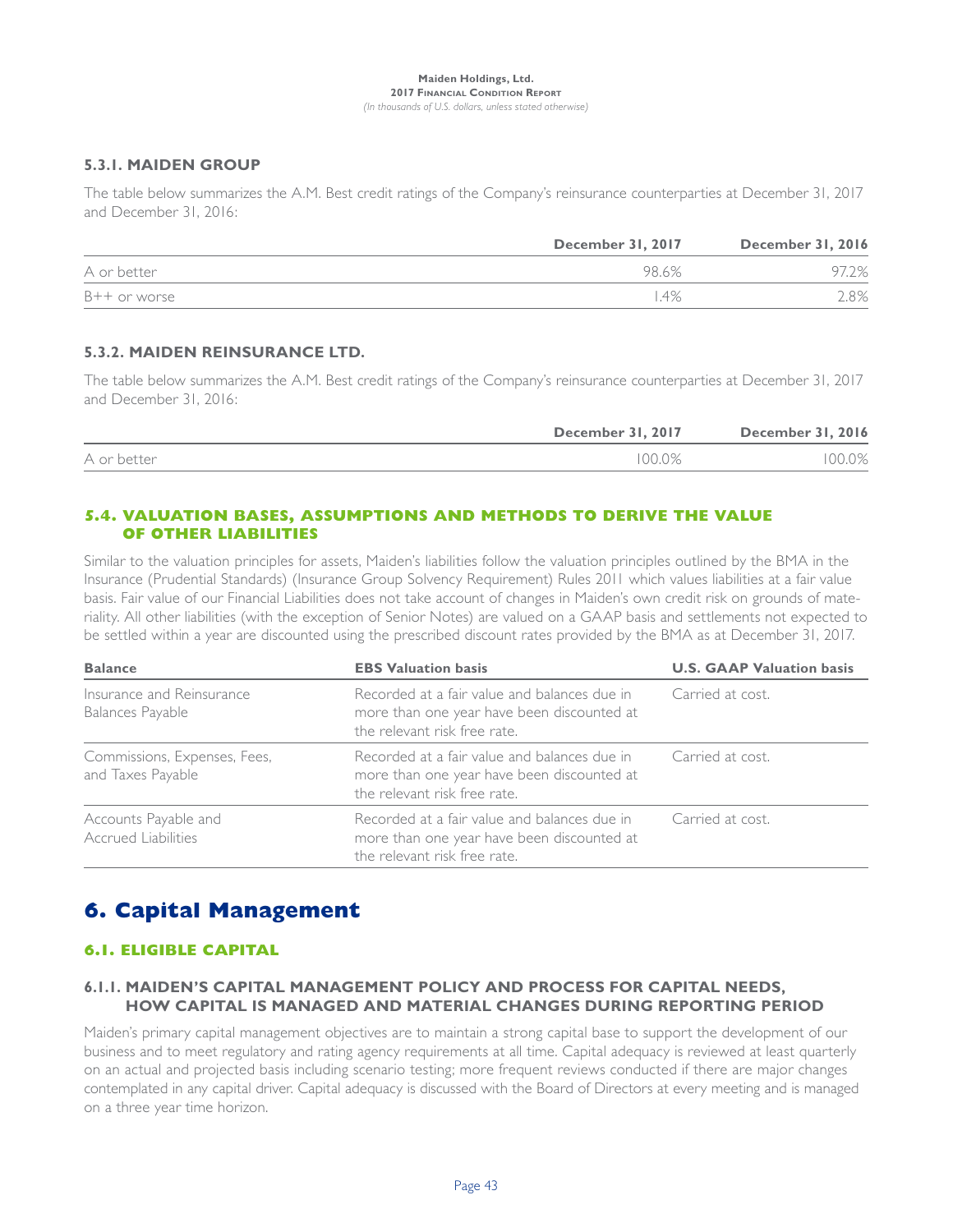### 5.3.1. MAIDEN GROUP

The table below summarizes the A.M. Best credit ratings of the Company's reinsurance counterparties at December 31, 2017 and December 31, 2016:

| | December 31, 2017 | December 31, 2016 |
|---|---|---|
| A or better | 98.6% | 97.2% |
| B++ or worse | 1.4% | 2.8% |

### 5.3.2. MAIDEN REINSURANCE LTD.

The table below summarizes the A.M. Best credit ratings of the Company's reinsurance counterparties at December 31, 2017 and December 31, 2016:

| | December 31, 2017 | December 31, 2016 |
|---|---|---|
| A or better | 100.0% | 100.0% |

## 5.4. VALUATION BASES, ASSUMPTIONS AND METHODS TO DERIVE THE VALUE OF OTHER LIABILITIES

Similar to the valuation principles for assets, Maiden's liabilities follow the valuation principles outlined by the BMA in the Insurance (Prudential Standards) (Insurance Group Solvency Requirement) Rules 2011 which values liabilities at a fair value basis. Fair value of our Financial Liabilities does not take account of changes in Maiden's own credit risk on grounds of materiality. All other liabilities (with the exception of Senior Notes) are valued on a GAAP basis and settlements not expected to be settled within a year are discounted using the prescribed discount rates provided by the BMA as at December 31, 2017.

| Balance | EBS Valuation basis | U.S. GAAP Valuation basis |
|---|---|---|
| Insurance and Reinsurance Balances Payable | Recorded at a fair value and balances due in more than one year have been discounted at the relevant risk free rate. | Carried at cost. |
| Commissions, Expenses, Fees, and Taxes Payable | Recorded at a fair value and balances due in more than one year have been discounted at the relevant risk free rate. | Carried at cost. |
| Accounts Payable and Accrued Liabilities | Recorded at a fair value and balances due in more than one year have been discounted at the relevant risk free rate. | Carried at cost. |

# 6. Capital Management

## 6.1. ELIGIBLE CAPITAL

### 6.1.1. MAIDEN'S CAPITAL MANAGEMENT POLICY AND PROCESS FOR CAPITAL NEEDS, HOW CAPITAL IS MANAGED AND MATERIAL CHANGES DURING REPORTING PERIOD

Maiden's primary capital management objectives are to maintain a strong capital base to support the development of our business and to meet regulatory and rating agency requirements at all time. Capital adequacy is reviewed at least quarterly on an actual and projected basis including scenario testing; more frequent reviews conducted if there are major changes contemplated in any capital driver. Capital adequacy is discussed with the Board of Directors at every meeting and is managed on a three year time horizon.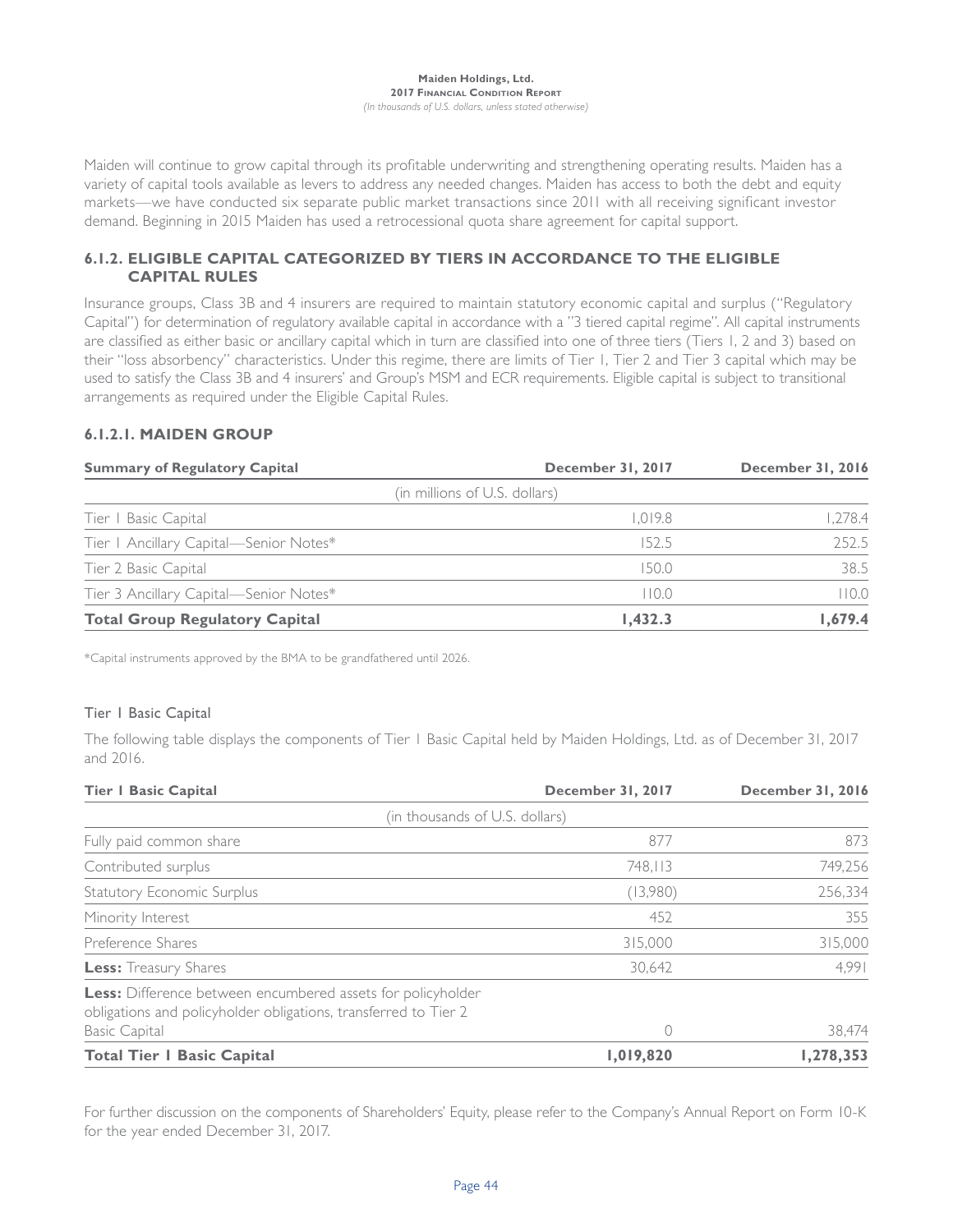Maiden will continue to grow capital through its profitable underwriting and strengthening operating results. Maiden has a variety of capital tools available as levers to address any needed changes. Maiden has access to both the debt and equity markets—we have conducted six separate public market transactions since 2011 with all receiving significant investor demand. Beginning in 2015 Maiden has used a retrocessional quota share agreement for capital support.

### 6.1.2. ELIGIBLE CAPITAL CATEGORIZED BY TIERS IN ACCORDANCE TO THE ELIGIBLE CAPITAL RULES

Insurance groups, Class 3B and 4 insurers are required to maintain statutory economic capital and surplus ("Regulatory Capital") for determination of regulatory available capital in accordance with a "3 tiered capital regime". All capital instruments are classified as either basic or ancillary capital which in turn are classified into one of three tiers (Tiers 1, 2 and 3) based on their "loss absorbency" characteristics. Under this regime, there are limits of Tier 1, Tier 2 and Tier 3 capital which may be used to satisfy the Class 3B and 4 insurers' and Group's MSM and ECR requirements. Eligible capital is subject to transitional arrangements as required under the Eligible Capital Rules.

### 6.1.2.1. MAIDEN GROUP

| Summary of Regulatory Capital | December 31, 2017 | December 31, 2016 |
|---|---|---|
| (in millions of U.S. dollars) | | |
| Tier 1 Basic Capital | 1,019.8 | 1,278.4 |
| Tier 1 Ancillary Capital—Senior Notes* | 152.5 | 252.5 |
| Tier 2 Basic Capital | 150.0 | 38.5 |
| Tier 3 Ancillary Capital—Senior Notes* | 110.0 | 110.0 |
| **Total Group Regulatory Capital** | **1,432.3** | **1,679.4** |

*Capital instruments approved by the BMA to be grandfathered until 2026.

Tier 1 Basic Capital

The following table displays the components of Tier 1 Basic Capital held by Maiden Holdings, Ltd. as of December 31, 2017 and 2016.

| Tier 1 Basic Capital | December 31, 2017 | December 31, 2016 |
|---|---|---|
| (in thousands of U.S. dollars) | | |
| Fully paid common share | 877 | 873 |
| Contributed surplus | 748,113 | 749,256 |
| Statutory Economic Surplus | (13,980) | 256,334 |
| Minority Interest | 452 | 355 |
| Preference Shares | 315,000 | 315,000 |
| **Less:** Treasury Shares | 30,642 | 4,991 |
| **Less:** Difference between encumbered assets for policyholder obligations and policyholder obligations, transferred to Tier 2 Basic Capital | 0 | 38,474 |
| **Total Tier 1 Basic Capital** | **1,019,820** | **1,278,353** |

For further discussion on the components of Shareholders' Equity, please refer to the Company's Annual Report on Form 10-K for the year ended December 31, 2017.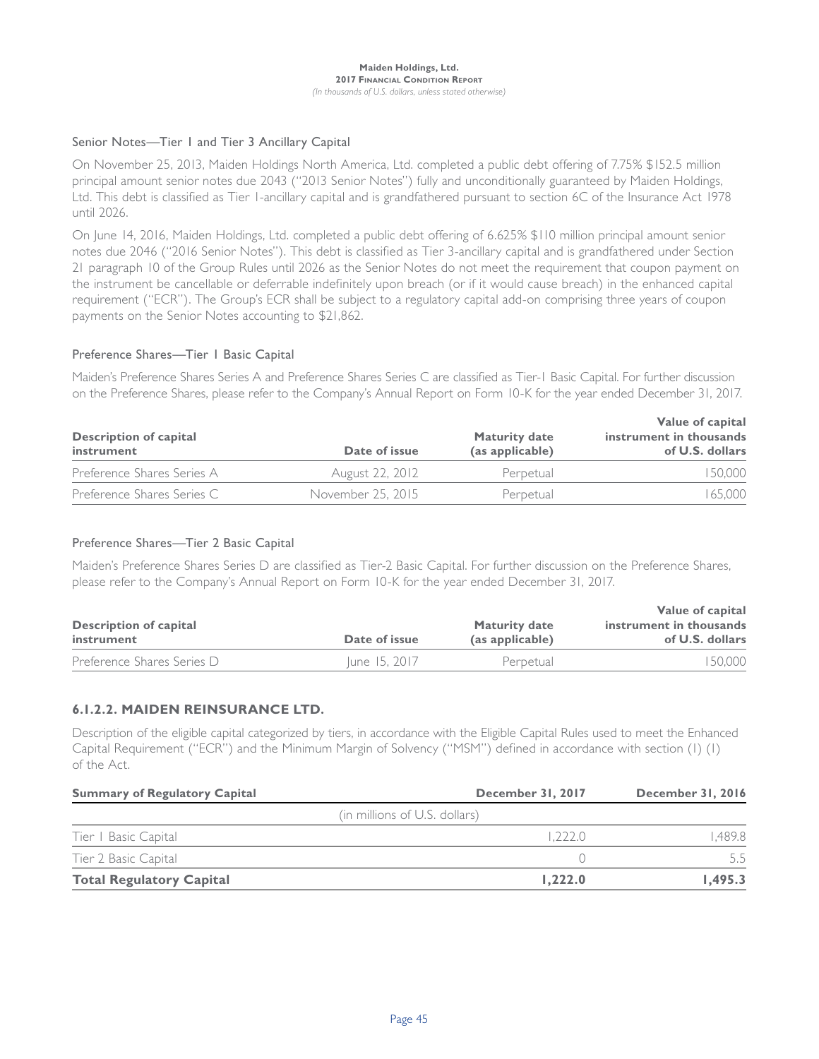### Senior Notes—Tier 1 and Tier 3 Ancillary Capital

On November 25, 2013, Maiden Holdings North America, Ltd. completed a public debt offering of 7.75% $152.5 million principal amount senior notes due 2043 ("2013 Senior Notes") fully and unconditionally guaranteed by Maiden Holdings, Ltd. This debt is classified as Tier 1-ancillary capital and is grandfathered pursuant to section 6C of the Insurance Act 1978 until 2026.

On June 14, 2016, Maiden Holdings, Ltd. completed a public debt offering of 6.625% $110 million principal amount senior notes due 2046 ("2016 Senior Notes"). This debt is classified as Tier 3-ancillary capital and is grandfathered under Section 21 paragraph 10 of the Group Rules until 2026 as the Senior Notes do not meet the requirement that coupon payment on the instrument be cancellable or deferrable indefinitely upon breach (or if it would cause breach) in the enhanced capital requirement ("ECR"). The Group's ECR shall be subject to a regulatory capital add-on comprising three years of coupon payments on the Senior Notes accounting to $21,862.

### Preference Shares—Tier 1 Basic Capital

Maiden's Preference Shares Series A and Preference Shares Series C are classified as Tier-1 Basic Capital. For further discussion on the Preference Shares, please refer to the Company's Annual Report on Form 10-K for the year ended December 31, 2017.

| Description of capital instrument | Date of issue | Maturity date (as applicable) | Value of capital instrument in thousands of U.S. dollars |
|---|---|---|---|
| Preference Shares Series A | August 22, 2012 | Perpetual | 150,000 |
| Preference Shares Series C | November 25, 2015 | Perpetual | 165,000 |

### Preference Shares—Tier 2 Basic Capital

Maiden's Preference Shares Series D are classified as Tier-2 Basic Capital. For further discussion on the Preference Shares, please refer to the Company's Annual Report on Form 10-K for the year ended December 31, 2017.

| Description of capital instrument | Date of issue | Maturity date (as applicable) | Value of capital instrument in thousands of U.S. dollars |
|---|---|---|---|
| Preference Shares Series D | June 15, 2017 | Perpetual | 150,000 |

## 6.1.2.2. MAIDEN REINSURANCE LTD.

Description of the eligible capital categorized by tiers, in accordance with the Eligible Capital Rules used to meet the Enhanced Capital Requirement ("ECR") and the Minimum Margin of Solvency ("MSM") defined in accordance with section (1) (1) of the Act.

| Summary of Regulatory Capital | December 31, 2017 | December 31, 2016 |
|---|---|---|
| (in millions of U.S. dollars) | | |
| Tier 1 Basic Capital | 1,222.0 | 1,489.8 |
| Tier 2 Basic Capital | 0 | 5.5 |
| **Total Regulatory Capital** | **1,222.0** | **1,495.3** |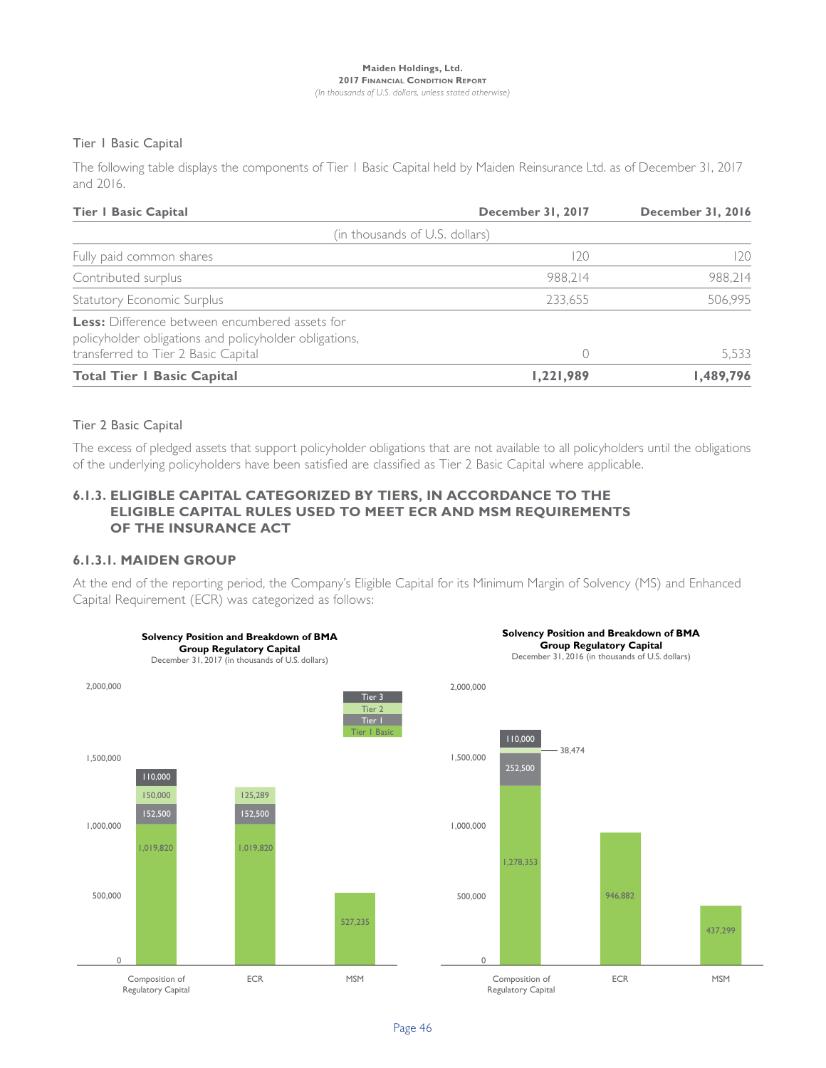Tier 1 Basic Capital

The following table displays the components of Tier 1 Basic Capital held by Maiden Reinsurance Ltd. as of December 31, 2017 and 2016.

| **Tier 1 Basic Capital** | **December 31, 2017** | **December 31, 2016** |
|---|---|---|
| (in thousands of U.S. dollars) | | |
| Fully paid common shares | 120 | 120 |
| Contributed surplus | 988,214 | 988,214 |
| Statutory Economic Surplus | 233,655 | 506,995 |
| **Less:** Difference between encumbered assets for policyholder obligations and policyholder obligations, transferred to Tier 2 Basic Capital | 0 | 5,533 |
| **Total Tier 1 Basic Capital** | **1,221,989** | **1,489,796** |

Tier 2 Basic Capital

The excess of pledged assets that support policyholder obligations that are not available to all policyholders until the obligations of the underlying policyholders have been satisfied are classified as Tier 2 Basic Capital where applicable.

### 6.1.3. ELIGIBLE CAPITAL CATEGORIZED BY TIERS, IN ACCORDANCE TO THE ELIGIBLE CAPITAL RULES USED TO MEET ECR AND MSM REQUIREMENTS OF THE INSURANCE ACT

#### 6.1.3.1. MAIDEN GROUP

At the end of the reporting period, the Company's Eligible Capital for its Minimum Margin of Solvency (MS) and Enhanced Capital Requirement (ECR) was categorized as follows:

**Solvency Position and Breakdown of BMA Group Regulatory Capital**
December 31, 2017 (in thousands of U.S. dollars)

2,000,000
1,500,000
1,000,000
500,000
0

Tier 3
Tier 2
Tier 1
Tier 1 Basic

Composition of Regulatory Capital: 1,019,820; 152,500; 150,000; 110,000
ECR: 1,019,820; 152,500; 125,289
MSM: 527,235

**Solvency Position and Breakdown of BMA Group Regulatory Capital**
December 31, 2016 (in thousands of U.S. dollars)

2,000,000
1,500,000
1,000,000
500,000
0

Composition of Regulatory Capital: 1,278,353; 252,500; 38,474; 110,000
ECR: 946,882
MSM: 437,299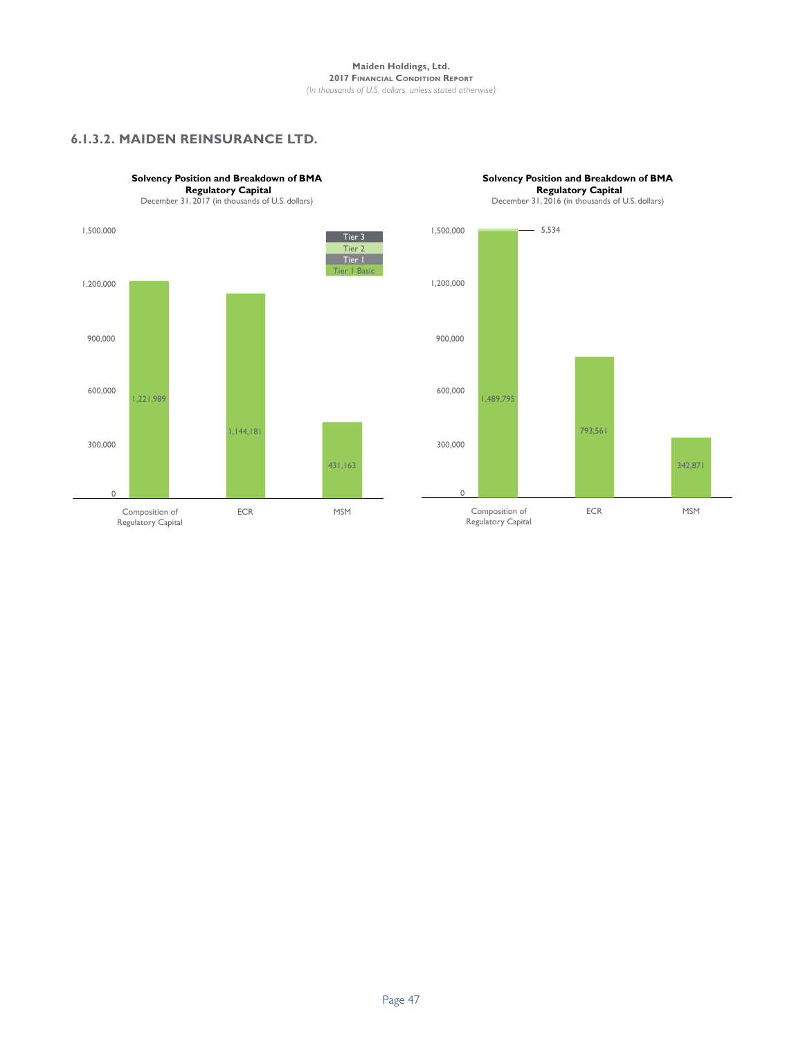### 6.1.3.2. MAIDEN REINSURANCE LTD.

**Solvency Position and Breakdown of BMA Regulatory Capital**
December 31, 2017 (in thousands of U.S. dollars)

1,500,000
1,200,000
900,000
600,000
300,000
0

Tier 3
Tier 2
Tier 1
Tier 1 Basic

1,221,989
1,144,181
431,163

Composition of Regulatory Capital
ECR
MSM

**Solvency Position and Breakdown of BMA Regulatory Capital**
December 31, 2016 (in thousands of U.S. dollars)

1,500,000
1,200,000
900,000
600,000
300,000
0

5,534
1,489,795
793,561
342,871

Composition of Regulatory Capital
ECR
MSM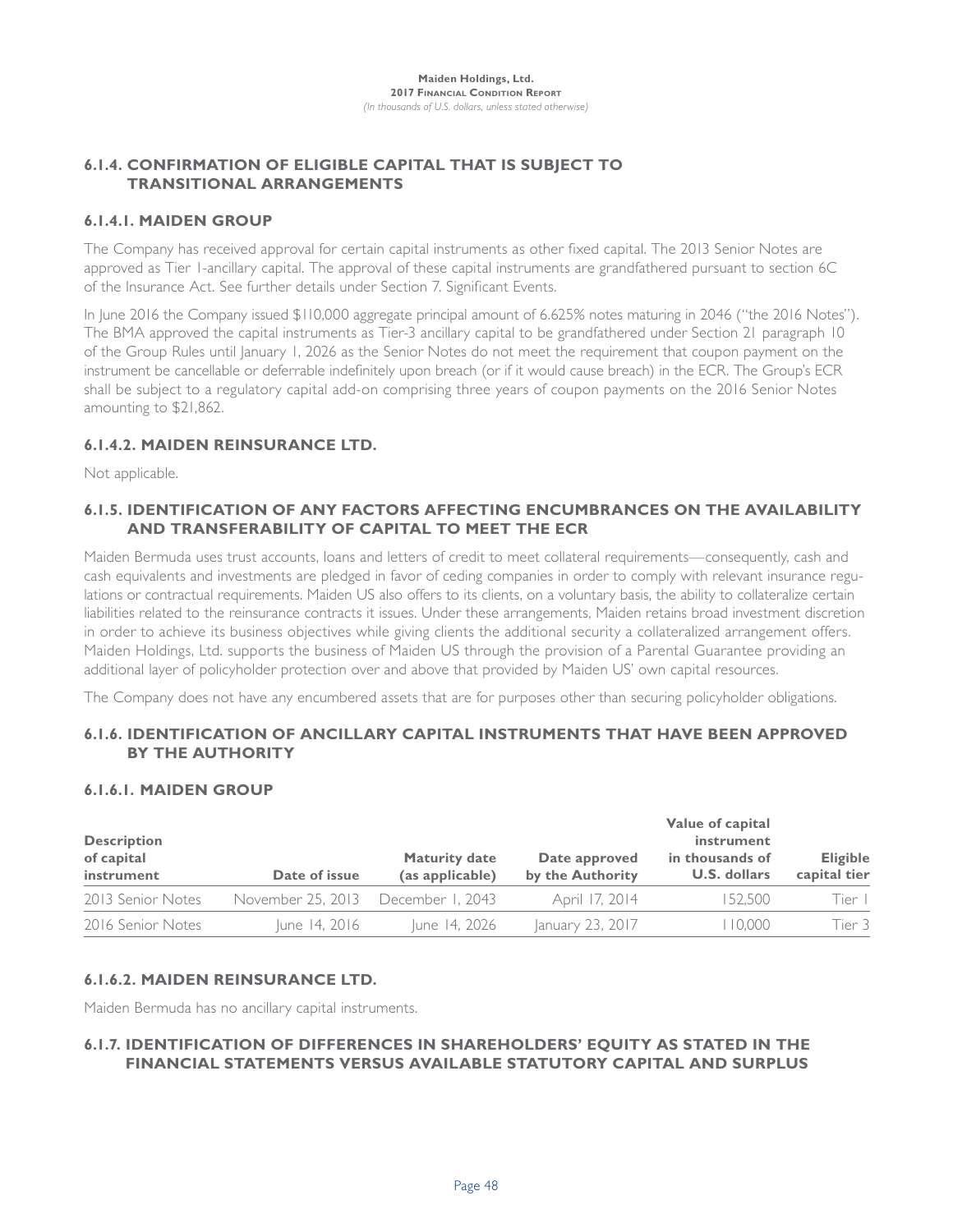### 6.1.4. CONFIRMATION OF ELIGIBLE CAPITAL THAT IS SUBJECT TO TRANSITIONAL ARRANGEMENTS

#### 6.1.4.1. MAIDEN GROUP

The Company has received approval for certain capital instruments as other fixed capital. The 2013 Senior Notes are approved as Tier 1-ancillary capital. The approval of these capital instruments are grandfathered pursuant to section 6C of the Insurance Act. See further details under Section 7. Significant Events.

In June 2016 the Company issued $110,000 aggregate principal amount of 6.625% notes maturing in 2046 ("the 2016 Notes"). The BMA approved the capital instruments as Tier-3 ancillary capital to be grandfathered under Section 21 paragraph 10 of the Group Rules until January 1, 2026 as the Senior Notes do not meet the requirement that coupon payment on the instrument be cancellable or deferrable indefinitely upon breach (or if it would cause breach) in the ECR. The Group's ECR shall be subject to a regulatory capital add-on comprising three years of coupon payments on the 2016 Senior Notes amounting to $21,862.

#### 6.1.4.2. MAIDEN REINSURANCE LTD.

Not applicable.

### 6.1.5. IDENTIFICATION OF ANY FACTORS AFFECTING ENCUMBRANCES ON THE AVAILABILITY AND TRANSFERABILITY OF CAPITAL TO MEET THE ECR

Maiden Bermuda uses trust accounts, loans and letters of credit to meet collateral requirements—consequently, cash and cash equivalents and investments are pledged in favor of ceding companies in order to comply with relevant insurance regulations or contractual requirements. Maiden US also offers to its clients, on a voluntary basis, the ability to collateralize certain liabilities related to the reinsurance contracts it issues. Under these arrangements, Maiden retains broad investment discretion in order to achieve its business objectives while giving clients the additional security a collateralized arrangement offers. Maiden Holdings, Ltd. supports the business of Maiden US through the provision of a Parental Guarantee providing an additional layer of policyholder protection over and above that provided by Maiden US' own capital resources.

The Company does not have any encumbered assets that are for purposes other than securing policyholder obligations.

### 6.1.6. IDENTIFICATION OF ANCILLARY CAPITAL INSTRUMENTS THAT HAVE BEEN APPROVED BY THE AUTHORITY

#### 6.1.6.1. MAIDEN GROUP

| Description of capital instrument | Date of issue | Maturity date (as applicable) | Date approved by the Authority | Value of capital instrument in thousands of U.S. dollars | Eligible capital tier |
|---|---|---|---|---|---|
| 2013 Senior Notes | November 25, 2013 | December 1, 2043 | April 17, 2014 | 152,500 | Tier 1 |
| 2016 Senior Notes | June 14, 2016 | June 14, 2026 | January 23, 2017 | 110,000 | Tier 3 |

#### 6.1.6.2. MAIDEN REINSURANCE LTD.

Maiden Bermuda has no ancillary capital instruments.

### 6.1.7. IDENTIFICATION OF DIFFERENCES IN SHAREHOLDERS' EQUITY AS STATED IN THE FINANCIAL STATEMENTS VERSUS AVAILABLE STATUTORY CAPITAL AND SURPLUS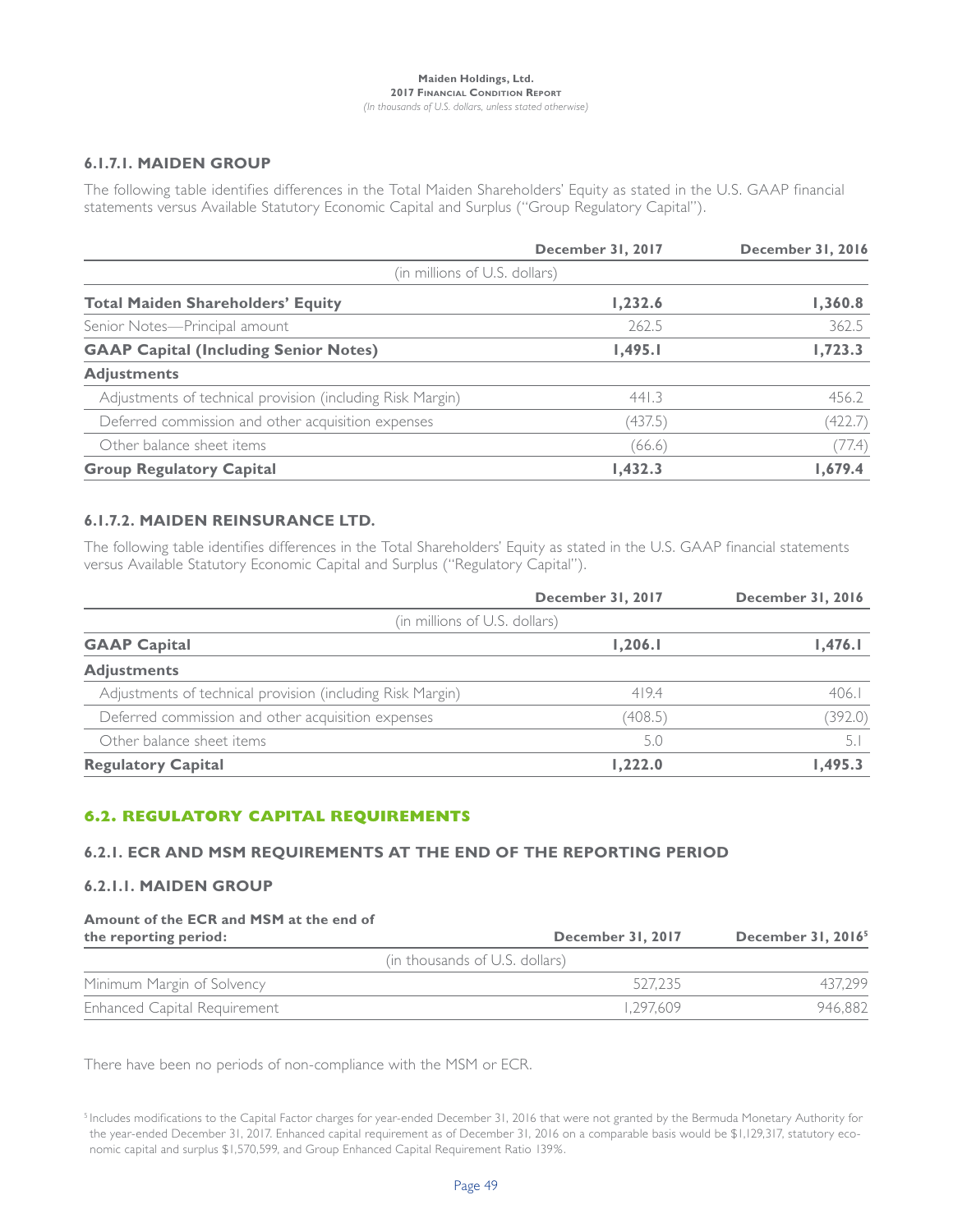### 6.1.7.1. MAIDEN GROUP

The following table identifies differences in the Total Maiden Shareholders' Equity as stated in the U.S. GAAP financial statements versus Available Statutory Economic Capital and Surplus ("Group Regulatory Capital").

| | December 31, 2017 | December 31, 2016 |
|---|---|---|
| (in millions of U.S. dollars) | | |
| **Total Maiden Shareholders' Equity** | **1,232.6** | **1,360.8** |
| Senior Notes—Principal amount | 262.5 | 362.5 |
| **GAAP Capital (Including Senior Notes)** | **1,495.1** | **1,723.3** |
| **Adjustments** | | |
| Adjustments of technical provision (including Risk Margin) | 441.3 | 456.2 |
| Deferred commission and other acquisition expenses | (437.5) | (422.7) |
| Other balance sheet items | (66.6) | (77.4) |
| **Group Regulatory Capital** | **1,432.3** | **1,679.4** |

### 6.1.7.2. MAIDEN REINSURANCE LTD.

The following table identifies differences in the Total Shareholders' Equity as stated in the U.S. GAAP financial statements versus Available Statutory Economic Capital and Surplus ("Regulatory Capital").

| | December 31, 2017 | December 31, 2016 |
|---|---|---|
| (in millions of U.S. dollars) | | |
| **GAAP Capital** | **1,206.1** | **1,476.1** |
| **Adjustments** | | |
| Adjustments of technical provision (including Risk Margin) | 419.4 | 406.1 |
| Deferred commission and other acquisition expenses | (408.5) | (392.0) |
| Other balance sheet items | 5.0 | 5.1 |
| **Regulatory Capital** | **1,222.0** | **1,495.3** |

## 6.2. REGULATORY CAPITAL REQUIREMENTS

### 6.2.1. ECR AND MSM REQUIREMENTS AT THE END OF THE REPORTING PERIOD

### 6.2.1.1. MAIDEN GROUP

| Amount of the ECR and MSM at the end of the reporting period: | December 31, 2017 | December 31, 2016[5] |
|---|---|---|
| (in thousands of U.S. dollars) | | |
| Minimum Margin of Solvency | 527,235 | 437,299 |
| Enhanced Capital Requirement | 1,297,609 | 946,882 |

There have been no periods of non-compliance with the MSM or ECR.

[5] Includes modifications to the Capital Factor charges for year-ended December 31, 2016 that were not granted by the Bermuda Monetary Authority for the year-ended December 31, 2017. Enhanced capital requirement as of December 31, 2016 on a comparable basis would be $1,129,317, statutory economic capital and surplus $1,570,599, and Group Enhanced Capital Requirement Ratio 139%.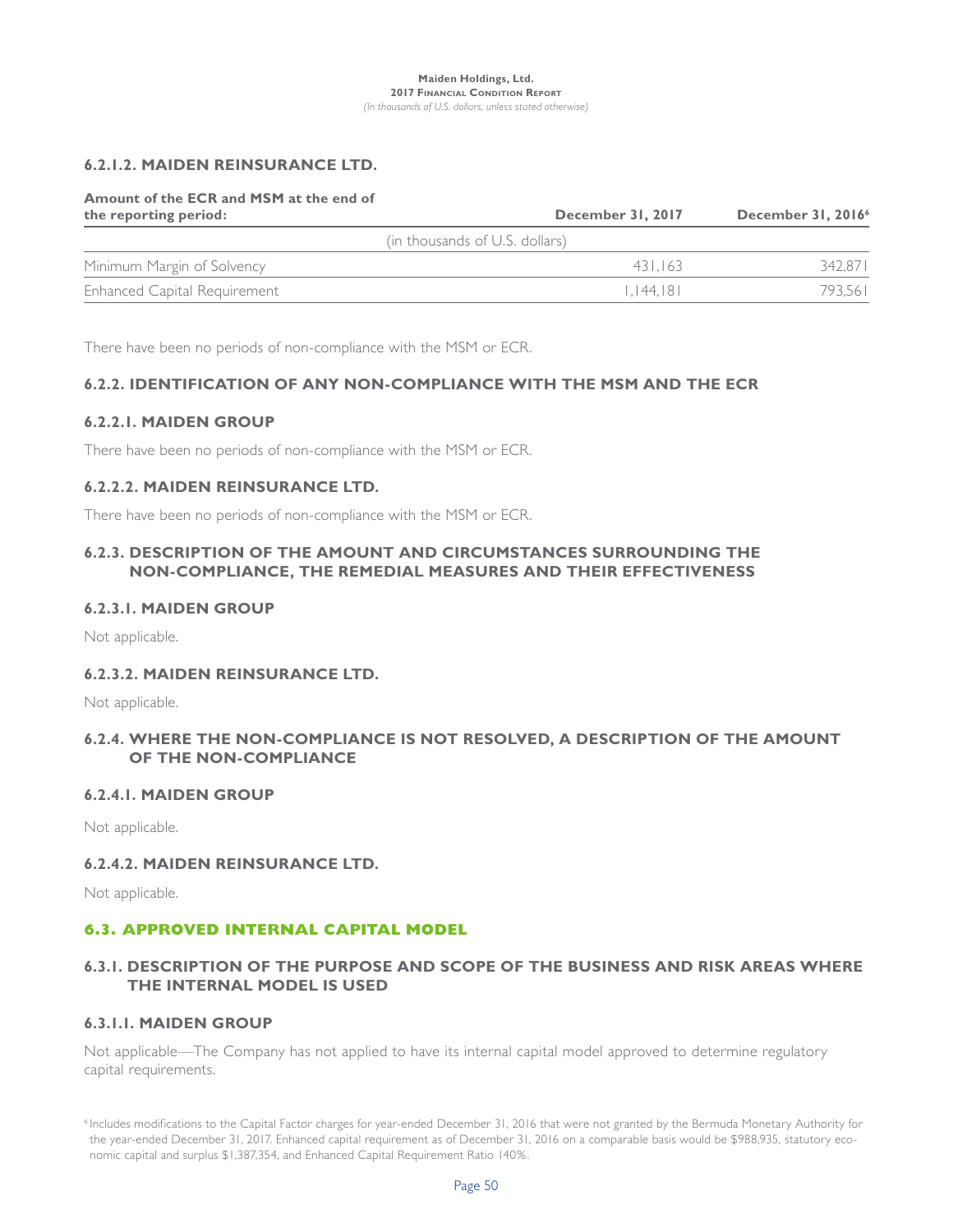#### 6.2.1.2. MAIDEN REINSURANCE LTD.

| Amount of the ECR and MSM at the end of the reporting period: | December 31, 2017 | December 31, 2016[6] |
|---|---|---|
| (in thousands of U.S. dollars) | | |
| Minimum Margin of Solvency | 431,163 | 342,871 |
| Enhanced Capital Requirement | 1,144,181 | 793,561 |

There have been no periods of non-compliance with the MSM or ECR.

### 6.2.2. IDENTIFICATION OF ANY NON-COMPLIANCE WITH THE MSM AND THE ECR

#### 6.2.2.1. MAIDEN GROUP

There have been no periods of non-compliance with the MSM or ECR.

#### 6.2.2.2. MAIDEN REINSURANCE LTD.

There have been no periods of non-compliance with the MSM or ECR.

### 6.2.3. DESCRIPTION OF THE AMOUNT AND CIRCUMSTANCES SURROUNDING THE NON-COMPLIANCE, THE REMEDIAL MEASURES AND THEIR EFFECTIVENESS

#### 6.2.3.1. MAIDEN GROUP

Not applicable.

#### 6.2.3.2. MAIDEN REINSURANCE LTD.

Not applicable.

### 6.2.4. WHERE THE NON-COMPLIANCE IS NOT RESOLVED, A DESCRIPTION OF THE AMOUNT OF THE NON-COMPLIANCE

#### 6.2.4.1. MAIDEN GROUP

Not applicable.

#### 6.2.4.2. MAIDEN REINSURANCE LTD.

Not applicable.

## 6.3. APPROVED INTERNAL CAPITAL MODEL

### 6.3.1. DESCRIPTION OF THE PURPOSE AND SCOPE OF THE BUSINESS AND RISK AREAS WHERE THE INTERNAL MODEL IS USED

#### 6.3.1.1. MAIDEN GROUP

Not applicable—The Company has not applied to have its internal capital model approved to determine regulatory capital requirements.

[6] Includes modifications to the Capital Factor charges for year-ended December 31, 2016 that were not granted by the Bermuda Monetary Authority for the year-ended December 31, 2017. Enhanced capital requirement as of December 31, 2016 on a comparable basis would be $988,935, statutory economic capital and surplus $1,387,354, and Enhanced Capital Requirement Ratio 140%.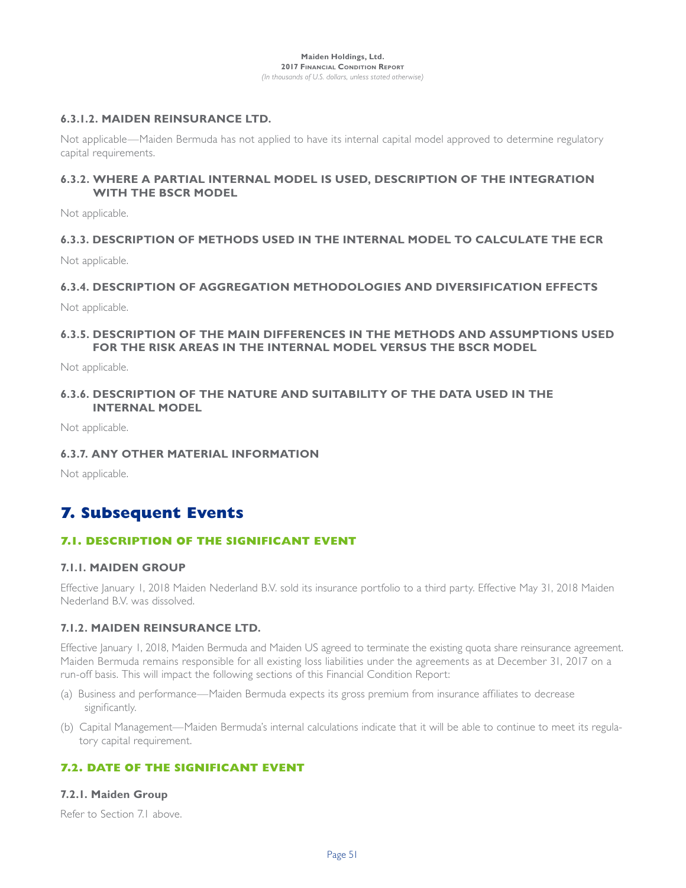#### 6.3.1.2. MAIDEN REINSURANCE LTD.

Not applicable—Maiden Bermuda has not applied to have its internal capital model approved to determine regulatory capital requirements.

### 6.3.2. WHERE A PARTIAL INTERNAL MODEL IS USED, DESCRIPTION OF THE INTEGRATION WITH THE BSCR MODEL

Not applicable.

### 6.3.3. DESCRIPTION OF METHODS USED IN THE INTERNAL MODEL TO CALCULATE THE ECR

Not applicable.

### 6.3.4. DESCRIPTION OF AGGREGATION METHODOLOGIES AND DIVERSIFICATION EFFECTS

Not applicable.

### 6.3.5. DESCRIPTION OF THE MAIN DIFFERENCES IN THE METHODS AND ASSUMPTIONS USED FOR THE RISK AREAS IN THE INTERNAL MODEL VERSUS THE BSCR MODEL

Not applicable.

### 6.3.6. DESCRIPTION OF THE NATURE AND SUITABILITY OF THE DATA USED IN THE INTERNAL MODEL

Not applicable.

### 6.3.7. ANY OTHER MATERIAL INFORMATION

Not applicable.

# 7. Subsequent Events

## 7.1. DESCRIPTION OF THE SIGNIFICANT EVENT

### 7.1.1. MAIDEN GROUP

Effective January 1, 2018 Maiden Nederland B.V. sold its insurance portfolio to a third party. Effective May 31, 2018 Maiden Nederland B.V. was dissolved.

### 7.1.2. MAIDEN REINSURANCE LTD.

Effective January 1, 2018, Maiden Bermuda and Maiden US agreed to terminate the existing quota share reinsurance agreement. Maiden Bermuda remains responsible for all existing loss liabilities under the agreements as at December 31, 2017 on a run-off basis. This will impact the following sections of this Financial Condition Report:

(a) Business and performance—Maiden Bermuda expects its gross premium from insurance affiliates to decrease significantly.

(b) Capital Management—Maiden Bermuda's internal calculations indicate that it will be able to continue to meet its regulatory capital requirement.

## 7.2. DATE OF THE SIGNIFICANT EVENT

### 7.2.1. Maiden Group

Refer to Section 7.1 above.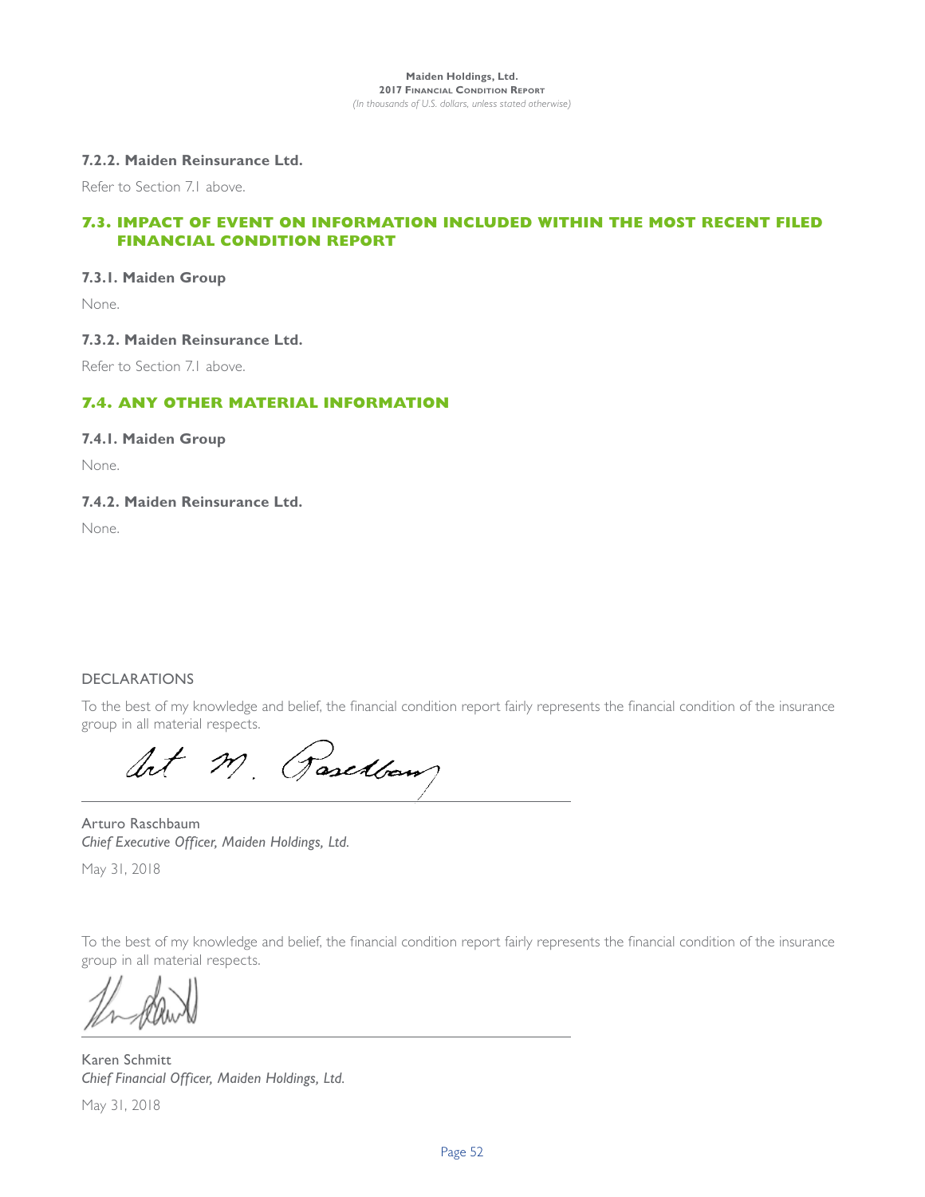#### 7.2.2. Maiden Reinsurance Ltd.

Refer to Section 7.1 above.

### 7.3. IMPACT OF EVENT ON INFORMATION INCLUDED WITHIN THE MOST RECENT FILED FINANCIAL CONDITION REPORT

#### 7.3.1. Maiden Group

None.

#### 7.3.2. Maiden Reinsurance Ltd.

Refer to Section 7.1 above.

### 7.4. ANY OTHER MATERIAL INFORMATION

#### 7.4.1. Maiden Group

None.

#### 7.4.2. Maiden Reinsurance Ltd.

None.

DECLARATIONS

To the best of my knowledge and belief, the financial condition report fairly represents the financial condition of the insurance group in all material respects.

Arturo Raschbaum
*Chief Executive Officer, Maiden Holdings, Ltd.*

May 31, 2018

To the best of my knowledge and belief, the financial condition report fairly represents the financial condition of the insurance group in all material respects.

Karen Schmitt
*Chief Financial Officer, Maiden Holdings, Ltd.*

May 31, 2018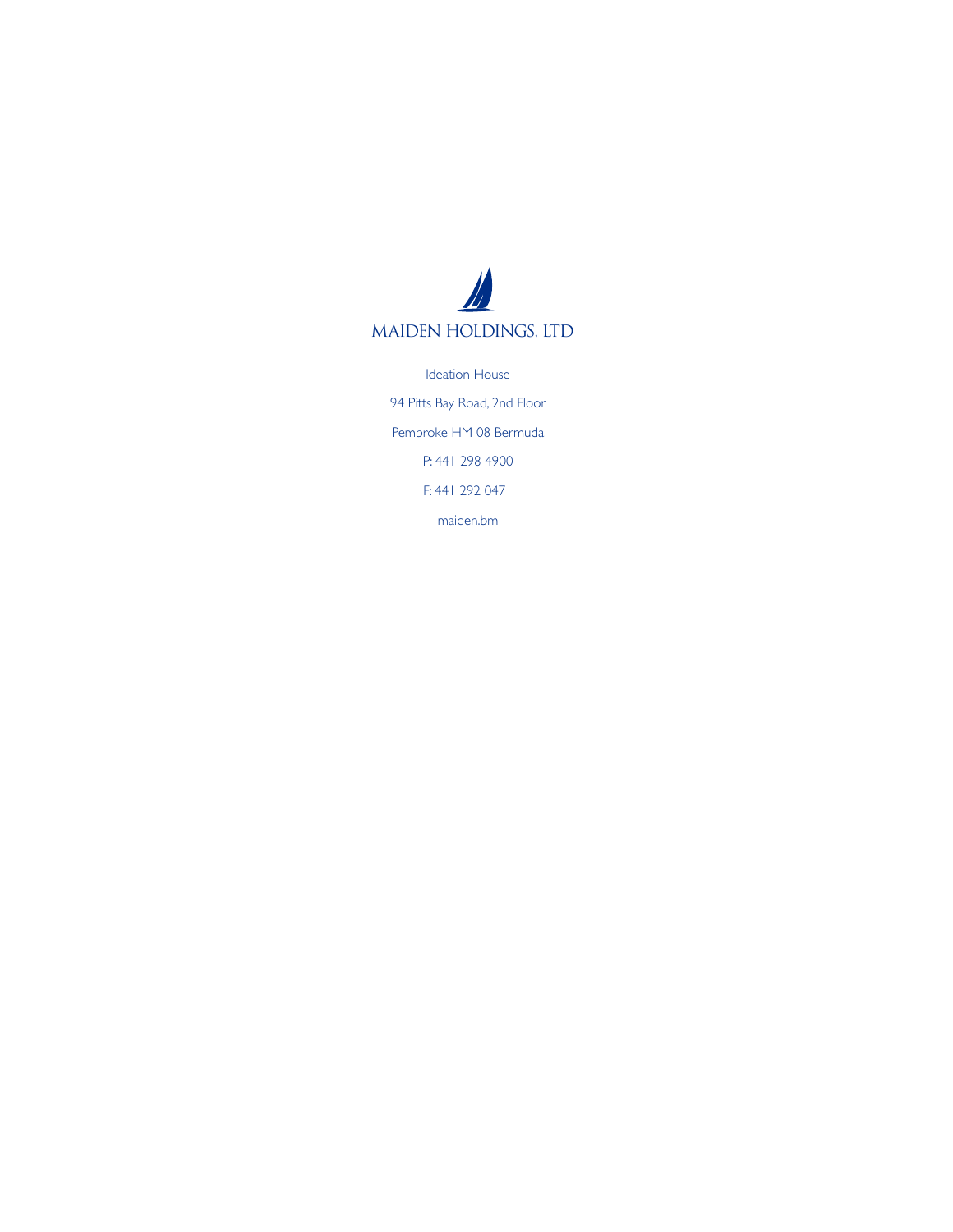MAIDEN HOLDINGS, LTD

Ideation House

94 Pitts Bay Road, 2nd Floor

Pembroke HM 08 Bermuda

P: 441 298 4900

F: 441 292 0471

maiden.bm